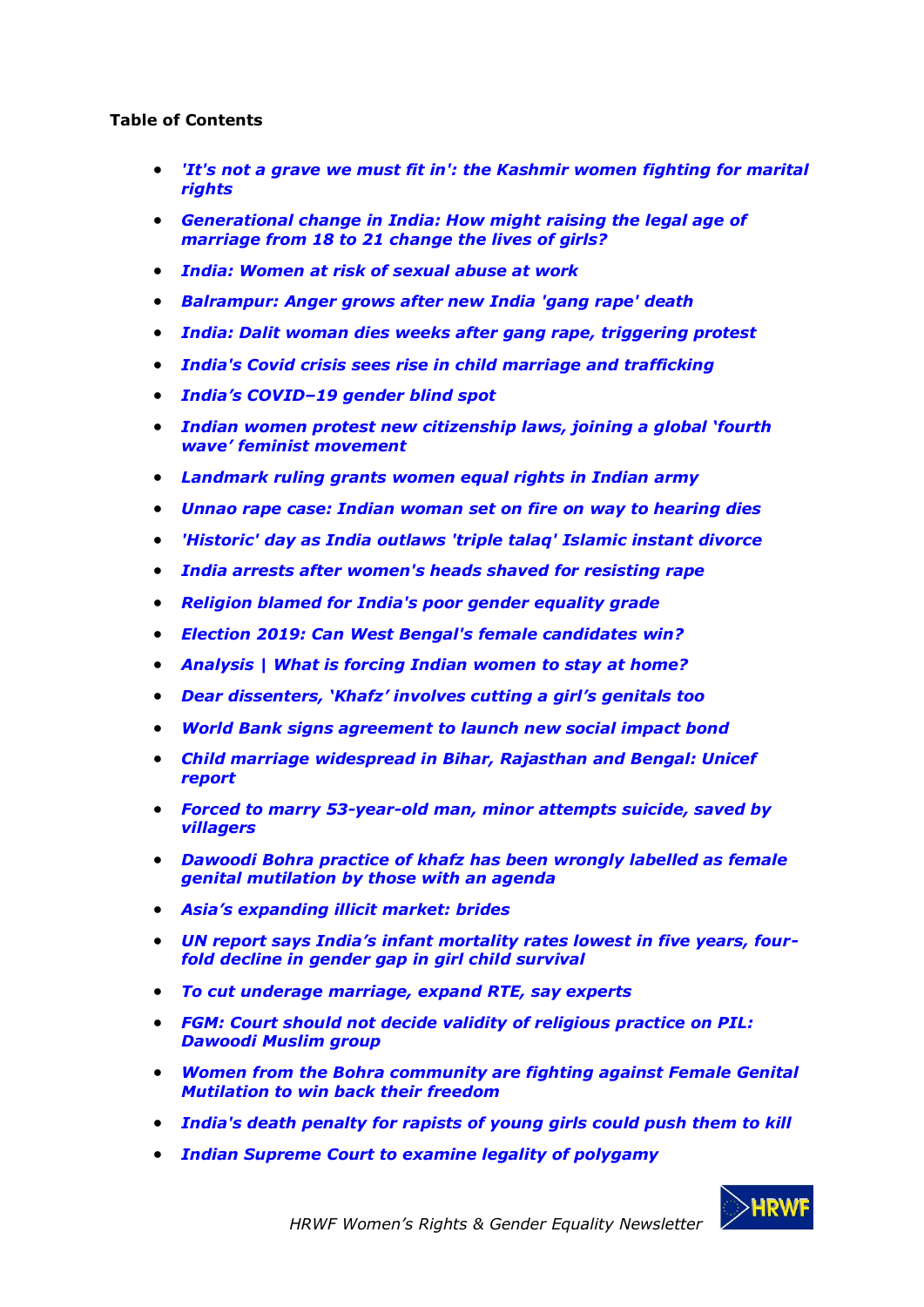**Table of Contents**

- *'It's not a grave we must fit in': the Kashmir women fighting for marital rights*
- *Generational change in India: How might raising the legal age of marriage from 18 to 21 change the lives of girls?*
- *India: Women at risk of sexual abuse at work*
- *Balrampur: Anger grows after new India 'gang rape' death*
- *India: Dalit woman dies weeks after gang rape, triggering protest*
- *India's Covid crisis sees rise in child marriage and trafficking*
- *India's COVID–19 gender blind spot*
- *Indian women protest new citizenship laws, joining a global 'fourth wave' feminist movement*
- *Landmark ruling grants women equal rights in Indian army*
- *Unnao rape case: Indian woman set on fire on way to hearing dies*
- *'Historic' day as India outlaws 'triple talaq' Islamic instant divorce*
- *India arrests after women's heads shaved for resisting rape*
- *Religion blamed for India's poor gender equality grade*
- *Election 2019: Can West Bengal's female candidates win?*
- *Analysis | What is forcing Indian women to stay at home?*
- *Dear dissenters, 'Khafz' involves cutting a girl's genitals too*
- *World Bank signs agreement to launch new social impact bond*
- *Child marriage widespread in Bihar, Rajasthan and Bengal: Unicef report*
- *Forced to marry 53-year-old man, minor attempts suicide, saved by villagers*
- *Dawoodi Bohra practice of khafz has been wrongly labelled as female genital mutilation by those with an agenda*
- *Asia's expanding illicit market: brides*
- *UN report says India's infant mortality rates lowest in five years, four-fold decline in gender gap in girl child survival*
- *To cut underage marriage, expand RTE, say experts*
- *FGM: Court should not decide validity of religious practice on PIL: Dawoodi Muslim group*
- *Women from the Bohra community are fighting against Female Genital Mutilation to win back their freedom*
- *India's death penalty for rapists of young girls could push them to kill*
- *Indian Supreme Court to examine legality of polygamy*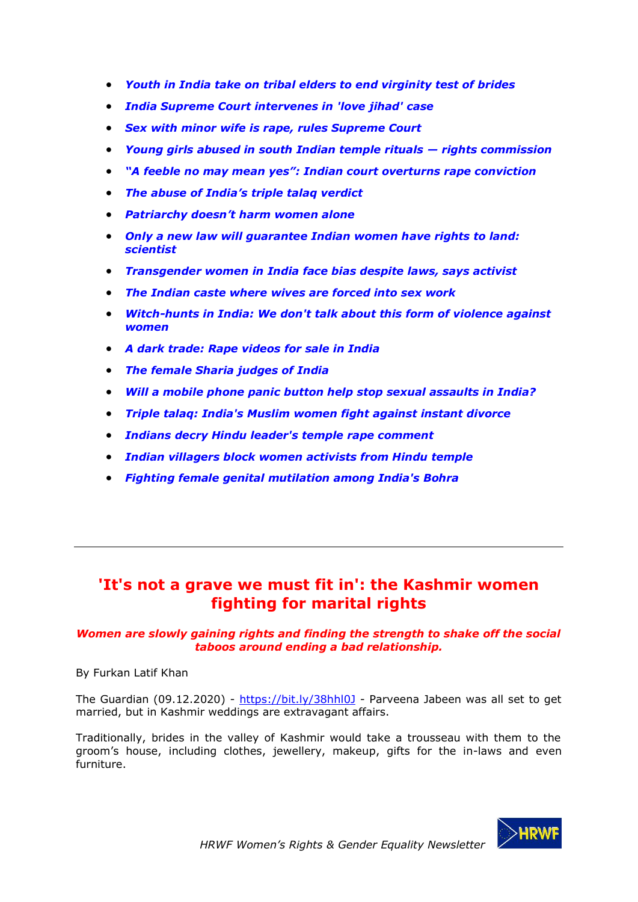- *Youth in India take on tribal elders to end virginity test of brides*
- *India Supreme Court intervenes in 'love jihad' case*
- *Sex with minor wife is rape, rules Supreme Court*
- *Young girls abused in south Indian temple rituals — rights commission*
- *"A feeble no may mean yes": Indian court overturns rape conviction*
- *The abuse of India's triple talaq verdict*
- *Patriarchy doesn't harm women alone*
- *Only a new law will guarantee Indian women have rights to land: scientist*
- *Transgender women in India face bias despite laws, says activist*
- *The Indian caste where wives are forced into sex work*
- *Witch-hunts in India: We don't talk about this form of violence against women*
- *A dark trade: Rape videos for sale in India*
- *The female Sharia judges of India*
- *Will a mobile phone panic button help stop sexual assaults in India?*
- *Triple talaq: India's Muslim women fight against instant divorce*
- *Indians decry Hindu leader's temple rape comment*
- *Indian villagers block women activists from Hindu temple*
- *Fighting female genital mutilation among India's Bohra*

---

## 'It's not a grave we must fit in': the Kashmir women fighting for marital rights

***Women are slowly gaining rights and finding the strength to shake off the social taboos around ending a bad relationship.***

By Furkan Latif Khan

The Guardian (09.12.2020) - https://bit.ly/38hhl0J - Parveena Jabeen was all set to get married, but in Kashmir weddings are extravagant affairs.

Traditionally, brides in the valley of Kashmir would take a trousseau with them to the groom's house, including clothes, jewellery, makeup, gifts for the in-laws and even furniture.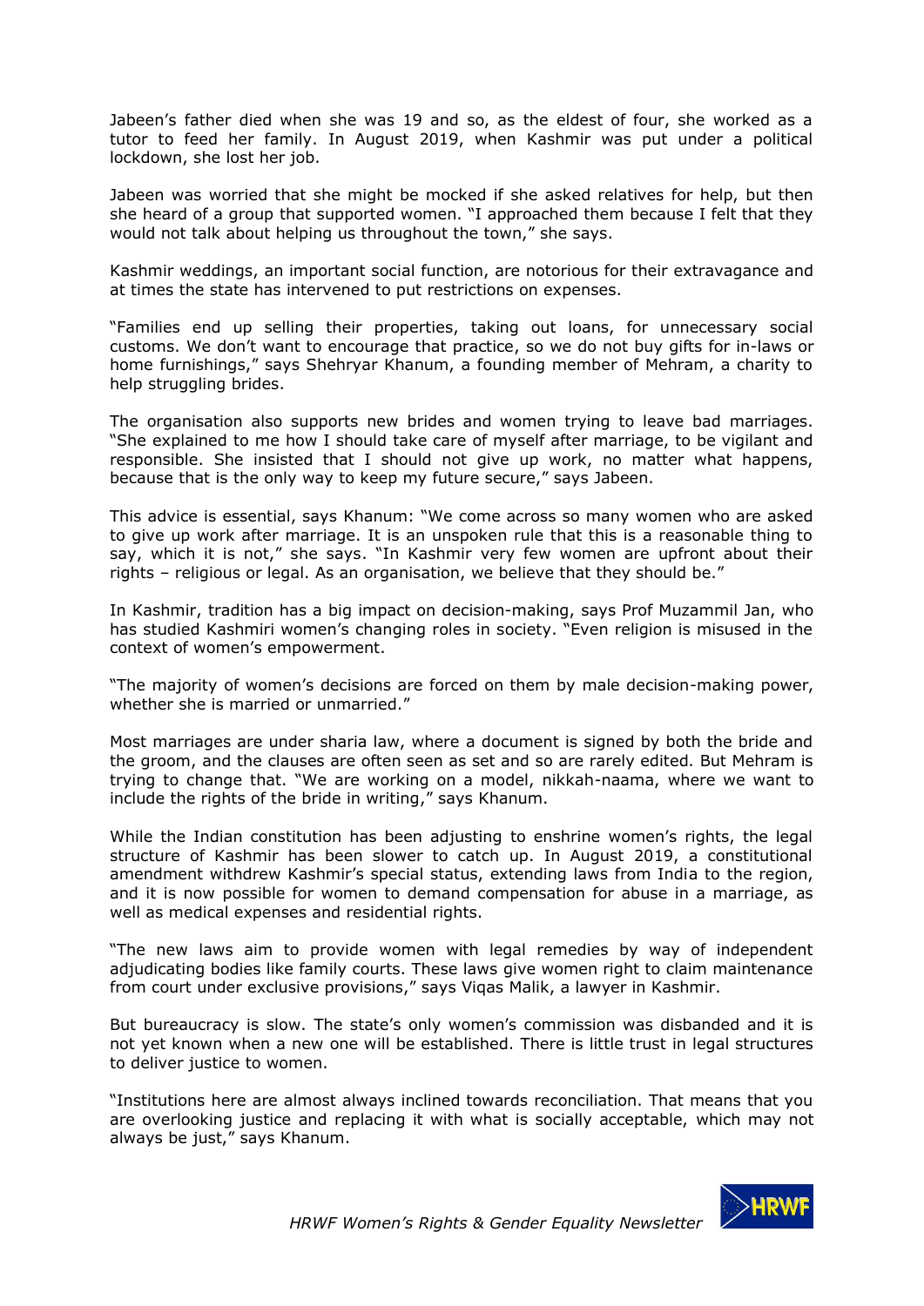Jabeen's father died when she was 19 and so, as the eldest of four, she worked as a tutor to feed her family. In August 2019, when Kashmir was put under a political lockdown, she lost her job.

Jabeen was worried that she might be mocked if she asked relatives for help, but then she heard of a group that supported women. "I approached them because I felt that they would not talk about helping us throughout the town," she says.

Kashmir weddings, an important social function, are notorious for their extravagance and at times the state has intervened to put restrictions on expenses.

"Families end up selling their properties, taking out loans, for unnecessary social customs. We don't want to encourage that practice, so we do not buy gifts for in-laws or home furnishings," says Shehryar Khanum, a founding member of Mehram, a charity to help struggling brides.

The organisation also supports new brides and women trying to leave bad marriages. "She explained to me how I should take care of myself after marriage, to be vigilant and responsible. She insisted that I should not give up work, no matter what happens, because that is the only way to keep my future secure," says Jabeen.

This advice is essential, says Khanum: "We come across so many women who are asked to give up work after marriage. It is an unspoken rule that this is a reasonable thing to say, which it is not," she says. "In Kashmir very few women are upfront about their rights – religious or legal. As an organisation, we believe that they should be."

In Kashmir, tradition has a big impact on decision-making, says Prof Muzammil Jan, who has studied Kashmiri women's changing roles in society. "Even religion is misused in the context of women's empowerment.

"The majority of women's decisions are forced on them by male decision-making power, whether she is married or unmarried."

Most marriages are under sharia law, where a document is signed by both the bride and the groom, and the clauses are often seen as set and so are rarely edited. But Mehram is trying to change that. "We are working on a model, nikkah-naama, where we want to include the rights of the bride in writing," says Khanum.

While the Indian constitution has been adjusting to enshrine women's rights, the legal structure of Kashmir has been slower to catch up. In August 2019, a constitutional amendment withdrew Kashmir's special status, extending laws from India to the region, and it is now possible for women to demand compensation for abuse in a marriage, as well as medical expenses and residential rights.

"The new laws aim to provide women with legal remedies by way of independent adjudicating bodies like family courts. These laws give women right to claim maintenance from court under exclusive provisions," says Viqas Malik, a lawyer in Kashmir.

But bureaucracy is slow. The state's only women's commission was disbanded and it is not yet known when a new one will be established. There is little trust in legal structures to deliver justice to women.

"Institutions here are almost always inclined towards reconciliation. That means that you are overlooking justice and replacing it with what is socially acceptable, which may not always be just," says Khanum.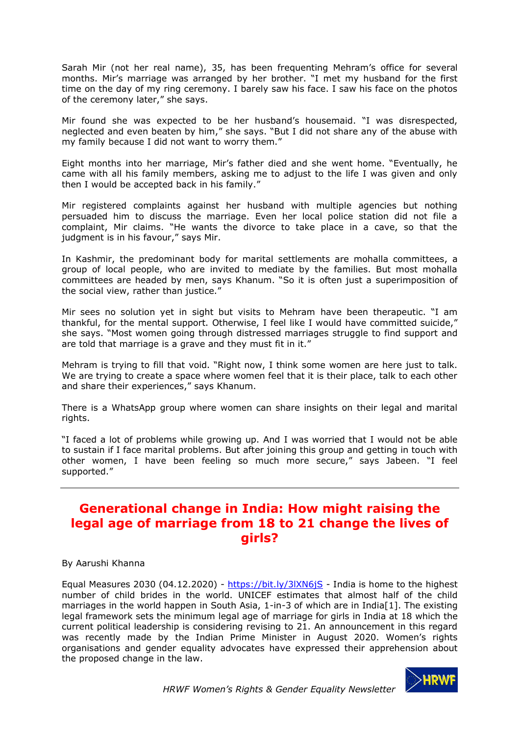Sarah Mir (not her real name), 35, has been frequenting Mehram's office for several months. Mir's marriage was arranged by her brother. "I met my husband for the first time on the day of my ring ceremony. I barely saw his face. I saw his face on the photos of the ceremony later," she says.

Mir found she was expected to be her husband's housemaid. "I was disrespected, neglected and even beaten by him," she says. "But I did not share any of the abuse with my family because I did not want to worry them."

Eight months into her marriage, Mir's father died and she went home. "Eventually, he came with all his family members, asking me to adjust to the life I was given and only then I would be accepted back in his family."

Mir registered complaints against her husband with multiple agencies but nothing persuaded him to discuss the marriage. Even her local police station did not file a complaint, Mir claims. "He wants the divorce to take place in a cave, so that the judgment is in his favour," says Mir.

In Kashmir, the predominant body for marital settlements are mohalla committees, a group of local people, who are invited to mediate by the families. But most mohalla committees are headed by men, says Khanum. "So it is often just a superimposition of the social view, rather than justice."

Mir sees no solution yet in sight but visits to Mehram have been therapeutic. "I am thankful, for the mental support. Otherwise, I feel like I would have committed suicide," she says. "Most women going through distressed marriages struggle to find support and are told that marriage is a grave and they must fit in it."

Mehram is trying to fill that void. "Right now, I think some women are here just to talk. We are trying to create a space where women feel that it is their place, talk to each other and share their experiences," says Khanum.

There is a WhatsApp group where women can share insights on their legal and marital rights.

"I faced a lot of problems while growing up. And I was worried that I would not be able to sustain if I face marital problems. But after joining this group and getting in touch with other women, I have been feeling so much more secure," says Jabeen. "I feel supported."

---

## Generational change in India: How might raising the legal age of marriage from 18 to 21 change the lives of girls?

By Aarushi Khanna

Equal Measures 2030 (04.12.2020) - https://bit.ly/3lXN6jS - India is home to the highest number of child brides in the world. UNICEF estimates that almost half of the child marriages in the world happen in South Asia, 1-in-3 of which are in India[1]. The existing legal framework sets the minimum legal age of marriage for girls in India at 18 which the current political leadership is considering revising to 21. An announcement in this regard was recently made by the Indian Prime Minister in August 2020. Women's rights organisations and gender equality advocates have expressed their apprehension about the proposed change in the law.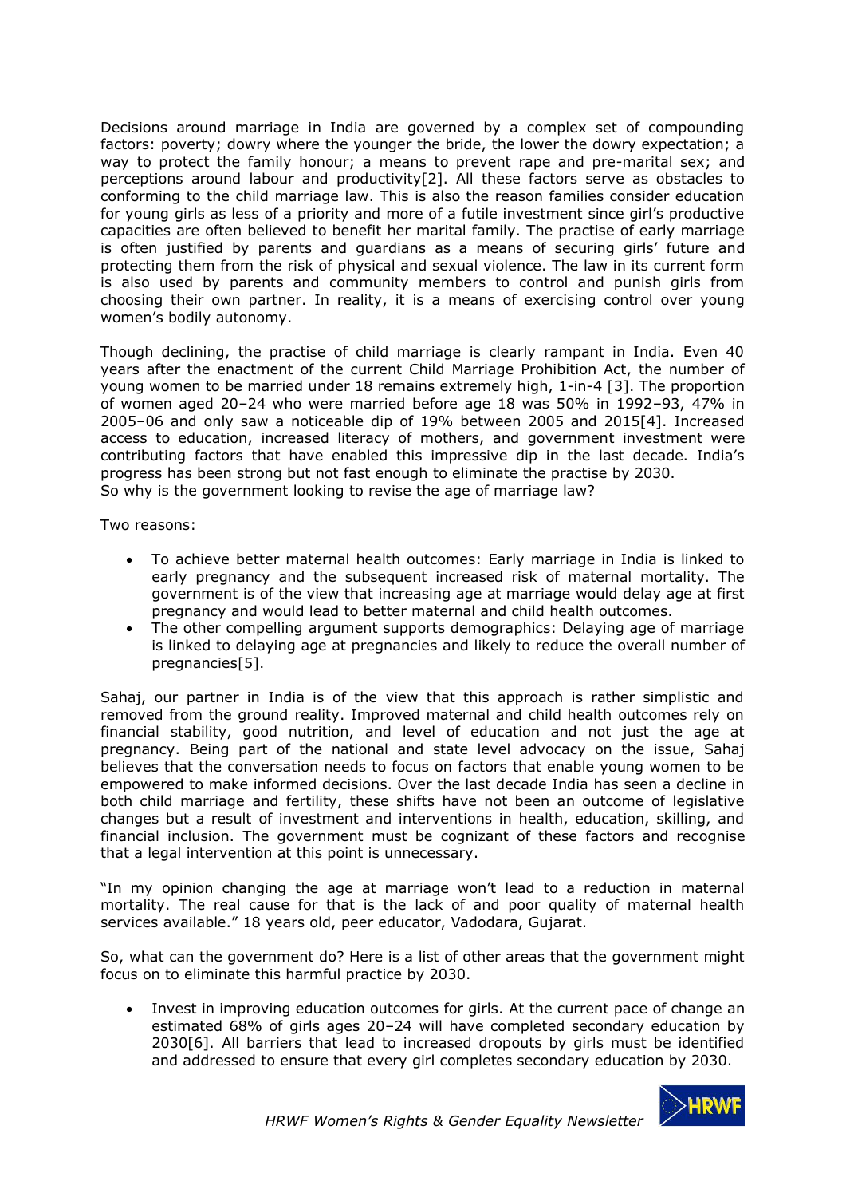Decisions around marriage in India are governed by a complex set of compounding factors: poverty; dowry where the younger the bride, the lower the dowry expectation; a way to protect the family honour; a means to prevent rape and pre-marital sex; and perceptions around labour and productivity[2]. All these factors serve as obstacles to conforming to the child marriage law. This is also the reason families consider education for young girls as less of a priority and more of a futile investment since girl's productive capacities are often believed to benefit her marital family. The practise of early marriage is often justified by parents and guardians as a means of securing girls' future and protecting them from the risk of physical and sexual violence. The law in its current form is also used by parents and community members to control and punish girls from choosing their own partner. In reality, it is a means of exercising control over young women's bodily autonomy.

Though declining, the practise of child marriage is clearly rampant in India. Even 40 years after the enactment of the current Child Marriage Prohibition Act, the number of young women to be married under 18 remains extremely high, 1-in-4 [3]. The proportion of women aged 20–24 who were married before age 18 was 50% in 1992–93, 47% in 2005–06 and only saw a noticeable dip of 19% between 2005 and 2015[4]. Increased access to education, increased literacy of mothers, and government investment were contributing factors that have enabled this impressive dip in the last decade. India's progress has been strong but not fast enough to eliminate the practise by 2030.
So why is the government looking to revise the age of marriage law?

Two reasons:

- To achieve better maternal health outcomes: Early marriage in India is linked to early pregnancy and the subsequent increased risk of maternal mortality. The government is of the view that increasing age at marriage would delay age at first pregnancy and would lead to better maternal and child health outcomes.
- The other compelling argument supports demographics: Delaying age of marriage is linked to delaying age at pregnancies and likely to reduce the overall number of pregnancies[5].

Sahaj, our partner in India is of the view that this approach is rather simplistic and removed from the ground reality. Improved maternal and child health outcomes rely on financial stability, good nutrition, and level of education and not just the age at pregnancy. Being part of the national and state level advocacy on the issue, Sahaj believes that the conversation needs to focus on factors that enable young women to be empowered to make informed decisions. Over the last decade India has seen a decline in both child marriage and fertility, these shifts have not been an outcome of legislative changes but a result of investment and interventions in health, education, skilling, and financial inclusion. The government must be cognizant of these factors and recognise that a legal intervention at this point is unnecessary.

"In my opinion changing the age at marriage won't lead to a reduction in maternal mortality. The real cause for that is the lack of and poor quality of maternal health services available." 18 years old, peer educator, Vadodara, Gujarat.

So, what can the government do? Here is a list of other areas that the government might focus on to eliminate this harmful practice by 2030.

- Invest in improving education outcomes for girls. At the current pace of change an estimated 68% of girls ages 20–24 will have completed secondary education by 2030[6]. All barriers that lead to increased dropouts by girls must be identified and addressed to ensure that every girl completes secondary education by 2030.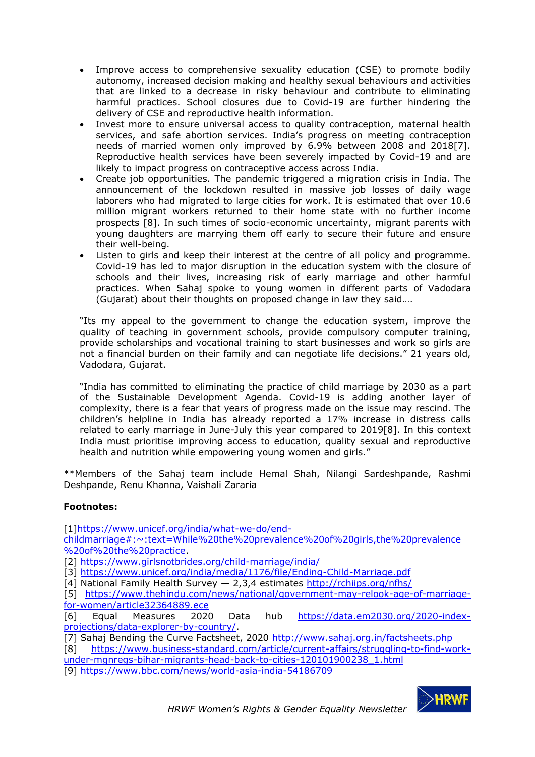- Improve access to comprehensive sexuality education (CSE) to promote bodily autonomy, increased decision making and healthy sexual behaviours and activities that are linked to a decrease in risky behaviour and contribute to eliminating harmful practices. School closures due to Covid-19 are further hindering the delivery of CSE and reproductive health information.
- Invest more to ensure universal access to quality contraception, maternal health services, and safe abortion services. India's progress on meeting contraception needs of married women only improved by 6.9% between 2008 and 2018[7]. Reproductive health services have been severely impacted by Covid-19 and are likely to impact progress on contraceptive access across India.
- Create job opportunities. The pandemic triggered a migration crisis in India. The announcement of the lockdown resulted in massive job losses of daily wage laborers who had migrated to large cities for work. It is estimated that over 10.6 million migrant workers returned to their home state with no further income prospects [8]. In such times of socio-economic uncertainty, migrant parents with young daughters are marrying them off early to secure their future and ensure their well-being.
- Listen to girls and keep their interest at the centre of all policy and programme. Covid-19 has led to major disruption in the education system with the closure of schools and their lives, increasing risk of early marriage and other harmful practices. When Sahaj spoke to young women in different parts of Vadodara (Gujarat) about their thoughts on proposed change in law they said….

"Its my appeal to the government to change the education system, improve the quality of teaching in government schools, provide compulsory computer training, provide scholarships and vocational training to start businesses and work so girls are not a financial burden on their family and can negotiate life decisions." 21 years old, Vadodara, Gujarat.

"India has committed to eliminating the practice of child marriage by 2030 as a part of the Sustainable Development Agenda. Covid-19 is adding another layer of complexity, there is a fear that years of progress made on the issue may rescind. The children's helpline in India has already reported a 17% increase in distress calls related to early marriage in June-July this year compared to 2019[8]. In this context India must prioritise improving access to education, quality sexual and reproductive health and nutrition while empowering young women and girls."

**Members of the Sahaj team include Hemal Shah, Nilangi Sardeshpande, Rashmi Deshpande, Renu Khanna, Vaishali Zararia

**Footnotes:**

[1]https://www.unicef.org/india/what-we-do/end-childmarriage#:~:text=While%20the%20prevalence%20of%20girls,the%20prevalence%20of%20the%20practice.

[2] https://www.girlsnotbrides.org/child-marriage/india/

[3] https://www.unicef.org/india/media/1176/file/Ending-Child-Marriage.pdf

[4] National Family Health Survey — 2,3,4 estimates http://rchiips.org/nfhs/

[5] https://www.thehindu.com/news/national/government-may-relook-age-of-marriage-for-women/article32364889.ece

[6] Equal Measures 2020 Data hub https://data.em2030.org/2020-index-projections/data-explorer-by-country/.

[7] Sahaj Bending the Curve Factsheet, 2020 http://www.sahaj.org.in/factsheets.php

[8] https://www.business-standard.com/article/current-affairs/struggling-to-find-work-under-mgnregs-bihar-migrants-head-back-to-cities-120101900238_1.html

[9] https://www.bbc.com/news/world-asia-india-54186709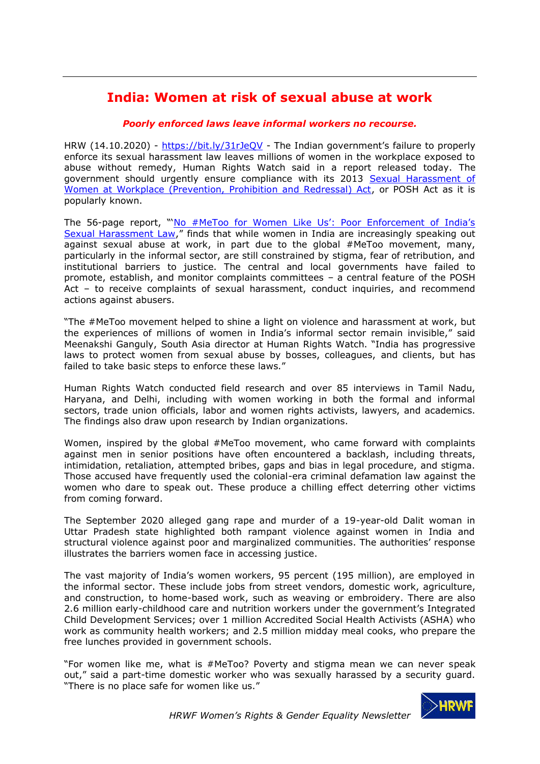# India: Women at risk of sexual abuse at work

***Poorly enforced laws leave informal workers no recourse.***

HRW (14.10.2020) - https://bit.ly/31rJeQV - The Indian government's failure to properly enforce its sexual harassment law leaves millions of women in the workplace exposed to abuse without remedy, Human Rights Watch said in a report released today. The government should urgently ensure compliance with its 2013 Sexual Harassment of Women at Workplace (Prevention, Prohibition and Redressal) Act, or POSH Act as it is popularly known.

The 56-page report, "'No #MeToo for Women Like Us': Poor Enforcement of India's Sexual Harassment Law," finds that while women in India are increasingly speaking out against sexual abuse at work, in part due to the global #MeToo movement, many, particularly in the informal sector, are still constrained by stigma, fear of retribution, and institutional barriers to justice. The central and local governments have failed to promote, establish, and monitor complaints committees – a central feature of the POSH Act – to receive complaints of sexual harassment, conduct inquiries, and recommend actions against abusers.

"The #MeToo movement helped to shine a light on violence and harassment at work, but the experiences of millions of women in India's informal sector remain invisible," said Meenakshi Ganguly, South Asia director at Human Rights Watch. "India has progressive laws to protect women from sexual abuse by bosses, colleagues, and clients, but has failed to take basic steps to enforce these laws."

Human Rights Watch conducted field research and over 85 interviews in Tamil Nadu, Haryana, and Delhi, including with women working in both the formal and informal sectors, trade union officials, labor and women rights activists, lawyers, and academics. The findings also draw upon research by Indian organizations.

Women, inspired by the global #MeToo movement, who came forward with complaints against men in senior positions have often encountered a backlash, including threats, intimidation, retaliation, attempted bribes, gaps and bias in legal procedure, and stigma. Those accused have frequently used the colonial-era criminal defamation law against the women who dare to speak out. These produce a chilling effect deterring other victims from coming forward.

The September 2020 alleged gang rape and murder of a 19-year-old Dalit woman in Uttar Pradesh state highlighted both rampant violence against women in India and structural violence against poor and marginalized communities. The authorities' response illustrates the barriers women face in accessing justice.

The vast majority of India's women workers, 95 percent (195 million), are employed in the informal sector. These include jobs from street vendors, domestic work, agriculture, and construction, to home-based work, such as weaving or embroidery. There are also 2.6 million early-childhood care and nutrition workers under the government's Integrated Child Development Services; over 1 million Accredited Social Health Activists (ASHA) who work as community health workers; and 2.5 million midday meal cooks, who prepare the free lunches provided in government schools.

"For women like me, what is #MeToo? Poverty and stigma mean we can never speak out," said a part-time domestic worker who was sexually harassed by a security guard. "There is no place safe for women like us."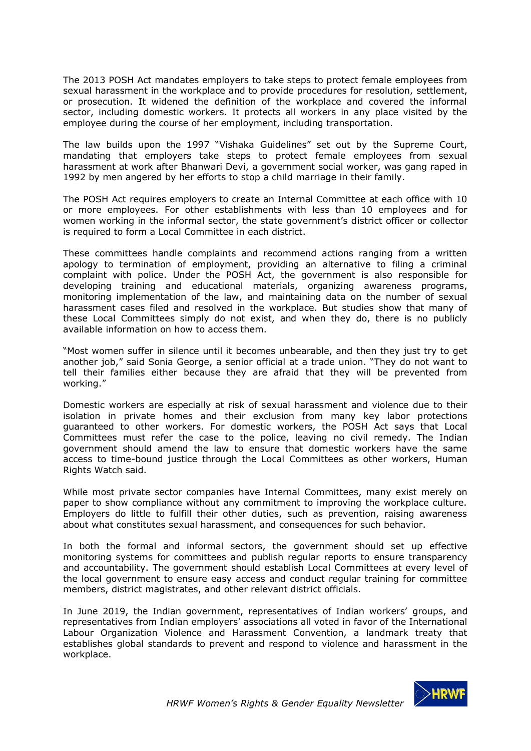The 2013 POSH Act mandates employers to take steps to protect female employees from sexual harassment in the workplace and to provide procedures for resolution, settlement, or prosecution. It widened the definition of the workplace and covered the informal sector, including domestic workers. It protects all workers in any place visited by the employee during the course of her employment, including transportation.

The law builds upon the 1997 "Vishaka Guidelines" set out by the Supreme Court, mandating that employers take steps to protect female employees from sexual harassment at work after Bhanwari Devi, a government social worker, was gang raped in 1992 by men angered by her efforts to stop a child marriage in their family.

The POSH Act requires employers to create an Internal Committee at each office with 10 or more employees. For other establishments with less than 10 employees and for women working in the informal sector, the state government's district officer or collector is required to form a Local Committee in each district.

These committees handle complaints and recommend actions ranging from a written apology to termination of employment, providing an alternative to filing a criminal complaint with police. Under the POSH Act, the government is also responsible for developing training and educational materials, organizing awareness programs, monitoring implementation of the law, and maintaining data on the number of sexual harassment cases filed and resolved in the workplace. But studies show that many of these Local Committees simply do not exist, and when they do, there is no publicly available information on how to access them.

"Most women suffer in silence until it becomes unbearable, and then they just try to get another job," said Sonia George, a senior official at a trade union. "They do not want to tell their families either because they are afraid that they will be prevented from working."

Domestic workers are especially at risk of sexual harassment and violence due to their isolation in private homes and their exclusion from many key labor protections guaranteed to other workers. For domestic workers, the POSH Act says that Local Committees must refer the case to the police, leaving no civil remedy. The Indian government should amend the law to ensure that domestic workers have the same access to time-bound justice through the Local Committees as other workers, Human Rights Watch said.

While most private sector companies have Internal Committees, many exist merely on paper to show compliance without any commitment to improving the workplace culture. Employers do little to fulfill their other duties, such as prevention, raising awareness about what constitutes sexual harassment, and consequences for such behavior.

In both the formal and informal sectors, the government should set up effective monitoring systems for committees and publish regular reports to ensure transparency and accountability. The government should establish Local Committees at every level of the local government to ensure easy access and conduct regular training for committee members, district magistrates, and other relevant district officials.

In June 2019, the Indian government, representatives of Indian workers' groups, and representatives from Indian employers' associations all voted in favor of the International Labour Organization Violence and Harassment Convention, a landmark treaty that establishes global standards to prevent and respond to violence and harassment in the workplace.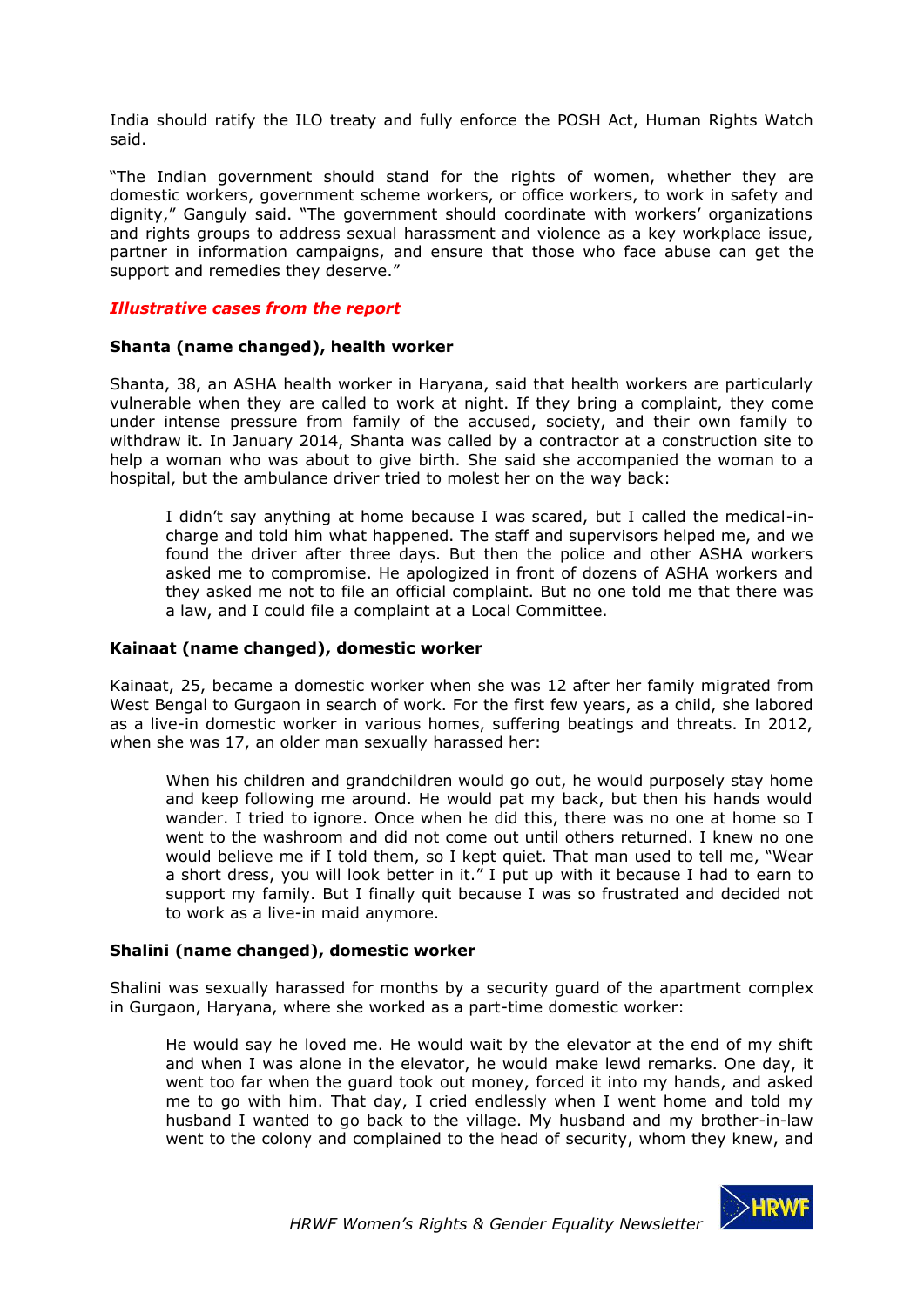India should ratify the ILO treaty and fully enforce the POSH Act, Human Rights Watch said.

"The Indian government should stand for the rights of women, whether they are domestic workers, government scheme workers, or office workers, to work in safety and dignity," Ganguly said. "The government should coordinate with workers' organizations and rights groups to address sexual harassment and violence as a key workplace issue, partner in information campaigns, and ensure that those who face abuse can get the support and remedies they deserve."

***Illustrative cases from the report***

**Shanta (name changed), health worker**

Shanta, 38, an ASHA health worker in Haryana, said that health workers are particularly vulnerable when they are called to work at night. If they bring a complaint, they come under intense pressure from family of the accused, society, and their own family to withdraw it. In January 2014, Shanta was called by a contractor at a construction site to help a woman who was about to give birth. She said she accompanied the woman to a hospital, but the ambulance driver tried to molest her on the way back:

> I didn't say anything at home because I was scared, but I called the medical-in-charge and told him what happened. The staff and supervisors helped me, and we found the driver after three days. But then the police and other ASHA workers asked me to compromise. He apologized in front of dozens of ASHA workers and they asked me not to file an official complaint. But no one told me that there was a law, and I could file a complaint at a Local Committee.

**Kainaat (name changed), domestic worker**

Kainaat, 25, became a domestic worker when she was 12 after her family migrated from West Bengal to Gurgaon in search of work. For the first few years, as a child, she labored as a live-in domestic worker in various homes, suffering beatings and threats. In 2012, when she was 17, an older man sexually harassed her:

> When his children and grandchildren would go out, he would purposely stay home and keep following me around. He would pat my back, but then his hands would wander. I tried to ignore. Once when he did this, there was no one at home so I went to the washroom and did not come out until others returned. I knew no one would believe me if I told them, so I kept quiet. That man used to tell me, "Wear a short dress, you will look better in it." I put up with it because I had to earn to support my family. But I finally quit because I was so frustrated and decided not to work as a live-in maid anymore.

**Shalini (name changed), domestic worker**

Shalini was sexually harassed for months by a security guard of the apartment complex in Gurgaon, Haryana, where she worked as a part-time domestic worker:

> He would say he loved me. He would wait by the elevator at the end of my shift and when I was alone in the elevator, he would make lewd remarks. One day, it went too far when the guard took out money, forced it into my hands, and asked me to go with him. That day, I cried endlessly when I went home and told my husband I wanted to go back to the village. My husband and my brother-in-law went to the colony and complained to the head of security, whom they knew, and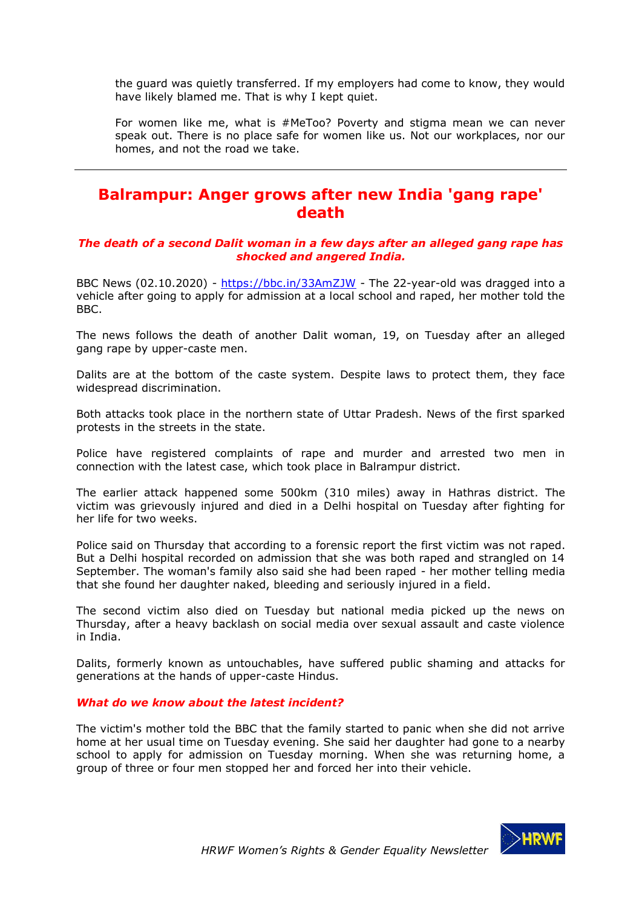the guard was quietly transferred. If my employers had come to know, they would have likely blamed me. That is why I kept quiet.

For women like me, what is #MeToo? Poverty and stigma mean we can never speak out. There is no place safe for women like us. Not our workplaces, nor our homes, and not the road we take.

---

## Balrampur: Anger grows after new India 'gang rape' death

***The death of a second Dalit woman in a few days after an alleged gang rape has shocked and angered India.***

BBC News (02.10.2020) - https://bbc.in/33AmZJW - The 22-year-old was dragged into a vehicle after going to apply for admission at a local school and raped, her mother told the BBC.

The news follows the death of another Dalit woman, 19, on Tuesday after an alleged gang rape by upper-caste men.

Dalits are at the bottom of the caste system. Despite laws to protect them, they face widespread discrimination.

Both attacks took place in the northern state of Uttar Pradesh. News of the first sparked protests in the streets in the state.

Police have registered complaints of rape and murder and arrested two men in connection with the latest case, which took place in Balrampur district.

The earlier attack happened some 500km (310 miles) away in Hathras district. The victim was grievously injured and died in a Delhi hospital on Tuesday after fighting for her life for two weeks.

Police said on Thursday that according to a forensic report the first victim was not raped. But a Delhi hospital recorded on admission that she was both raped and strangled on 14 September. The woman's family also said she had been raped - her mother telling media that she found her daughter naked, bleeding and seriously injured in a field.

The second victim also died on Tuesday but national media picked up the news on Thursday, after a heavy backlash on social media over sexual assault and caste violence in India.

Dalits, formerly known as untouchables, have suffered public shaming and attacks for generations at the hands of upper-caste Hindus.

***What do we know about the latest incident?***

The victim's mother told the BBC that the family started to panic when she did not arrive home at her usual time on Tuesday evening. She said her daughter had gone to a nearby school to apply for admission on Tuesday morning. When she was returning home, a group of three or four men stopped her and forced her into their vehicle.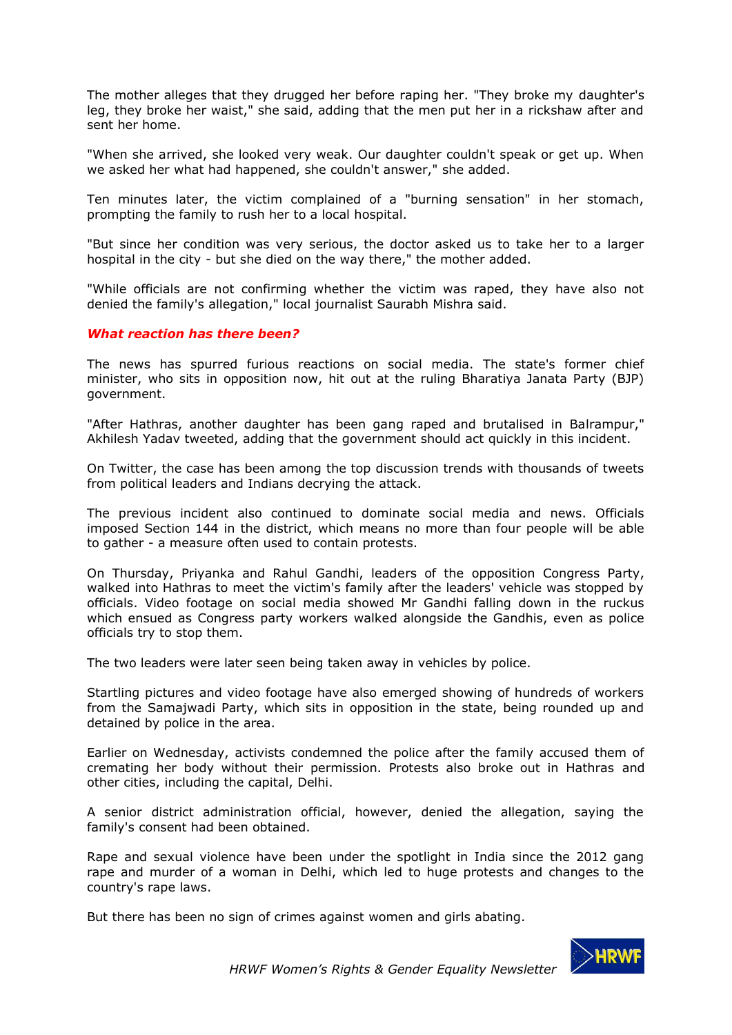The mother alleges that they drugged her before raping her. "They broke my daughter's leg, they broke her waist," she said, adding that the men put her in a rickshaw after and sent her home.

"When she arrived, she looked very weak. Our daughter couldn't speak or get up. When we asked her what had happened, she couldn't answer," she added.

Ten minutes later, the victim complained of a "burning sensation" in her stomach, prompting the family to rush her to a local hospital.

"But since her condition was very serious, the doctor asked us to take her to a larger hospital in the city - but she died on the way there," the mother added.

"While officials are not confirming whether the victim was raped, they have also not denied the family's allegation," local journalist Saurabh Mishra said.

***What reaction has there been?***

The news has spurred furious reactions on social media. The state's former chief minister, who sits in opposition now, hit out at the ruling Bharatiya Janata Party (BJP) government.

"After Hathras, another daughter has been gang raped and brutalised in Balrampur," Akhilesh Yadav tweeted, adding that the government should act quickly in this incident.

On Twitter, the case has been among the top discussion trends with thousands of tweets from political leaders and Indians decrying the attack.

The previous incident also continued to dominate social media and news. Officials imposed Section 144 in the district, which means no more than four people will be able to gather - a measure often used to contain protests.

On Thursday, Priyanka and Rahul Gandhi, leaders of the opposition Congress Party, walked into Hathras to meet the victim's family after the leaders' vehicle was stopped by officials. Video footage on social media showed Mr Gandhi falling down in the ruckus which ensued as Congress party workers walked alongside the Gandhis, even as police officials try to stop them.

The two leaders were later seen being taken away in vehicles by police.

Startling pictures and video footage have also emerged showing of hundreds of workers from the Samajwadi Party, which sits in opposition in the state, being rounded up and detained by police in the area.

Earlier on Wednesday, activists condemned the police after the family accused them of cremating her body without their permission. Protests also broke out in Hathras and other cities, including the capital, Delhi.

A senior district administration official, however, denied the allegation, saying the family's consent had been obtained.

Rape and sexual violence have been under the spotlight in India since the 2012 gang rape and murder of a woman in Delhi, which led to huge protests and changes to the country's rape laws.

But there has been no sign of crimes against women and girls abating.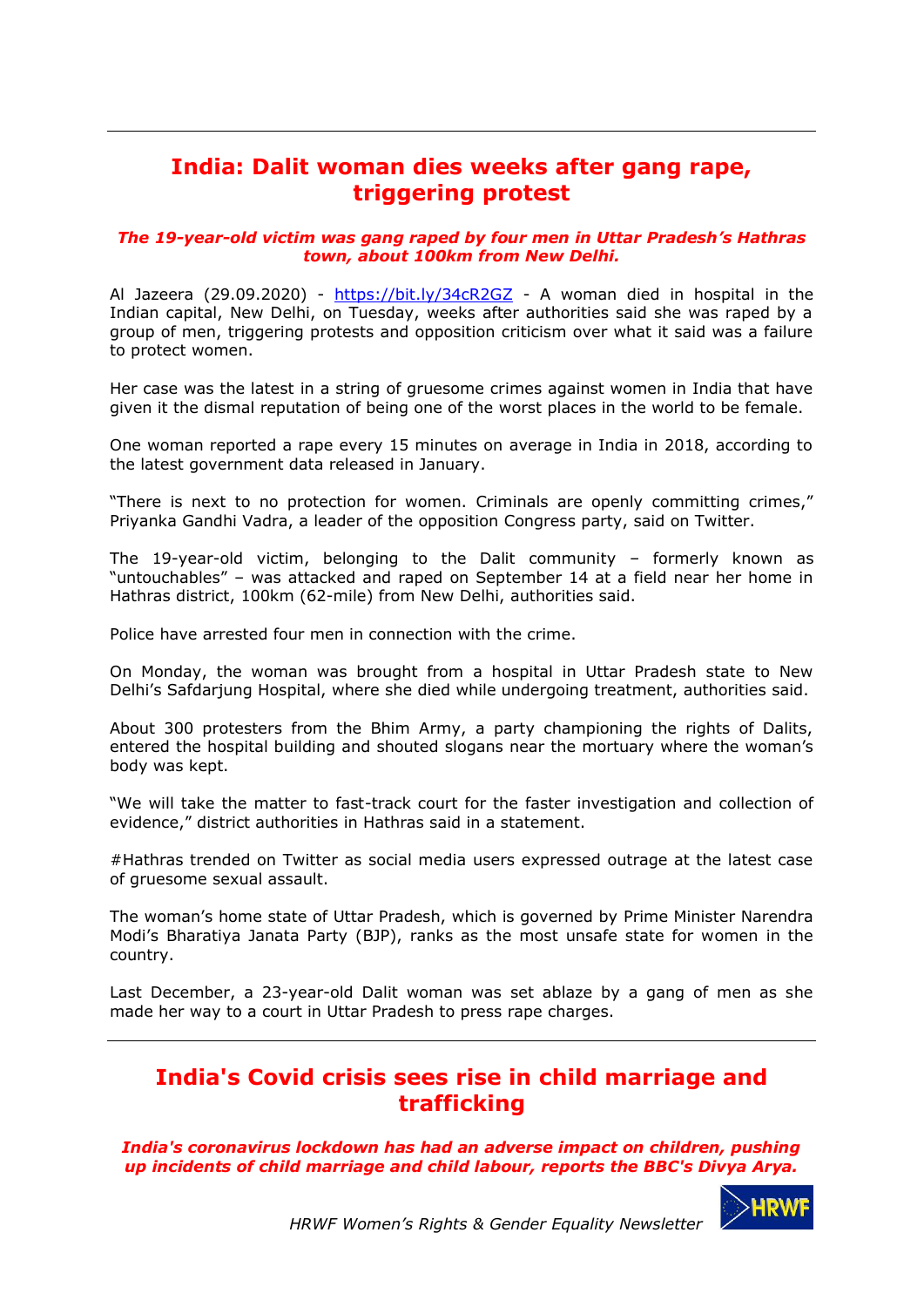## India: Dalit woman dies weeks after gang rape, triggering protest

***The 19-year-old victim was gang raped by four men in Uttar Pradesh's Hathras town, about 100km from New Delhi.***

Al Jazeera (29.09.2020) - https://bit.ly/34cR2GZ - A woman died in hospital in the Indian capital, New Delhi, on Tuesday, weeks after authorities said she was raped by a group of men, triggering protests and opposition criticism over what it said was a failure to protect women.

Her case was the latest in a string of gruesome crimes against women in India that have given it the dismal reputation of being one of the worst places in the world to be female.

One woman reported a rape every 15 minutes on average in India in 2018, according to the latest government data released in January.

"There is next to no protection for women. Criminals are openly committing crimes," Priyanka Gandhi Vadra, a leader of the opposition Congress party, said on Twitter.

The 19-year-old victim, belonging to the Dalit community – formerly known as "untouchables" – was attacked and raped on September 14 at a field near her home in Hathras district, 100km (62-mile) from New Delhi, authorities said.

Police have arrested four men in connection with the crime.

On Monday, the woman was brought from a hospital in Uttar Pradesh state to New Delhi's Safdarjung Hospital, where she died while undergoing treatment, authorities said.

About 300 protesters from the Bhim Army, a party championing the rights of Dalits, entered the hospital building and shouted slogans near the mortuary where the woman's body was kept.

"We will take the matter to fast-track court for the faster investigation and collection of evidence," district authorities in Hathras said in a statement.

#Hathras trended on Twitter as social media users expressed outrage at the latest case of gruesome sexual assault.

The woman's home state of Uttar Pradesh, which is governed by Prime Minister Narendra Modi's Bharatiya Janata Party (BJP), ranks as the most unsafe state for women in the country.

Last December, a 23-year-old Dalit woman was set ablaze by a gang of men as she made her way to a court in Uttar Pradesh to press rape charges.

## India's Covid crisis sees rise in child marriage and trafficking

***India's coronavirus lockdown has had an adverse impact on children, pushing up incidents of child marriage and child labour, reports the BBC's Divya Arya.***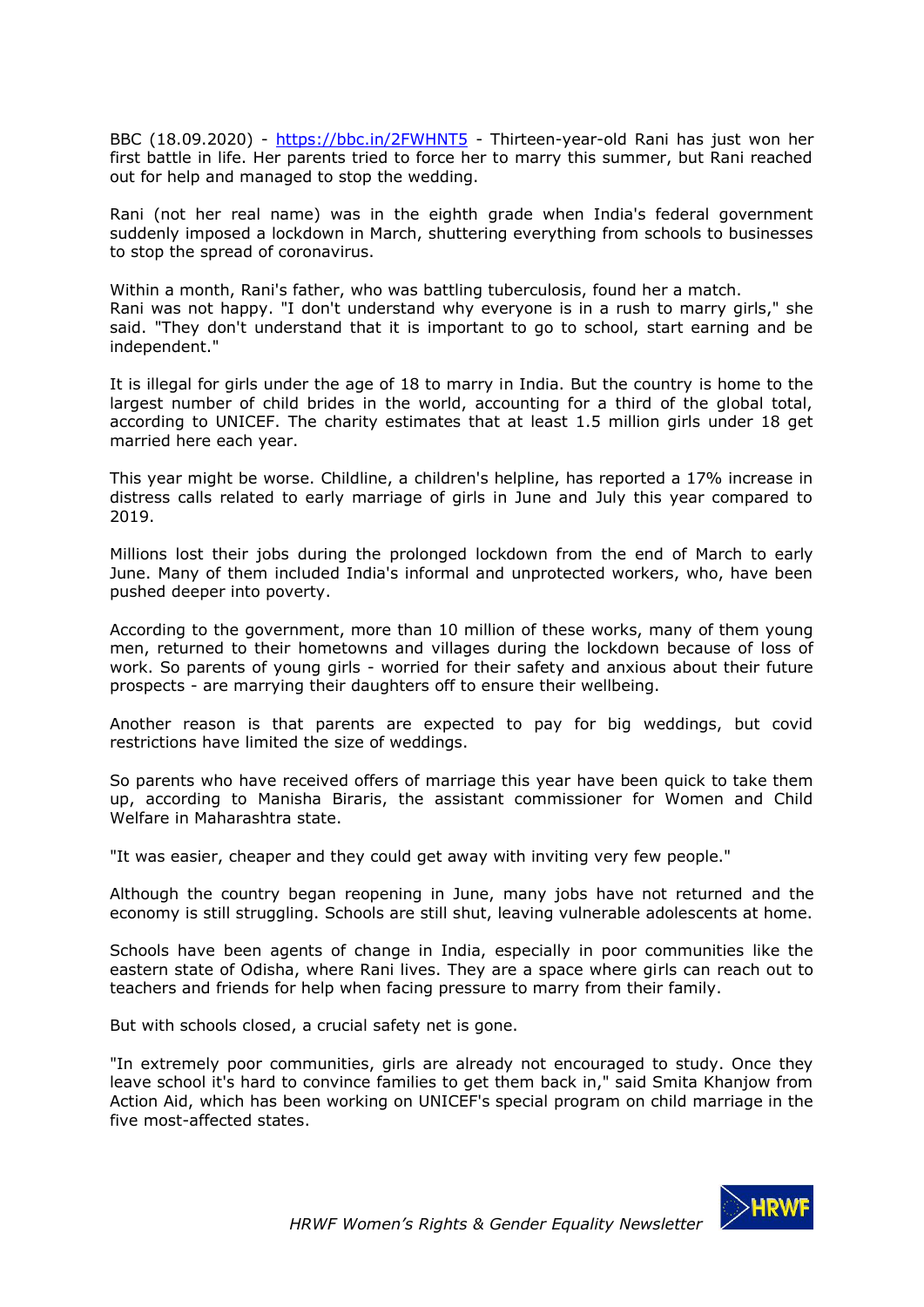BBC (18.09.2020) - https://bbc.in/2FWHNT5 - Thirteen-year-old Rani has just won her first battle in life. Her parents tried to force her to marry this summer, but Rani reached out for help and managed to stop the wedding.

Rani (not her real name) was in the eighth grade when India's federal government suddenly imposed a lockdown in March, shuttering everything from schools to businesses to stop the spread of coronavirus.

Within a month, Rani's father, who was battling tuberculosis, found her a match. Rani was not happy. "I don't understand why everyone is in a rush to marry girls," she said. "They don't understand that it is important to go to school, start earning and be independent."

It is illegal for girls under the age of 18 to marry in India. But the country is home to the largest number of child brides in the world, accounting for a third of the global total, according to UNICEF. The charity estimates that at least 1.5 million girls under 18 get married here each year.

This year might be worse. Childline, a children's helpline, has reported a 17% increase in distress calls related to early marriage of girls in June and July this year compared to 2019.

Millions lost their jobs during the prolonged lockdown from the end of March to early June. Many of them included India's informal and unprotected workers, who, have been pushed deeper into poverty.

According to the government, more than 10 million of these works, many of them young men, returned to their hometowns and villages during the lockdown because of loss of work. So parents of young girls - worried for their safety and anxious about their future prospects - are marrying their daughters off to ensure their wellbeing.

Another reason is that parents are expected to pay for big weddings, but covid restrictions have limited the size of weddings.

So parents who have received offers of marriage this year have been quick to take them up, according to Manisha Biraris, the assistant commissioner for Women and Child Welfare in Maharashtra state.

"It was easier, cheaper and they could get away with inviting very few people."

Although the country began reopening in June, many jobs have not returned and the economy is still struggling. Schools are still shut, leaving vulnerable adolescents at home.

Schools have been agents of change in India, especially in poor communities like the eastern state of Odisha, where Rani lives. They are a space where girls can reach out to teachers and friends for help when facing pressure to marry from their family.

But with schools closed, a crucial safety net is gone.

"In extremely poor communities, girls are already not encouraged to study. Once they leave school it's hard to convince families to get them back in," said Smita Khanjow from Action Aid, which has been working on UNICEF's special program on child marriage in the five most-affected states.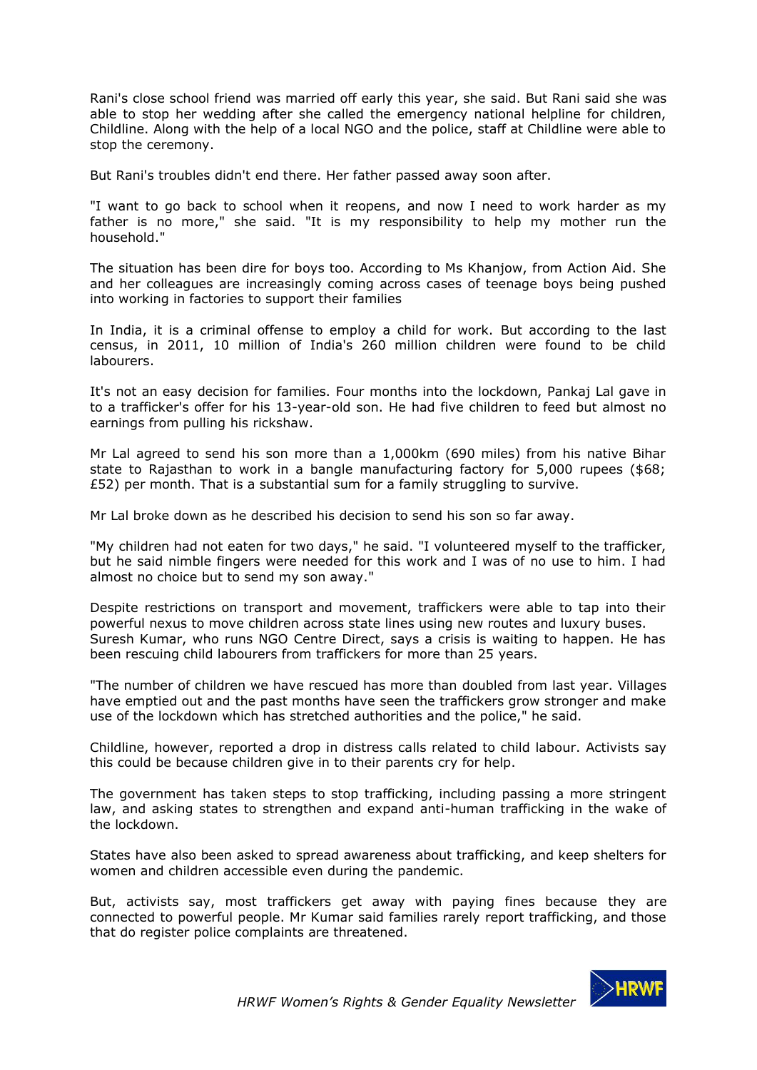Rani's close school friend was married off early this year, she said. But Rani said she was able to stop her wedding after she called the emergency national helpline for children, Childline. Along with the help of a local NGO and the police, staff at Childline were able to stop the ceremony.

But Rani's troubles didn't end there. Her father passed away soon after.

"I want to go back to school when it reopens, and now I need to work harder as my father is no more," she said. "It is my responsibility to help my mother run the household."

The situation has been dire for boys too. According to Ms Khanjow, from Action Aid. She and her colleagues are increasingly coming across cases of teenage boys being pushed into working in factories to support their families

In India, it is a criminal offense to employ a child for work. But according to the last census, in 2011, 10 million of India's 260 million children were found to be child labourers.

It's not an easy decision for families. Four months into the lockdown, Pankaj Lal gave in to a trafficker's offer for his 13-year-old son. He had five children to feed but almost no earnings from pulling his rickshaw.

Mr Lal agreed to send his son more than a 1,000km (690 miles) from his native Bihar state to Rajasthan to work in a bangle manufacturing factory for 5,000 rupees ($68; £52) per month. That is a substantial sum for a family struggling to survive.

Mr Lal broke down as he described his decision to send his son so far away.

"My children had not eaten for two days," he said. "I volunteered myself to the trafficker, but he said nimble fingers were needed for this work and I was of no use to him. I had almost no choice but to send my son away."

Despite restrictions on transport and movement, traffickers were able to tap into their powerful nexus to move children across state lines using new routes and luxury buses. Suresh Kumar, who runs NGO Centre Direct, says a crisis is waiting to happen. He has been rescuing child labourers from traffickers for more than 25 years.

"The number of children we have rescued has more than doubled from last year. Villages have emptied out and the past months have seen the traffickers grow stronger and make use of the lockdown which has stretched authorities and the police," he said.

Childline, however, reported a drop in distress calls related to child labour. Activists say this could be because children give in to their parents cry for help.

The government has taken steps to stop trafficking, including passing a more stringent law, and asking states to strengthen and expand anti-human trafficking in the wake of the lockdown.

States have also been asked to spread awareness about trafficking, and keep shelters for women and children accessible even during the pandemic.

But, activists say, most traffickers get away with paying fines because they are connected to powerful people. Mr Kumar said families rarely report trafficking, and those that do register police complaints are threatened.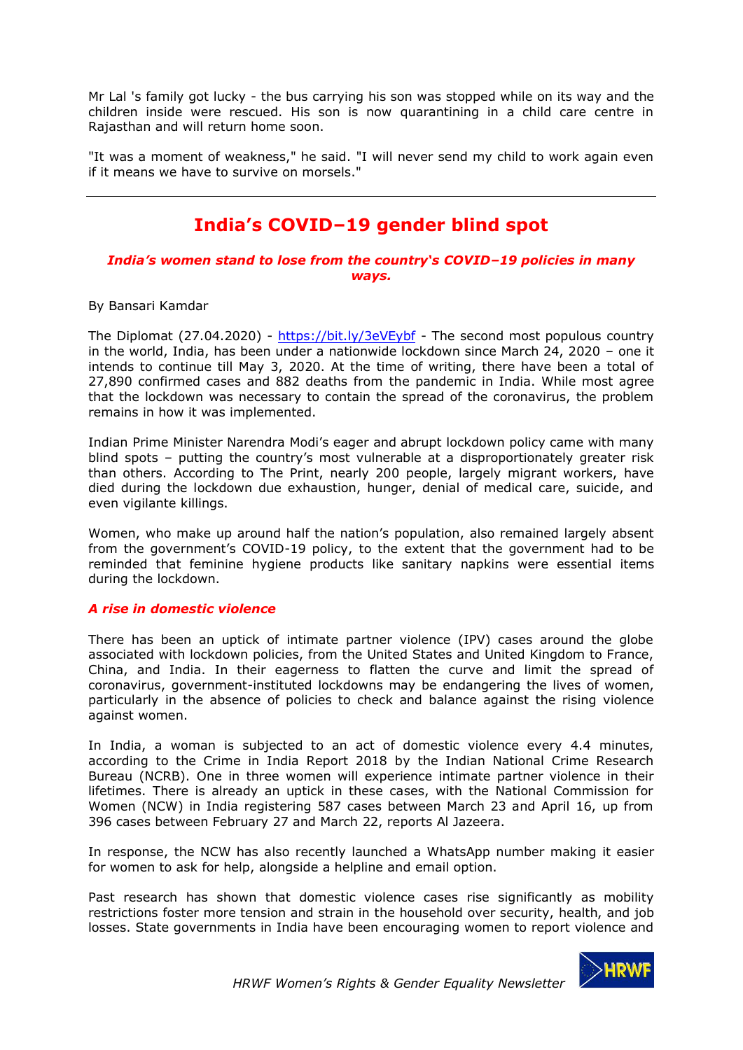Mr Lal 's family got lucky - the bus carrying his son was stopped while on its way and the children inside were rescued. His son is now quarantining in a child care centre in Rajasthan and will return home soon.

"It was a moment of weakness," he said. "I will never send my child to work again even if it means we have to survive on morsels."

---

## India's COVID–19 gender blind spot

***India's women stand to lose from the country's COVID–19 policies in many ways.***

By Bansari Kamdar

The Diplomat (27.04.2020) - https://bit.ly/3eVEybf - The second most populous country in the world, India, has been under a nationwide lockdown since March 24, 2020 – one it intends to continue till May 3, 2020. At the time of writing, there have been a total of 27,890 confirmed cases and 882 deaths from the pandemic in India. While most agree that the lockdown was necessary to contain the spread of the coronavirus, the problem remains in how it was implemented.

Indian Prime Minister Narendra Modi's eager and abrupt lockdown policy came with many blind spots – putting the country's most vulnerable at a disproportionately greater risk than others. According to The Print, nearly 200 people, largely migrant workers, have died during the lockdown due exhaustion, hunger, denial of medical care, suicide, and even vigilante killings.

Women, who make up around half the nation's population, also remained largely absent from the government's COVID-19 policy, to the extent that the government had to be reminded that feminine hygiene products like sanitary napkins were essential items during the lockdown.

***A rise in domestic violence***

There has been an uptick of intimate partner violence (IPV) cases around the globe associated with lockdown policies, from the United States and United Kingdom to France, China, and India. In their eagerness to flatten the curve and limit the spread of coronavirus, government-instituted lockdowns may be endangering the lives of women, particularly in the absence of policies to check and balance against the rising violence against women.

In India, a woman is subjected to an act of domestic violence every 4.4 minutes, according to the Crime in India Report 2018 by the Indian National Crime Research Bureau (NCRB). One in three women will experience intimate partner violence in their lifetimes. There is already an uptick in these cases, with the National Commission for Women (NCW) in India registering 587 cases between March 23 and April 16, up from 396 cases between February 27 and March 22, reports Al Jazeera.

In response, the NCW has also recently launched a WhatsApp number making it easier for women to ask for help, alongside a helpline and email option.

Past research has shown that domestic violence cases rise significantly as mobility restrictions foster more tension and strain in the household over security, health, and job losses. State governments in India have been encouraging women to report violence and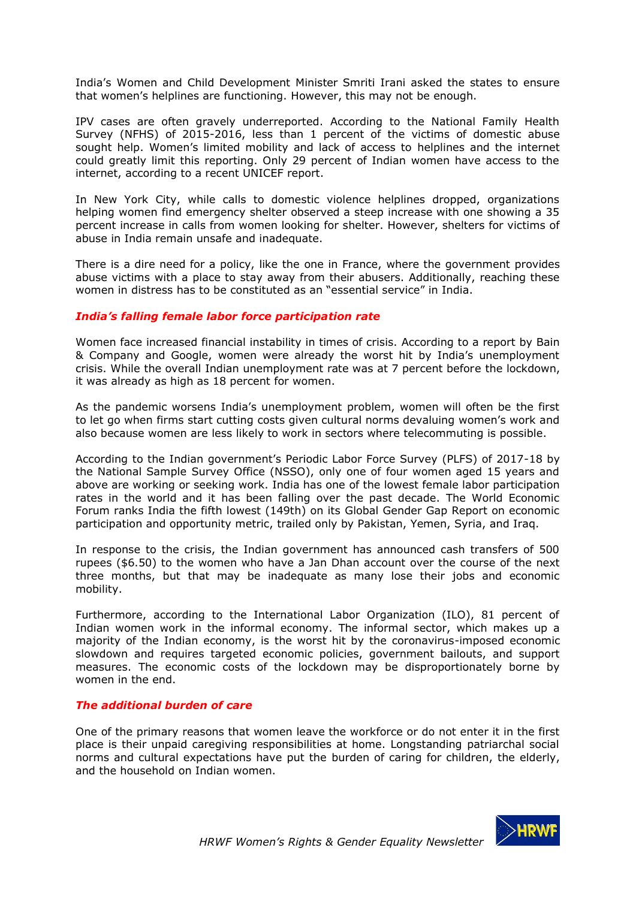India's Women and Child Development Minister Smriti Irani asked the states to ensure that women's helplines are functioning. However, this may not be enough.

IPV cases are often gravely underreported. According to the National Family Health Survey (NFHS) of 2015-2016, less than 1 percent of the victims of domestic abuse sought help. Women's limited mobility and lack of access to helplines and the internet could greatly limit this reporting. Only 29 percent of Indian women have access to the internet, according to a recent UNICEF report.

In New York City, while calls to domestic violence helplines dropped, organizations helping women find emergency shelter observed a steep increase with one showing a 35 percent increase in calls from women looking for shelter. However, shelters for victims of abuse in India remain unsafe and inadequate.

There is a dire need for a policy, like the one in France, where the government provides abuse victims with a place to stay away from their abusers. Additionally, reaching these women in distress has to be constituted as an "essential service" in India.

### *India's falling female labor force participation rate*

Women face increased financial instability in times of crisis. According to a report by Bain & Company and Google, women were already the worst hit by India's unemployment crisis. While the overall Indian unemployment rate was at 7 percent before the lockdown, it was already as high as 18 percent for women.

As the pandemic worsens India's unemployment problem, women will often be the first to let go when firms start cutting costs given cultural norms devaluing women's work and also because women are less likely to work in sectors where telecommuting is possible.

According to the Indian government's Periodic Labor Force Survey (PLFS) of 2017-18 by the National Sample Survey Office (NSSO), only one of four women aged 15 years and above are working or seeking work. India has one of the lowest female labor participation rates in the world and it has been falling over the past decade. The World Economic Forum ranks India the fifth lowest (149th) on its Global Gender Gap Report on economic participation and opportunity metric, trailed only by Pakistan, Yemen, Syria, and Iraq.

In response to the crisis, the Indian government has announced cash transfers of 500 rupees ($6.50) to the women who have a Jan Dhan account over the course of the next three months, but that may be inadequate as many lose their jobs and economic mobility.

Furthermore, according to the International Labor Organization (ILO), 81 percent of Indian women work in the informal economy. The informal sector, which makes up a majority of the Indian economy, is the worst hit by the coronavirus-imposed economic slowdown and requires targeted economic policies, government bailouts, and support measures. The economic costs of the lockdown may be disproportionately borne by women in the end.

### *The additional burden of care*

One of the primary reasons that women leave the workforce or do not enter it in the first place is their unpaid caregiving responsibilities at home. Longstanding patriarchal social norms and cultural expectations have put the burden of caring for children, the elderly, and the household on Indian women.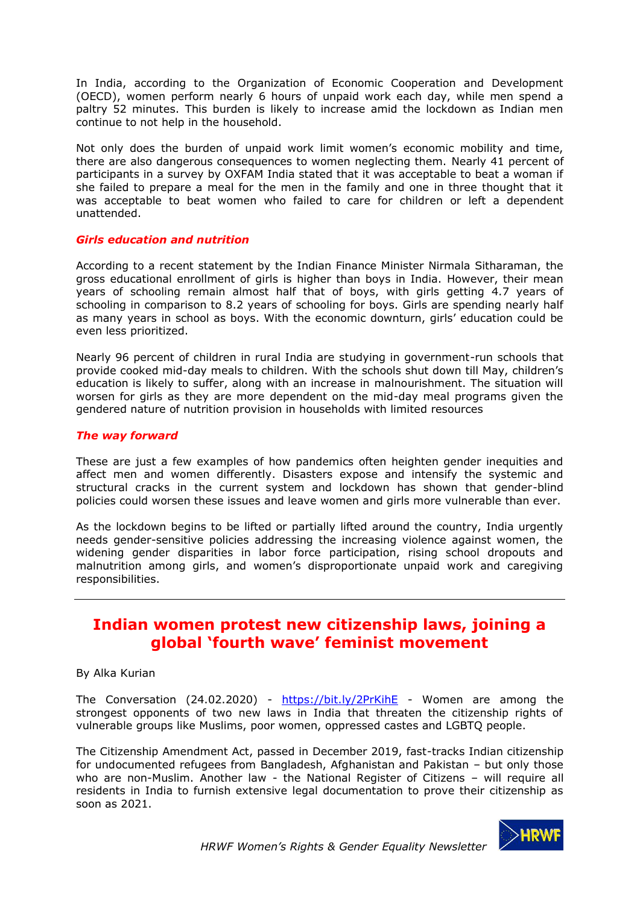In India, according to the Organization of Economic Cooperation and Development (OECD), women perform nearly 6 hours of unpaid work each day, while men spend a paltry 52 minutes. This burden is likely to increase amid the lockdown as Indian men continue to not help in the household.

Not only does the burden of unpaid work limit women's economic mobility and time, there are also dangerous consequences to women neglecting them. Nearly 41 percent of participants in a survey by OXFAM India stated that it was acceptable to beat a woman if she failed to prepare a meal for the men in the family and one in three thought that it was acceptable to beat women who failed to care for children or left a dependent unattended.

### *Girls education and nutrition*

According to a recent statement by the Indian Finance Minister Nirmala Sitharaman, the gross educational enrollment of girls is higher than boys in India. However, their mean years of schooling remain almost half that of boys, with girls getting 4.7 years of schooling in comparison to 8.2 years of schooling for boys. Girls are spending nearly half as many years in school as boys. With the economic downturn, girls' education could be even less prioritized.

Nearly 96 percent of children in rural India are studying in government-run schools that provide cooked mid-day meals to children. With the schools shut down till May, children's education is likely to suffer, along with an increase in malnourishment. The situation will worsen for girls as they are more dependent on the mid-day meal programs given the gendered nature of nutrition provision in households with limited resources

### *The way forward*

These are just a few examples of how pandemics often heighten gender inequities and affect men and women differently. Disasters expose and intensify the systemic and structural cracks in the current system and lockdown has shown that gender-blind policies could worsen these issues and leave women and girls more vulnerable than ever.

As the lockdown begins to be lifted or partially lifted around the country, India urgently needs gender-sensitive policies addressing the increasing violence against women, the widening gender disparities in labor force participation, rising school dropouts and malnutrition among girls, and women's disproportionate unpaid work and caregiving responsibilities.

---

## Indian women protest new citizenship laws, joining a global 'fourth wave' feminist movement

By Alka Kurian

The Conversation (24.02.2020) - https://bit.ly/2PrKihE - Women are among the strongest opponents of two new laws in India that threaten the citizenship rights of vulnerable groups like Muslims, poor women, oppressed castes and LGBTQ people.

The Citizenship Amendment Act, passed in December 2019, fast-tracks Indian citizenship for undocumented refugees from Bangladesh, Afghanistan and Pakistan – but only those who are non-Muslim. Another law - the National Register of Citizens – will require all residents in India to furnish extensive legal documentation to prove their citizenship as soon as 2021.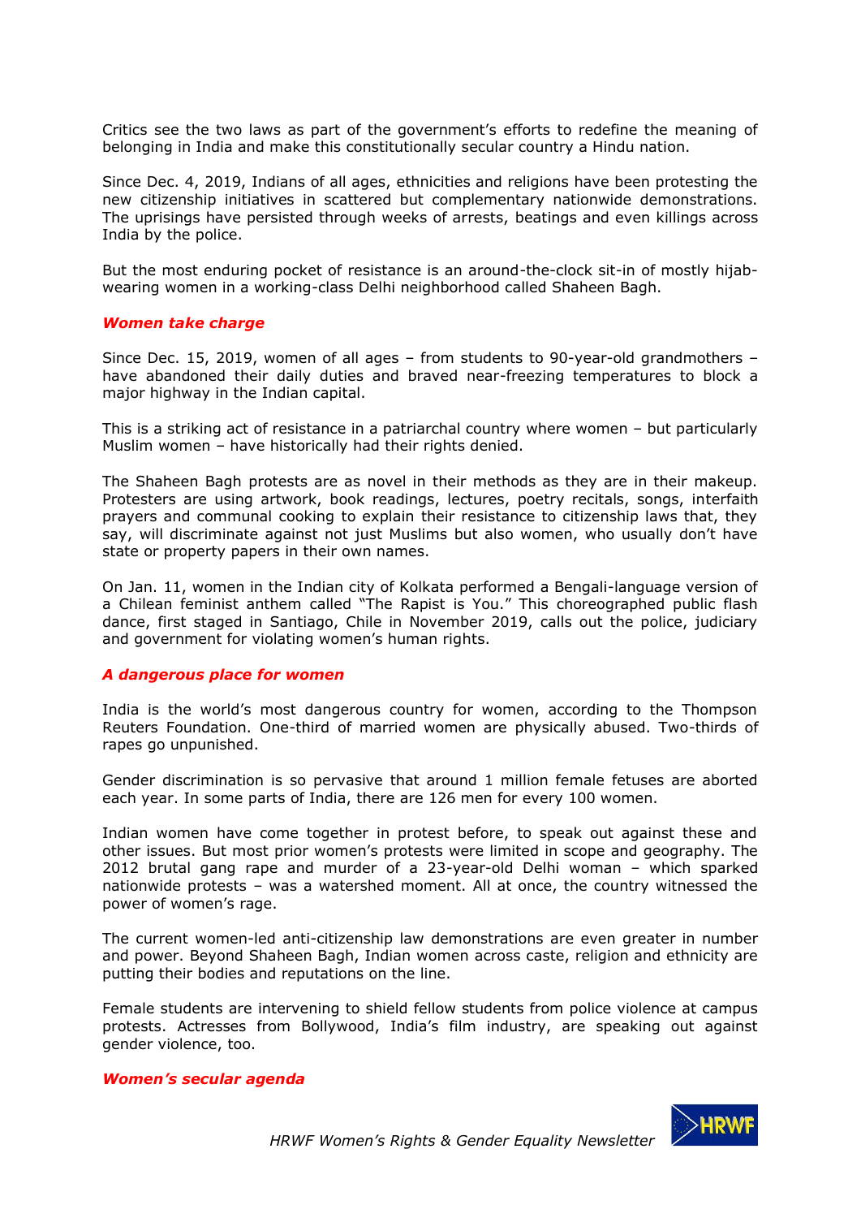Critics see the two laws as part of the government's efforts to redefine the meaning of belonging in India and make this constitutionally secular country a Hindu nation.

Since Dec. 4, 2019, Indians of all ages, ethnicities and religions have been protesting the new citizenship initiatives in scattered but complementary nationwide demonstrations. The uprisings have persisted through weeks of arrests, beatings and even killings across India by the police.

But the most enduring pocket of resistance is an around-the-clock sit-in of mostly hijab-wearing women in a working-class Delhi neighborhood called Shaheen Bagh.

### *Women take charge*

Since Dec. 15, 2019, women of all ages – from students to 90-year-old grandmothers – have abandoned their daily duties and braved near-freezing temperatures to block a major highway in the Indian capital.

This is a striking act of resistance in a patriarchal country where women – but particularly Muslim women – have historically had their rights denied.

The Shaheen Bagh protests are as novel in their methods as they are in their makeup. Protesters are using artwork, book readings, lectures, poetry recitals, songs, interfaith prayers and communal cooking to explain their resistance to citizenship laws that, they say, will discriminate against not just Muslims but also women, who usually don't have state or property papers in their own names.

On Jan. 11, women in the Indian city of Kolkata performed a Bengali-language version of a Chilean feminist anthem called "The Rapist is You." This choreographed public flash dance, first staged in Santiago, Chile in November 2019, calls out the police, judiciary and government for violating women's human rights.

### *A dangerous place for women*

India is the world's most dangerous country for women, according to the Thompson Reuters Foundation. One-third of married women are physically abused. Two-thirds of rapes go unpunished.

Gender discrimination is so pervasive that around 1 million female fetuses are aborted each year. In some parts of India, there are 126 men for every 100 women.

Indian women have come together in protest before, to speak out against these and other issues. But most prior women's protests were limited in scope and geography. The 2012 brutal gang rape and murder of a 23-year-old Delhi woman – which sparked nationwide protests – was a watershed moment. All at once, the country witnessed the power of women's rage.

The current women-led anti-citizenship law demonstrations are even greater in number and power. Beyond Shaheen Bagh, Indian women across caste, religion and ethnicity are putting their bodies and reputations on the line.

Female students are intervening to shield fellow students from police violence at campus protests. Actresses from Bollywood, India's film industry, are speaking out against gender violence, too.

### *Women's secular agenda*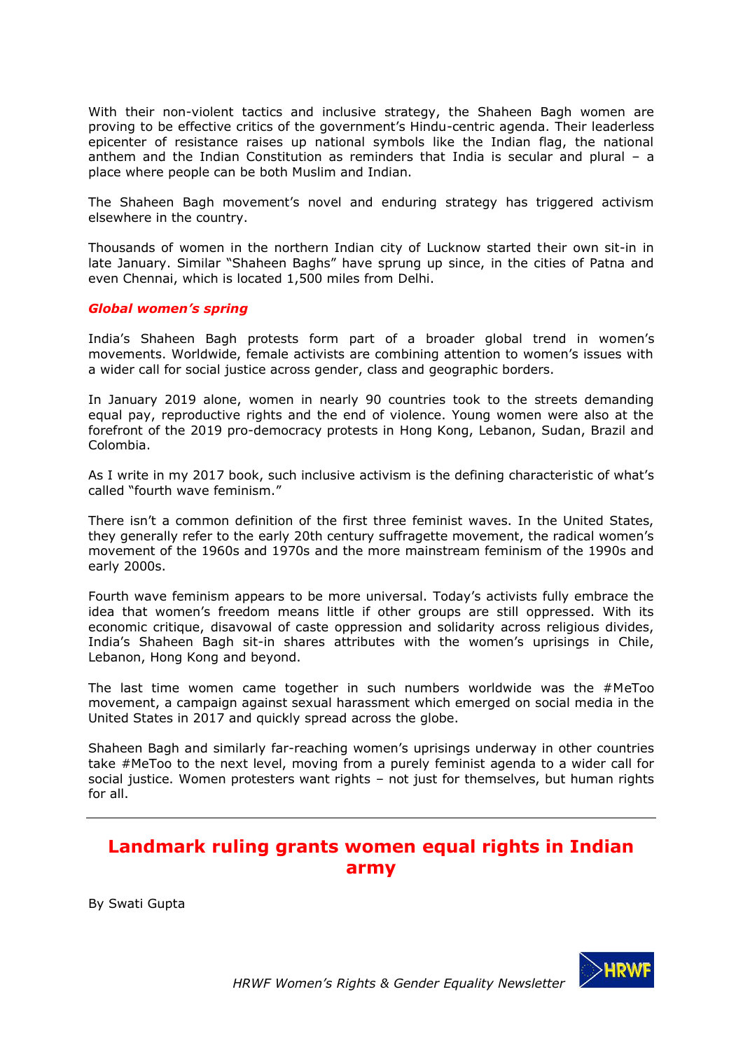With their non-violent tactics and inclusive strategy, the Shaheen Bagh women are proving to be effective critics of the government's Hindu-centric agenda. Their leaderless epicenter of resistance raises up national symbols like the Indian flag, the national anthem and the Indian Constitution as reminders that India is secular and plural – a place where people can be both Muslim and Indian.

The Shaheen Bagh movement's novel and enduring strategy has triggered activism elsewhere in the country.

Thousands of women in the northern Indian city of Lucknow started their own sit-in in late January. Similar "Shaheen Baghs" have sprung up since, in the cities of Patna and even Chennai, which is located 1,500 miles from Delhi.

### *Global women's spring*

India's Shaheen Bagh protests form part of a broader global trend in women's movements. Worldwide, female activists are combining attention to women's issues with a wider call for social justice across gender, class and geographic borders.

In January 2019 alone, women in nearly 90 countries took to the streets demanding equal pay, reproductive rights and the end of violence. Young women were also at the forefront of the 2019 pro-democracy protests in Hong Kong, Lebanon, Sudan, Brazil and Colombia.

As I write in my 2017 book, such inclusive activism is the defining characteristic of what's called "fourth wave feminism."

There isn't a common definition of the first three feminist waves. In the United States, they generally refer to the early 20th century suffragette movement, the radical women's movement of the 1960s and 1970s and the more mainstream feminism of the 1990s and early 2000s.

Fourth wave feminism appears to be more universal. Today's activists fully embrace the idea that women's freedom means little if other groups are still oppressed. With its economic critique, disavowal of caste oppression and solidarity across religious divides, India's Shaheen Bagh sit-in shares attributes with the women's uprisings in Chile, Lebanon, Hong Kong and beyond.

The last time women came together in such numbers worldwide was the #MeToo movement, a campaign against sexual harassment which emerged on social media in the United States in 2017 and quickly spread across the globe.

Shaheen Bagh and similarly far-reaching women's uprisings underway in other countries take #MeToo to the next level, moving from a purely feminist agenda to a wider call for social justice. Women protesters want rights – not just for themselves, but human rights for all.

---

## Landmark ruling grants women equal rights in Indian army

By Swati Gupta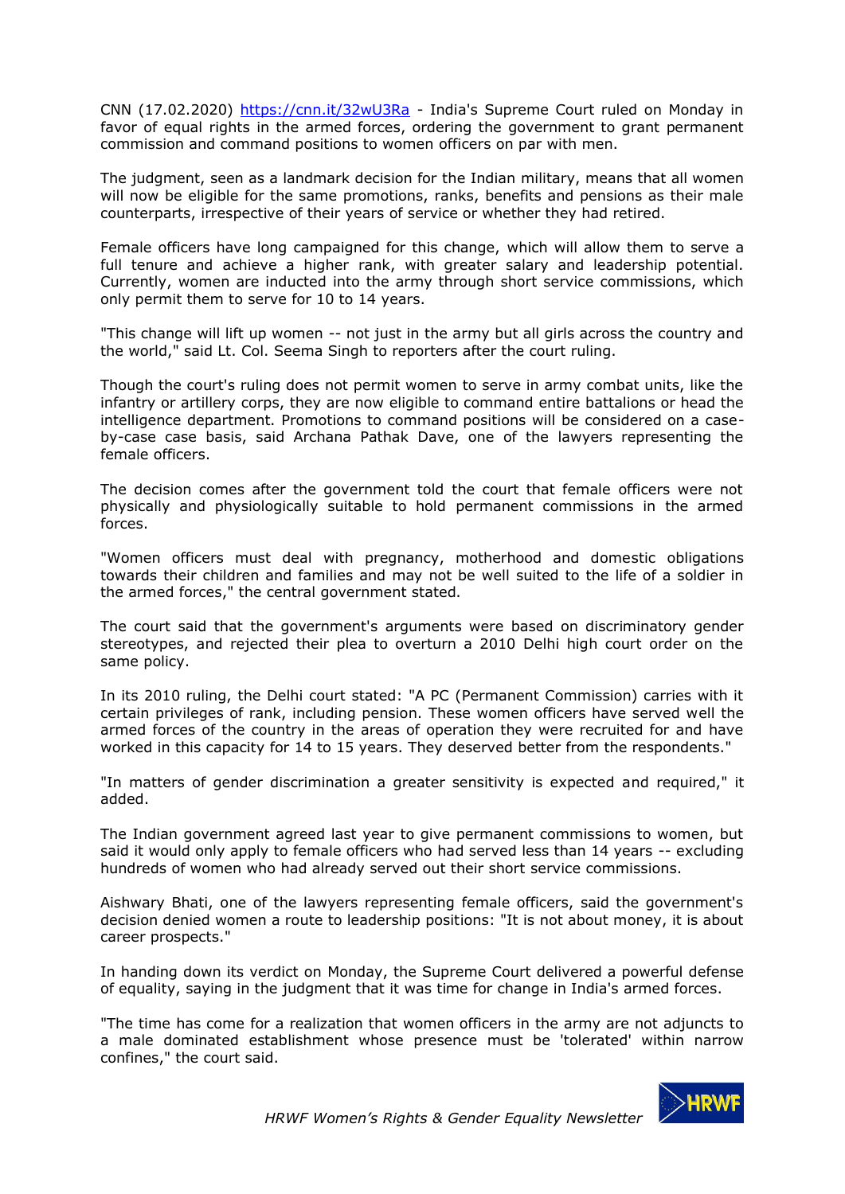CNN (17.02.2020) https://cnn.it/32wU3Ra - India's Supreme Court ruled on Monday in favor of equal rights in the armed forces, ordering the government to grant permanent commission and command positions to women officers on par with men.

The judgment, seen as a landmark decision for the Indian military, means that all women will now be eligible for the same promotions, ranks, benefits and pensions as their male counterparts, irrespective of their years of service or whether they had retired.

Female officers have long campaigned for this change, which will allow them to serve a full tenure and achieve a higher rank, with greater salary and leadership potential. Currently, women are inducted into the army through short service commissions, which only permit them to serve for 10 to 14 years.

"This change will lift up women -- not just in the army but all girls across the country and the world," said Lt. Col. Seema Singh to reporters after the court ruling.

Though the court's ruling does not permit women to serve in army combat units, like the infantry or artillery corps, they are now eligible to command entire battalions or head the intelligence department. Promotions to command positions will be considered on a case-by-case case basis, said Archana Pathak Dave, one of the lawyers representing the female officers.

The decision comes after the government told the court that female officers were not physically and physiologically suitable to hold permanent commissions in the armed forces.

"Women officers must deal with pregnancy, motherhood and domestic obligations towards their children and families and may not be well suited to the life of a soldier in the armed forces," the central government stated.

The court said that the government's arguments were based on discriminatory gender stereotypes, and rejected their plea to overturn a 2010 Delhi high court order on the same policy.

In its 2010 ruling, the Delhi court stated: "A PC (Permanent Commission) carries with it certain privileges of rank, including pension. These women officers have served well the armed forces of the country in the areas of operation they were recruited for and have worked in this capacity for 14 to 15 years. They deserved better from the respondents."

"In matters of gender discrimination a greater sensitivity is expected and required," it added.

The Indian government agreed last year to give permanent commissions to women, but said it would only apply to female officers who had served less than 14 years -- excluding hundreds of women who had already served out their short service commissions.

Aishwary Bhati, one of the lawyers representing female officers, said the government's decision denied women a route to leadership positions: "It is not about money, it is about career prospects."

In handing down its verdict on Monday, the Supreme Court delivered a powerful defense of equality, saying in the judgment that it was time for change in India's armed forces.

"The time has come for a realization that women officers in the army are not adjuncts to a male dominated establishment whose presence must be 'tolerated' within narrow confines," the court said.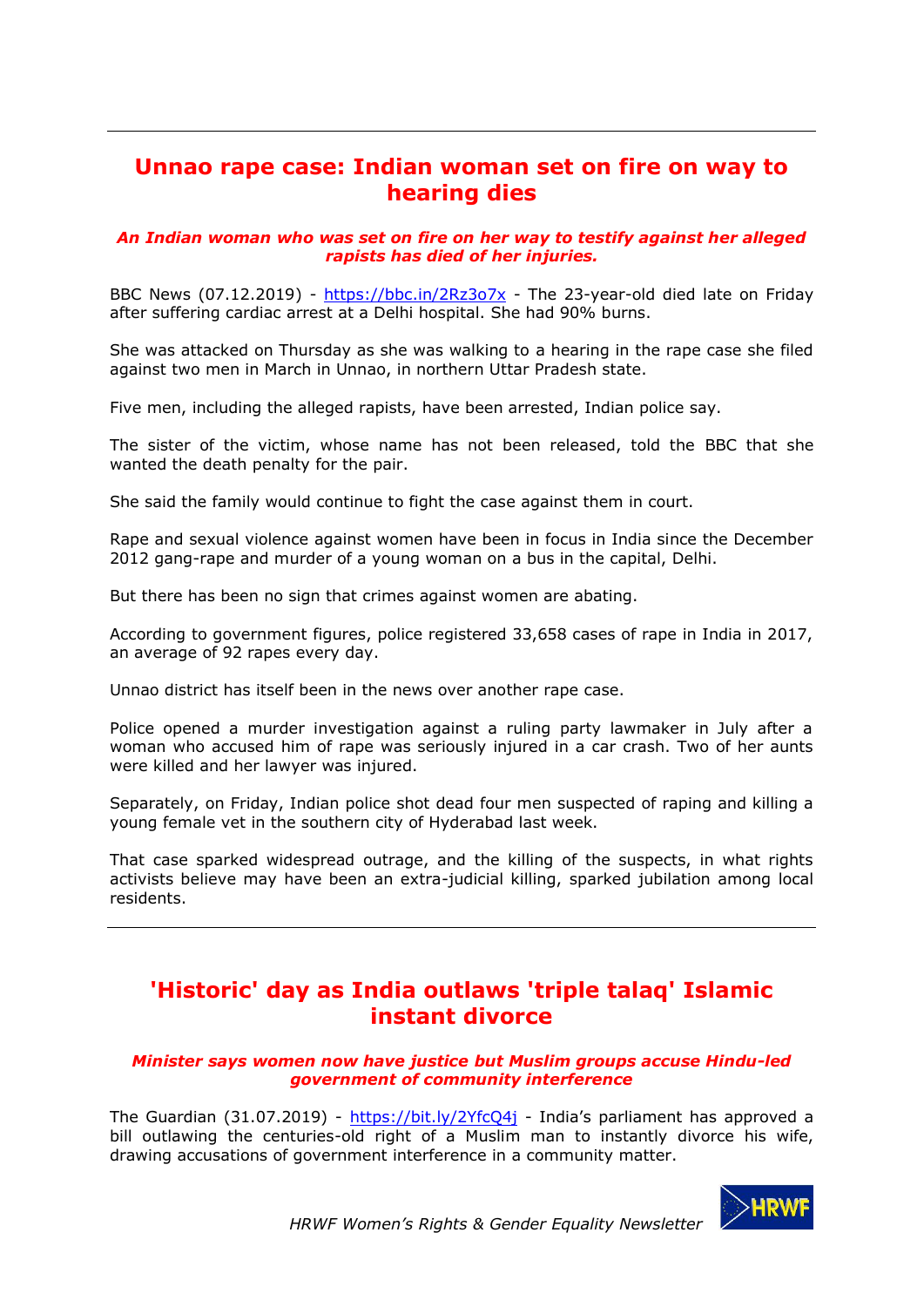## Unnao rape case: Indian woman set on fire on way to hearing dies

***An Indian woman who was set on fire on her way to testify against her alleged rapists has died of her injuries.***

BBC News (07.12.2019) - https://bbc.in/2Rz3o7x - The 23-year-old died late on Friday after suffering cardiac arrest at a Delhi hospital. She had 90% burns.

She was attacked on Thursday as she was walking to a hearing in the rape case she filed against two men in March in Unnao, in northern Uttar Pradesh state.

Five men, including the alleged rapists, have been arrested, Indian police say.

The sister of the victim, whose name has not been released, told the BBC that she wanted the death penalty for the pair.

She said the family would continue to fight the case against them in court.

Rape and sexual violence against women have been in focus in India since the December 2012 gang-rape and murder of a young woman on a bus in the capital, Delhi.

But there has been no sign that crimes against women are abating.

According to government figures, police registered 33,658 cases of rape in India in 2017, an average of 92 rapes every day.

Unnao district has itself been in the news over another rape case.

Police opened a murder investigation against a ruling party lawmaker in July after a woman who accused him of rape was seriously injured in a car crash. Two of her aunts were killed and her lawyer was injured.

Separately, on Friday, Indian police shot dead four men suspected of raping and killing a young female vet in the southern city of Hyderabad last week.

That case sparked widespread outrage, and the killing of the suspects, in what rights activists believe may have been an extra-judicial killing, sparked jubilation among local residents.

---

## 'Historic' day as India outlaws 'triple talaq' Islamic instant divorce

***Minister says women now have justice but Muslim groups accuse Hindu-led government of community interference***

The Guardian (31.07.2019) - https://bit.ly/2YfcQ4j - India's parliament has approved a bill outlawing the centuries-old right of a Muslim man to instantly divorce his wife, drawing accusations of government interference in a community matter.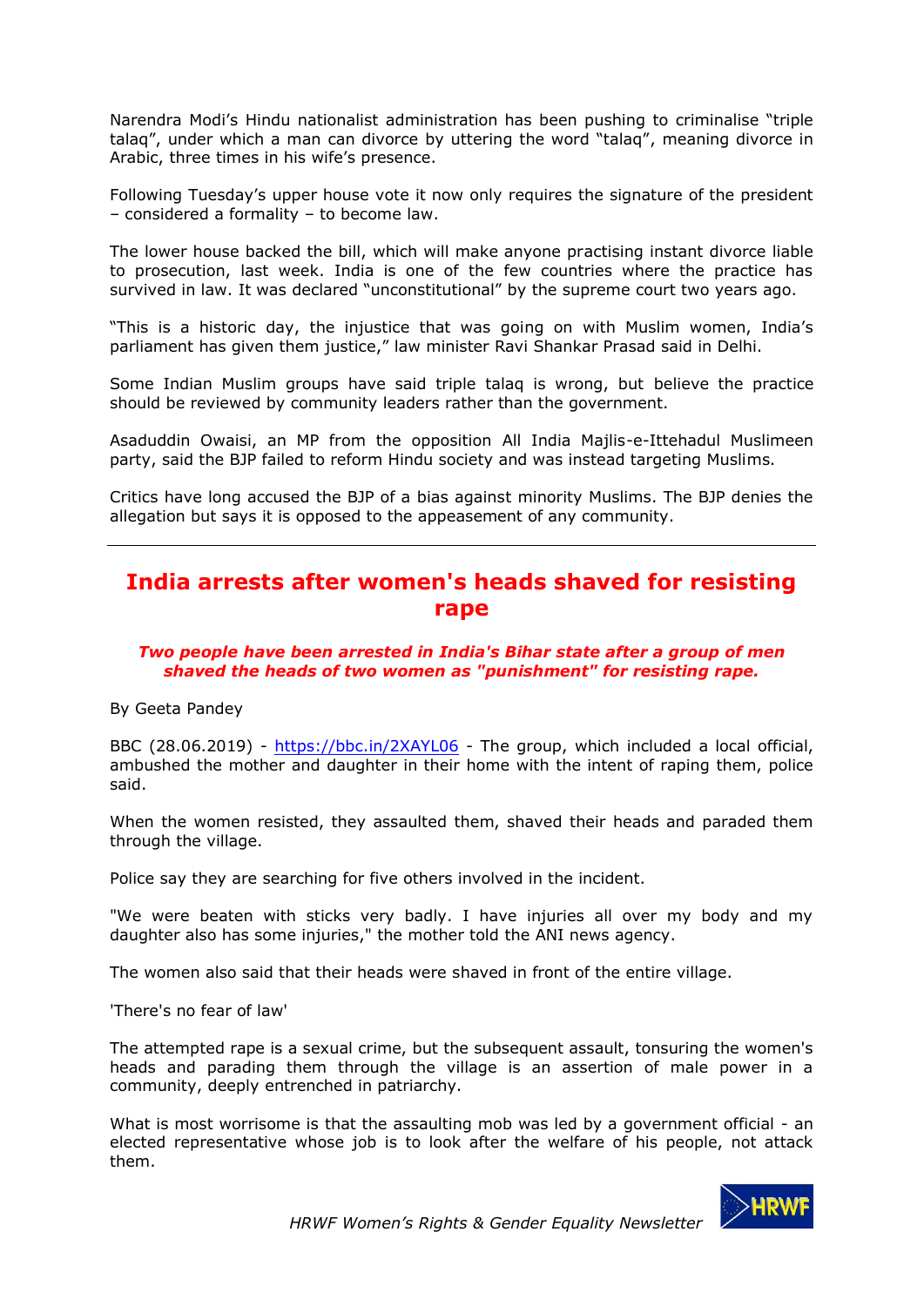Narendra Modi’s Hindu nationalist administration has been pushing to criminalise “triple talaq”, under which a man can divorce by uttering the word “talaq”, meaning divorce in Arabic, three times in his wife’s presence.

Following Tuesday’s upper house vote it now only requires the signature of the president – considered a formality – to become law.

The lower house backed the bill, which will make anyone practising instant divorce liable to prosecution, last week. India is one of the few countries where the practice has survived in law. It was declared “unconstitutional” by the supreme court two years ago.

“This is a historic day, the injustice that was going on with Muslim women, India’s parliament has given them justice,” law minister Ravi Shankar Prasad said in Delhi.

Some Indian Muslim groups have said triple talaq is wrong, but believe the practice should be reviewed by community leaders rather than the government.

Asaduddin Owaisi, an MP from the opposition All India Majlis-e-Ittehadul Muslimeen party, said the BJP failed to reform Hindu society and was instead targeting Muslims.

Critics have long accused the BJP of a bias against minority Muslims. The BJP denies the allegation but says it is opposed to the appeasement of any community.

---

## India arrests after women's heads shaved for resisting rape

***Two people have been arrested in India's Bihar state after a group of men shaved the heads of two women as "punishment" for resisting rape.***

By Geeta Pandey

BBC (28.06.2019) - https://bbc.in/2XAYL06 - The group, which included a local official, ambushed the mother and daughter in their home with the intent of raping them, police said.

When the women resisted, they assaulted them, shaved their heads and paraded them through the village.

Police say they are searching for five others involved in the incident.

"We were beaten with sticks very badly. I have injuries all over my body and my daughter also has some injuries," the mother told the ANI news agency.

The women also said that their heads were shaved in front of the entire village.

'There's no fear of law'

The attempted rape is a sexual crime, but the subsequent assault, tonsuring the women's heads and parading them through the village is an assertion of male power in a community, deeply entrenched in patriarchy.

What is most worrisome is that the assaulting mob was led by a government official - an elected representative whose job is to look after the welfare of his people, not attack them.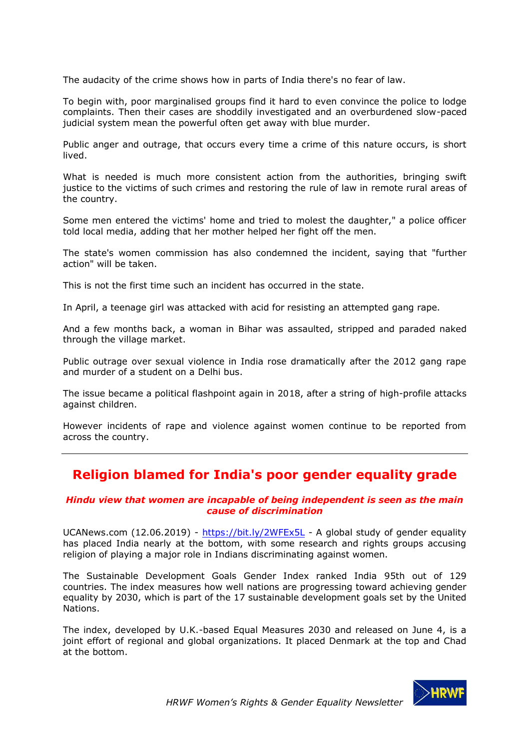The audacity of the crime shows how in parts of India there's no fear of law.

To begin with, poor marginalised groups find it hard to even convince the police to lodge complaints. Then their cases are shoddily investigated and an overburdened slow-paced judicial system mean the powerful often get away with blue murder.

Public anger and outrage, that occurs every time a crime of this nature occurs, is short lived.

What is needed is much more consistent action from the authorities, bringing swift justice to the victims of such crimes and restoring the rule of law in remote rural areas of the country.

Some men entered the victims' home and tried to molest the daughter," a police officer told local media, adding that her mother helped her fight off the men.

The state's women commission has also condemned the incident, saying that "further action" will be taken.

This is not the first time such an incident has occurred in the state.

In April, a teenage girl was attacked with acid for resisting an attempted gang rape.

And a few months back, a woman in Bihar was assaulted, stripped and paraded naked through the village market.

Public outrage over sexual violence in India rose dramatically after the 2012 gang rape and murder of a student on a Delhi bus.

The issue became a political flashpoint again in 2018, after a string of high-profile attacks against children.

However incidents of rape and violence against women continue to be reported from across the country.

---

## Religion blamed for India's poor gender equality grade

***Hindu view that women are incapable of being independent is seen as the main cause of discrimination***

UCANews.com (12.06.2019) - https://bit.ly/2WFEx5L - A global study of gender equality has placed India nearly at the bottom, with some research and rights groups accusing religion of playing a major role in Indians discriminating against women.

The Sustainable Development Goals Gender Index ranked India 95th out of 129 countries. The index measures how well nations are progressing toward achieving gender equality by 2030, which is part of the 17 sustainable development goals set by the United Nations.

The index, developed by U.K.-based Equal Measures 2030 and released on June 4, is a joint effort of regional and global organizations. It placed Denmark at the top and Chad at the bottom.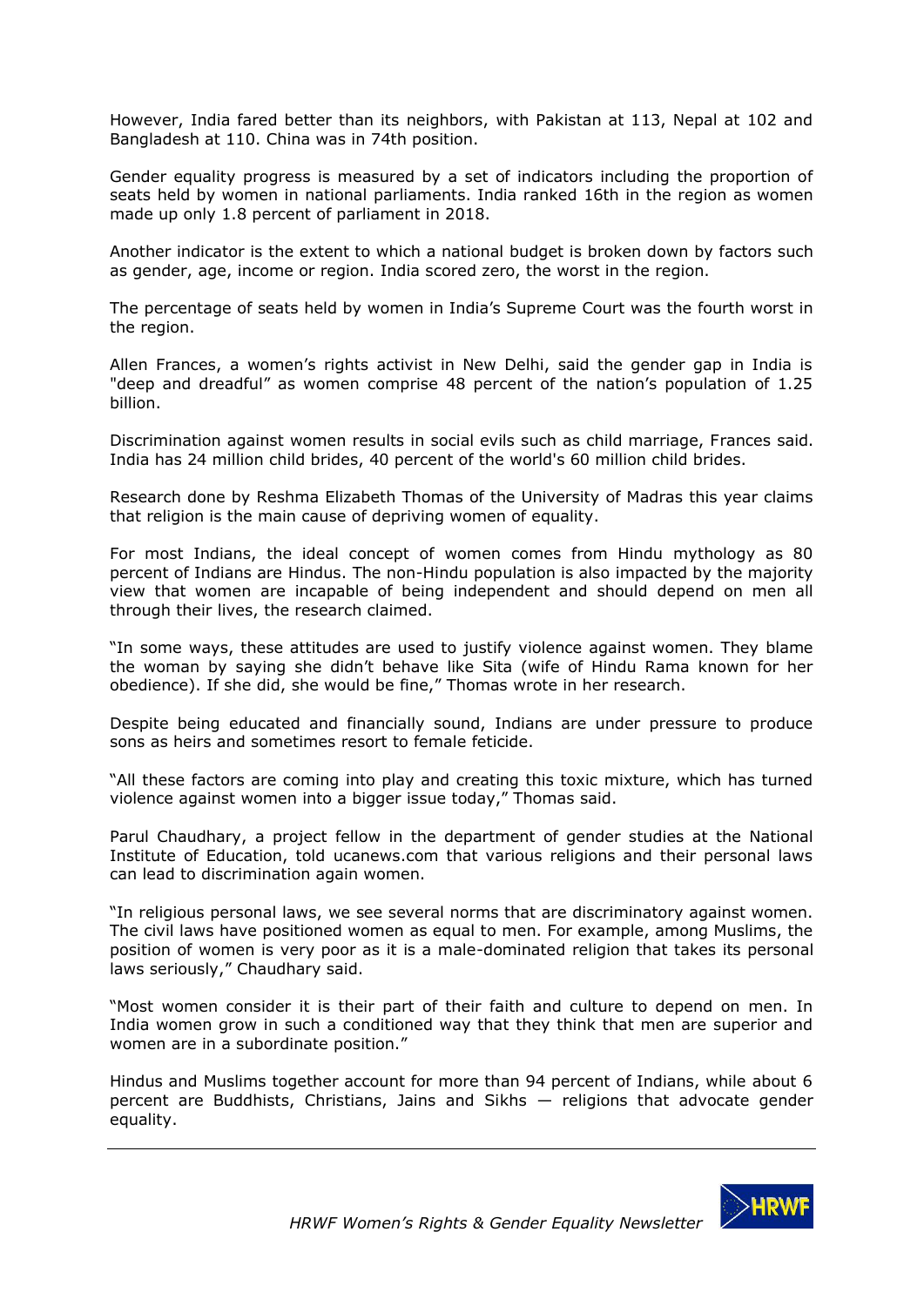However, India fared better than its neighbors, with Pakistan at 113, Nepal at 102 and Bangladesh at 110. China was in 74th position.

Gender equality progress is measured by a set of indicators including the proportion of seats held by women in national parliaments. India ranked 16th in the region as women made up only 1.8 percent of parliament in 2018.

Another indicator is the extent to which a national budget is broken down by factors such as gender, age, income or region. India scored zero, the worst in the region.

The percentage of seats held by women in India's Supreme Court was the fourth worst in the region.

Allen Frances, a women's rights activist in New Delhi, said the gender gap in India is "deep and dreadful" as women comprise 48 percent of the nation's population of 1.25 billion.

Discrimination against women results in social evils such as child marriage, Frances said. India has 24 million child brides, 40 percent of the world's 60 million child brides.

Research done by Reshma Elizabeth Thomas of the University of Madras this year claims that religion is the main cause of depriving women of equality.

For most Indians, the ideal concept of women comes from Hindu mythology as 80 percent of Indians are Hindus. The non-Hindu population is also impacted by the majority view that women are incapable of being independent and should depend on men all through their lives, the research claimed.

"In some ways, these attitudes are used to justify violence against women. They blame the woman by saying she didn't behave like Sita (wife of Hindu Rama known for her obedience). If she did, she would be fine," Thomas wrote in her research.

Despite being educated and financially sound, Indians are under pressure to produce sons as heirs and sometimes resort to female feticide.

"All these factors are coming into play and creating this toxic mixture, which has turned violence against women into a bigger issue today," Thomas said.

Parul Chaudhary, a project fellow in the department of gender studies at the National Institute of Education, told ucanews.com that various religions and their personal laws can lead to discrimination again women.

"In religious personal laws, we see several norms that are discriminatory against women. The civil laws have positioned women as equal to men. For example, among Muslims, the position of women is very poor as it is a male-dominated religion that takes its personal laws seriously," Chaudhary said.

"Most women consider it is their part of their faith and culture to depend on men. In India women grow in such a conditioned way that they think that men are superior and women are in a subordinate position."

Hindus and Muslims together account for more than 94 percent of Indians, while about 6 percent are Buddhists, Christians, Jains and Sikhs — religions that advocate gender equality.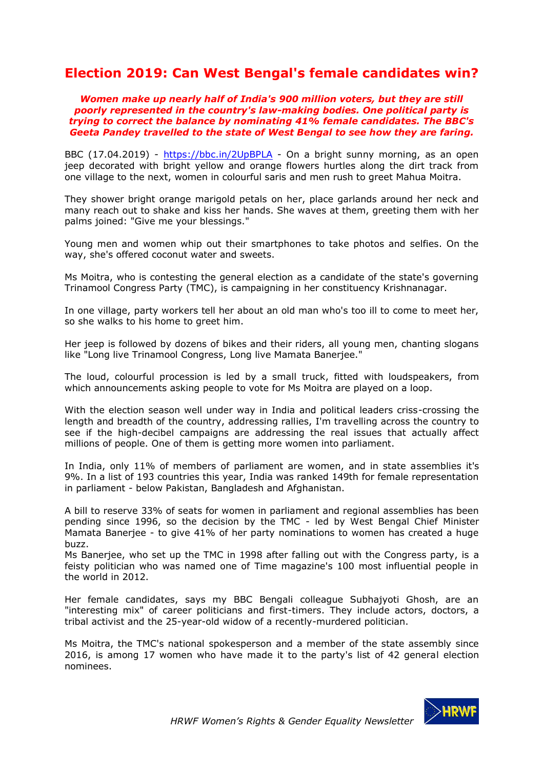# Election 2019: Can West Bengal's female candidates win?

***Women make up nearly half of India's 900 million voters, but they are still poorly represented in the country's law-making bodies. One political party is trying to correct the balance by nominating 41% female candidates. The BBC's Geeta Pandey travelled to the state of West Bengal to see how they are faring.***

BBC (17.04.2019) - https://bbc.in/2UpBPLA - On a bright sunny morning, as an open jeep decorated with bright yellow and orange flowers hurtles along the dirt track from one village to the next, women in colourful saris and men rush to greet Mahua Moitra.

They shower bright orange marigold petals on her, place garlands around her neck and many reach out to shake and kiss her hands. She waves at them, greeting them with her palms joined: "Give me your blessings."

Young men and women whip out their smartphones to take photos and selfies. On the way, she's offered coconut water and sweets.

Ms Moitra, who is contesting the general election as a candidate of the state's governing Trinamool Congress Party (TMC), is campaigning in her constituency Krishnanagar.

In one village, party workers tell her about an old man who's too ill to come to meet her, so she walks to his home to greet him.

Her jeep is followed by dozens of bikes and their riders, all young men, chanting slogans like "Long live Trinamool Congress, Long live Mamata Banerjee."

The loud, colourful procession is led by a small truck, fitted with loudspeakers, from which announcements asking people to vote for Ms Moitra are played on a loop.

With the election season well under way in India and political leaders criss-crossing the length and breadth of the country, addressing rallies, I'm travelling across the country to see if the high-decibel campaigns are addressing the real issues that actually affect millions of people. One of them is getting more women into parliament.

In India, only 11% of members of parliament are women, and in state assemblies it's 9%. In a list of 193 countries this year, India was ranked 149th for female representation in parliament - below Pakistan, Bangladesh and Afghanistan.

A bill to reserve 33% of seats for women in parliament and regional assemblies has been pending since 1996, so the decision by the TMC - led by West Bengal Chief Minister Mamata Banerjee - to give 41% of her party nominations to women has created a huge buzz.

Ms Banerjee, who set up the TMC in 1998 after falling out with the Congress party, is a feisty politician who was named one of Time magazine's 100 most influential people in the world in 2012.

Her female candidates, says my BBC Bengali colleague Subhajyoti Ghosh, are an "interesting mix" of career politicians and first-timers. They include actors, doctors, a tribal activist and the 25-year-old widow of a recently-murdered politician.

Ms Moitra, the TMC's national spokesperson and a member of the state assembly since 2016, is among 17 women who have made it to the party's list of 42 general election nominees.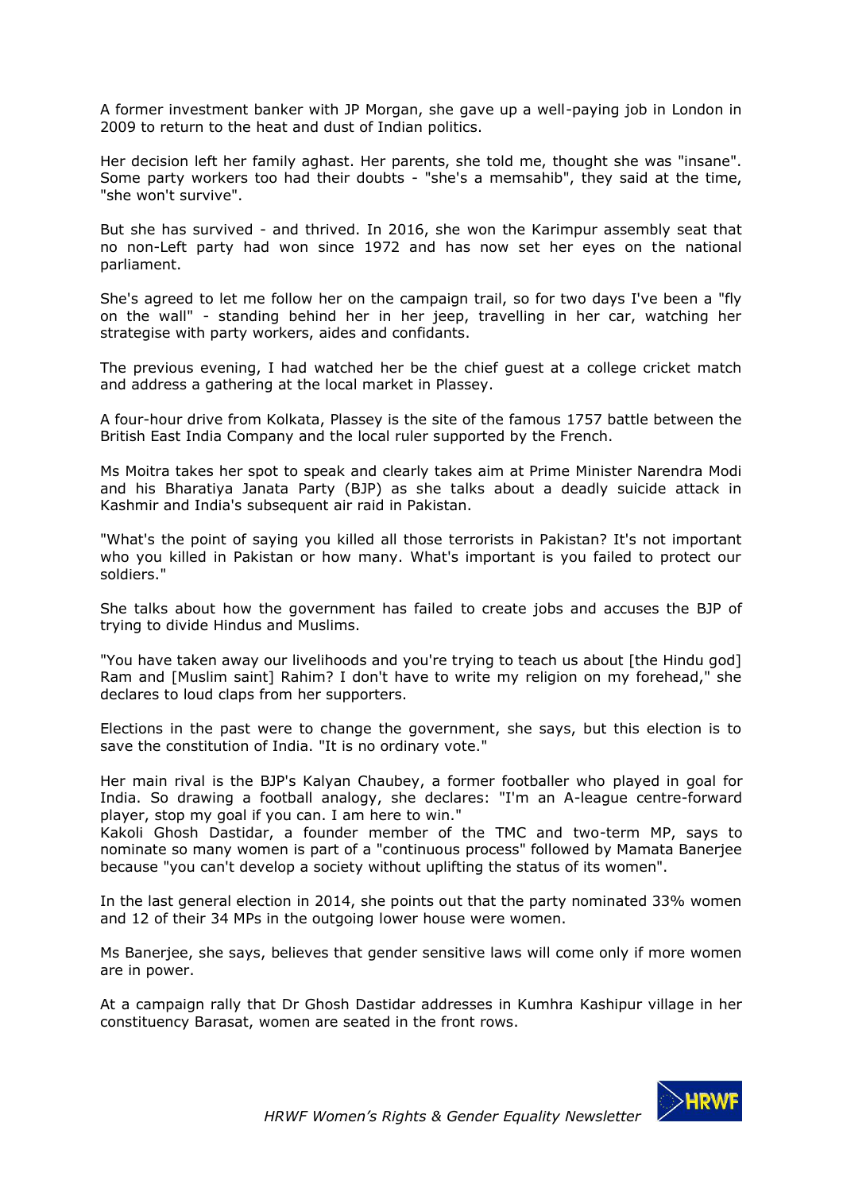A former investment banker with JP Morgan, she gave up a well-paying job in London in 2009 to return to the heat and dust of Indian politics.

Her decision left her family aghast. Her parents, she told me, thought she was "insane". Some party workers too had their doubts - "she's a memsahib", they said at the time, "she won't survive".

But she has survived - and thrived. In 2016, she won the Karimpur assembly seat that no non-Left party had won since 1972 and has now set her eyes on the national parliament.

She's agreed to let me follow her on the campaign trail, so for two days I've been a "fly on the wall" - standing behind her in her jeep, travelling in her car, watching her strategise with party workers, aides and confidants.

The previous evening, I had watched her be the chief guest at a college cricket match and address a gathering at the local market in Plassey.

A four-hour drive from Kolkata, Plassey is the site of the famous 1757 battle between the British East India Company and the local ruler supported by the French.

Ms Moitra takes her spot to speak and clearly takes aim at Prime Minister Narendra Modi and his Bharatiya Janata Party (BJP) as she talks about a deadly suicide attack in Kashmir and India's subsequent air raid in Pakistan.

"What's the point of saying you killed all those terrorists in Pakistan? It's not important who you killed in Pakistan or how many. What's important is you failed to protect our soldiers."

She talks about how the government has failed to create jobs and accuses the BJP of trying to divide Hindus and Muslims.

"You have taken away our livelihoods and you're trying to teach us about [the Hindu god] Ram and [Muslim saint] Rahim? I don't have to write my religion on my forehead," she declares to loud claps from her supporters.

Elections in the past were to change the government, she says, but this election is to save the constitution of India. "It is no ordinary vote."

Her main rival is the BJP's Kalyan Chaubey, a former footballer who played in goal for India. So drawing a football analogy, she declares: "I'm an A-league centre-forward player, stop my goal if you can. I am here to win."

Kakoli Ghosh Dastidar, a founder member of the TMC and two-term MP, says to nominate so many women is part of a "continuous process" followed by Mamata Banerjee because "you can't develop a society without uplifting the status of its women".

In the last general election in 2014, she points out that the party nominated 33% women and 12 of their 34 MPs in the outgoing lower house were women.

Ms Banerjee, she says, believes that gender sensitive laws will come only if more women are in power.

At a campaign rally that Dr Ghosh Dastidar addresses in Kumhra Kashipur village in her constituency Barasat, women are seated in the front rows.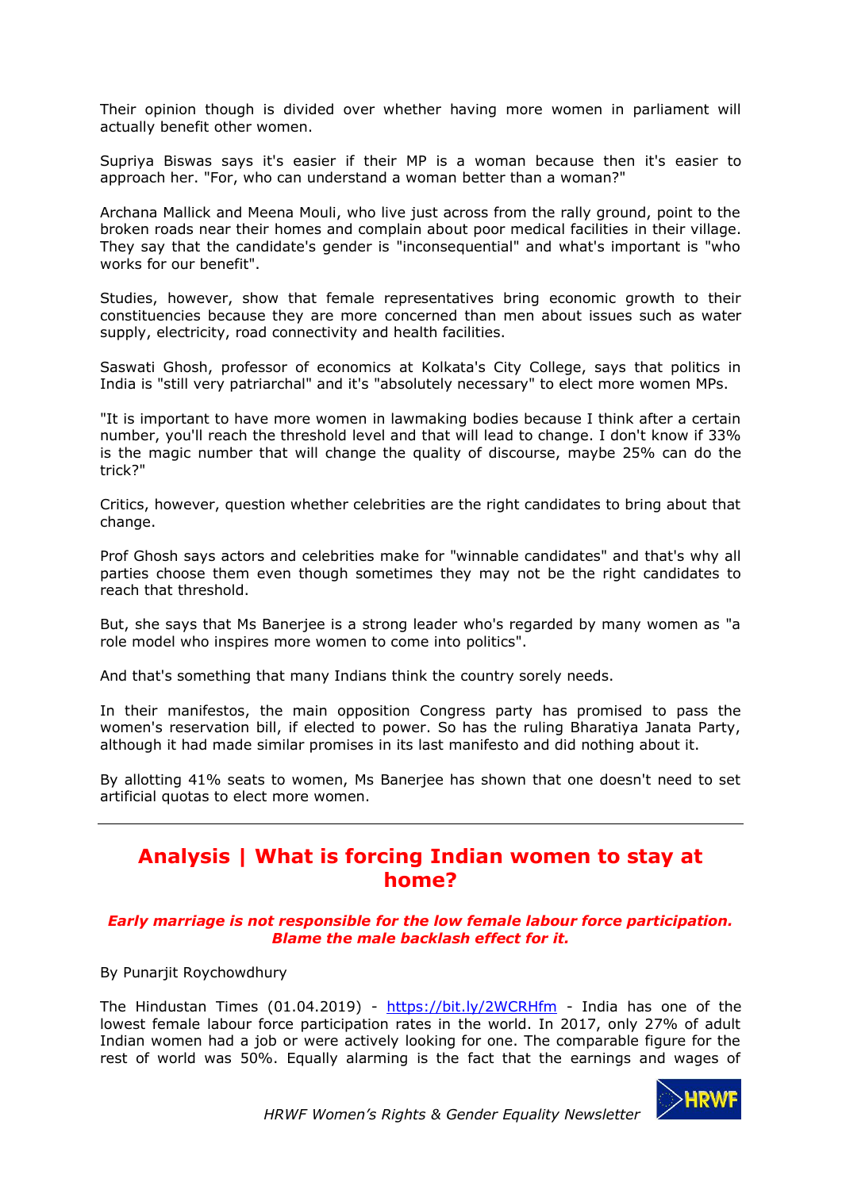Their opinion though is divided over whether having more women in parliament will actually benefit other women.

Supriya Biswas says it's easier if their MP is a woman because then it's easier to approach her. "For, who can understand a woman better than a woman?"

Archana Mallick and Meena Mouli, who live just across from the rally ground, point to the broken roads near their homes and complain about poor medical facilities in their village. They say that the candidate's gender is "inconsequential" and what's important is "who works for our benefit".

Studies, however, show that female representatives bring economic growth to their constituencies because they are more concerned than men about issues such as water supply, electricity, road connectivity and health facilities.

Saswati Ghosh, professor of economics at Kolkata's City College, says that politics in India is "still very patriarchal" and it's "absolutely necessary" to elect more women MPs.

"It is important to have more women in lawmaking bodies because I think after a certain number, you'll reach the threshold level and that will lead to change. I don't know if 33% is the magic number that will change the quality of discourse, maybe 25% can do the trick?"

Critics, however, question whether celebrities are the right candidates to bring about that change.

Prof Ghosh says actors and celebrities make for "winnable candidates" and that's why all parties choose them even though sometimes they may not be the right candidates to reach that threshold.

But, she says that Ms Banerjee is a strong leader who's regarded by many women as "a role model who inspires more women to come into politics".

And that's something that many Indians think the country sorely needs.

In their manifestos, the main opposition Congress party has promised to pass the women's reservation bill, if elected to power. So has the ruling Bharatiya Janata Party, although it had made similar promises in its last manifesto and did nothing about it.

By allotting 41% seats to women, Ms Banerjee has shown that one doesn't need to set artificial quotas to elect more women.

---

## Analysis | What is forcing Indian women to stay at home?

***Early marriage is not responsible for the low female labour force participation. Blame the male backlash effect for it.***

By Punarjit Roychowdhury

The Hindustan Times (01.04.2019) - https://bit.ly/2WCRHfm - India has one of the lowest female labour force participation rates in the world. In 2017, only 27% of adult Indian women had a job or were actively looking for one. The comparable figure for the rest of world was 50%. Equally alarming is the fact that the earnings and wages of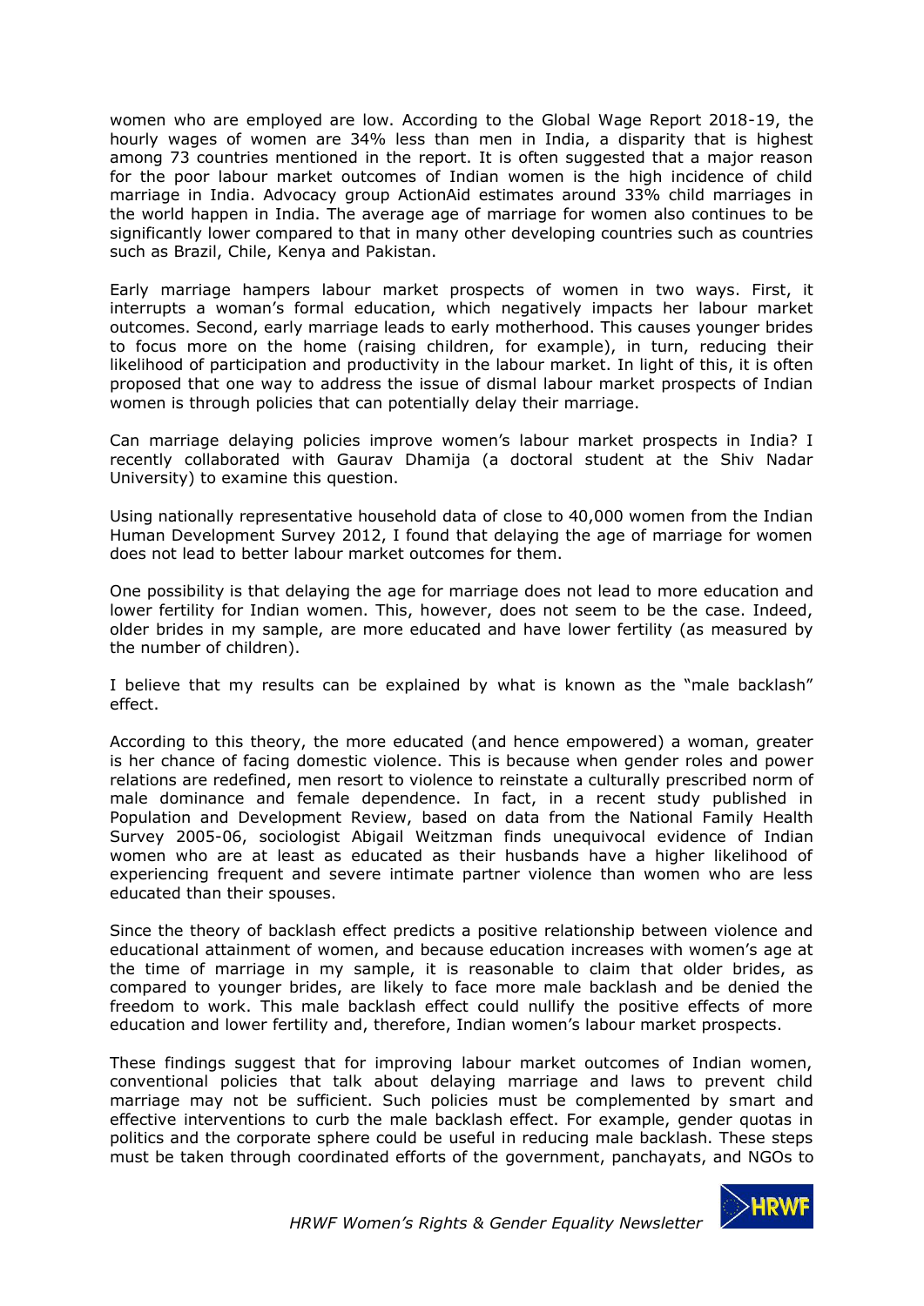women who are employed are low. According to the Global Wage Report 2018-19, the hourly wages of women are 34% less than men in India, a disparity that is highest among 73 countries mentioned in the report. It is often suggested that a major reason for the poor labour market outcomes of Indian women is the high incidence of child marriage in India. Advocacy group ActionAid estimates around 33% child marriages in the world happen in India. The average age of marriage for women also continues to be significantly lower compared to that in many other developing countries such as countries such as Brazil, Chile, Kenya and Pakistan.

Early marriage hampers labour market prospects of women in two ways. First, it interrupts a woman's formal education, which negatively impacts her labour market outcomes. Second, early marriage leads to early motherhood. This causes younger brides to focus more on the home (raising children, for example), in turn, reducing their likelihood of participation and productivity in the labour market. In light of this, it is often proposed that one way to address the issue of dismal labour market prospects of Indian women is through policies that can potentially delay their marriage.

Can marriage delaying policies improve women's labour market prospects in India? I recently collaborated with Gaurav Dhamija (a doctoral student at the Shiv Nadar University) to examine this question.

Using nationally representative household data of close to 40,000 women from the Indian Human Development Survey 2012, I found that delaying the age of marriage for women does not lead to better labour market outcomes for them.

One possibility is that delaying the age for marriage does not lead to more education and lower fertility for Indian women. This, however, does not seem to be the case. Indeed, older brides in my sample, are more educated and have lower fertility (as measured by the number of children).

I believe that my results can be explained by what is known as the "male backlash" effect.

According to this theory, the more educated (and hence empowered) a woman, greater is her chance of facing domestic violence. This is because when gender roles and power relations are redefined, men resort to violence to reinstate a culturally prescribed norm of male dominance and female dependence. In fact, in a recent study published in Population and Development Review, based on data from the National Family Health Survey 2005-06, sociologist Abigail Weitzman finds unequivocal evidence of Indian women who are at least as educated as their husbands have a higher likelihood of experiencing frequent and severe intimate partner violence than women who are less educated than their spouses.

Since the theory of backlash effect predicts a positive relationship between violence and educational attainment of women, and because education increases with women's age at the time of marriage in my sample, it is reasonable to claim that older brides, as compared to younger brides, are likely to face more male backlash and be denied the freedom to work. This male backlash effect could nullify the positive effects of more education and lower fertility and, therefore, Indian women's labour market prospects.

These findings suggest that for improving labour market outcomes of Indian women, conventional policies that talk about delaying marriage and laws to prevent child marriage may not be sufficient. Such policies must be complemented by smart and effective interventions to curb the male backlash effect. For example, gender quotas in politics and the corporate sphere could be useful in reducing male backlash. These steps must be taken through coordinated efforts of the government, panchayats, and NGOs to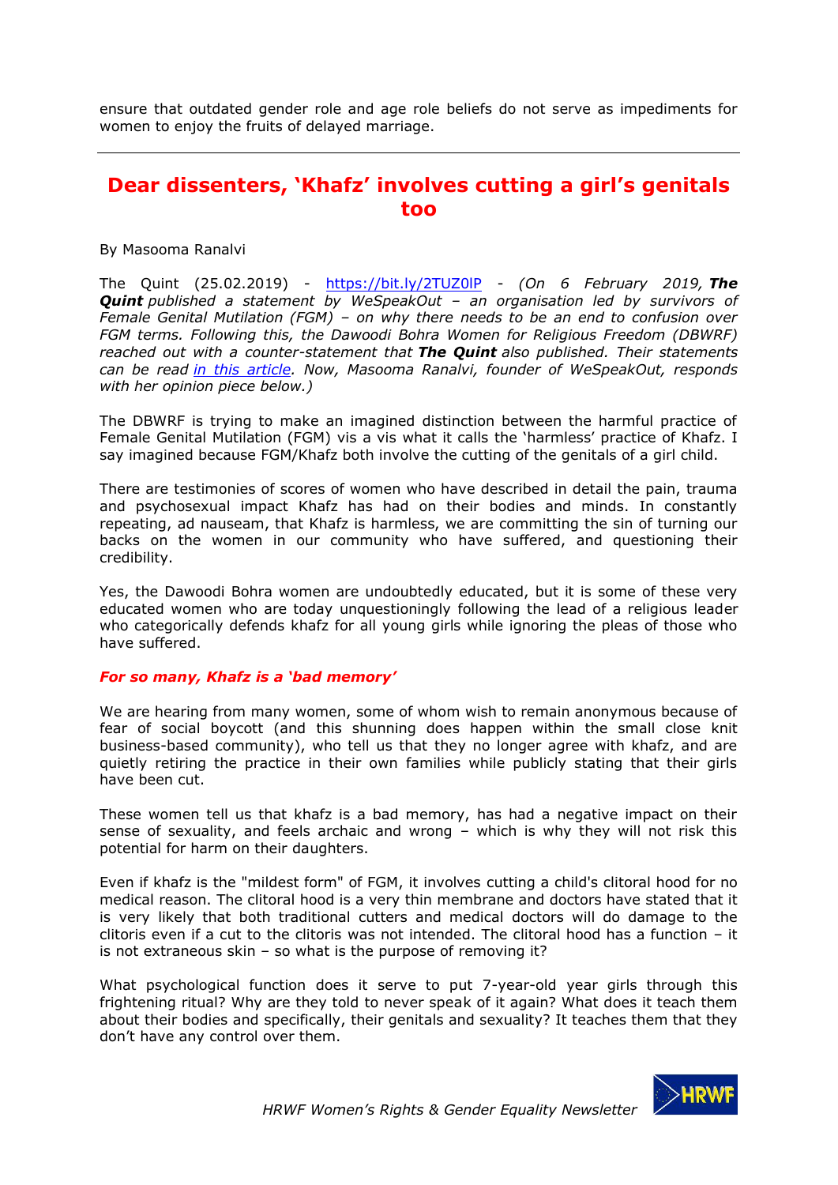ensure that outdated gender role and age role beliefs do not serve as impediments for women to enjoy the fruits of delayed marriage.

---

## Dear dissenters, 'Khafz' involves cutting a girl's genitals too

By Masooma Ranalvi

The Quint (25.02.2019) - https://bit.ly/2TUZ0lP - *(On 6 February 2019, **The Quint** published a statement by WeSpeakOut – an organisation led by survivors of Female Genital Mutilation (FGM) – on why there needs to be an end to confusion over FGM terms. Following this, the Dawoodi Bohra Women for Religious Freedom (DBWRF) reached out with a counter-statement that **The Quint** also published. Their statements can be read in this article. Now, Masooma Ranalvi, founder of WeSpeakOut, responds with her opinion piece below.)*

The DBWRF is trying to make an imagined distinction between the harmful practice of Female Genital Mutilation (FGM) vis a vis what it calls the 'harmless' practice of Khafz. I say imagined because FGM/Khafz both involve the cutting of the genitals of a girl child.

There are testimonies of scores of women who have described in detail the pain, trauma and psychosexual impact Khafz has had on their bodies and minds. In constantly repeating, ad nauseam, that Khafz is harmless, we are committing the sin of turning our backs on the women in our community who have suffered, and questioning their credibility.

Yes, the Dawoodi Bohra women are undoubtedly educated, but it is some of these very educated women who are today unquestioningly following the lead of a religious leader who categorically defends khafz for all young girls while ignoring the pleas of those who have suffered.

### *For so many, Khafz is a 'bad memory'*

We are hearing from many women, some of whom wish to remain anonymous because of fear of social boycott (and this shunning does happen within the small close knit business-based community), who tell us that they no longer agree with khafz, and are quietly retiring the practice in their own families while publicly stating that their girls have been cut.

These women tell us that khafz is a bad memory, has had a negative impact on their sense of sexuality, and feels archaic and wrong – which is why they will not risk this potential for harm on their daughters.

Even if khafz is the "mildest form" of FGM, it involves cutting a child's clitoral hood for no medical reason. The clitoral hood is a very thin membrane and doctors have stated that it is very likely that both traditional cutters and medical doctors will do damage to the clitoris even if a cut to the clitoris was not intended. The clitoral hood has a function – it is not extraneous skin – so what is the purpose of removing it?

What psychological function does it serve to put 7-year-old year girls through this frightening ritual? Why are they told to never speak of it again? What does it teach them about their bodies and specifically, their genitals and sexuality? It teaches them that they don't have any control over them.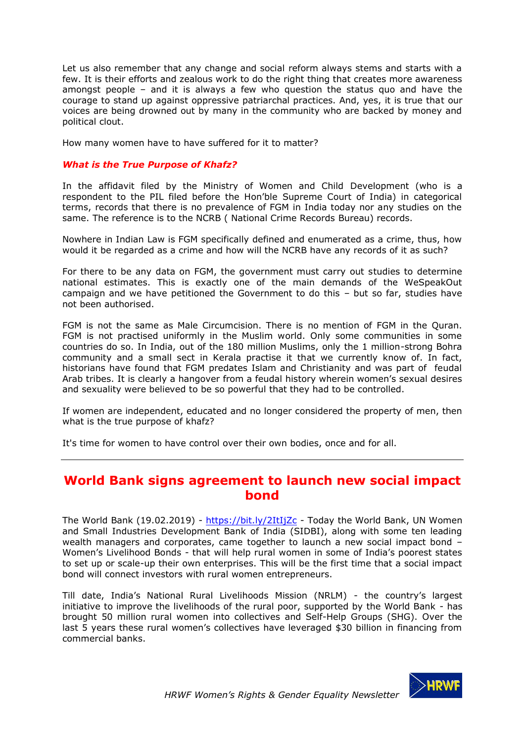Let us also remember that any change and social reform always stems and starts with a few. It is their efforts and zealous work to do the right thing that creates more awareness amongst people – and it is always a few who question the status quo and have the courage to stand up against oppressive patriarchal practices. And, yes, it is true that our voices are being drowned out by many in the community who are backed by money and political clout.

How many women have to have suffered for it to matter?

### *What is the True Purpose of Khafz?*

In the affidavit filed by the Ministry of Women and Child Development (who is a respondent to the PIL filed before the Hon'ble Supreme Court of India) in categorical terms, records that there is no prevalence of FGM in India today nor any studies on the same. The reference is to the NCRB ( National Crime Records Bureau) records.

Nowhere in Indian Law is FGM specifically defined and enumerated as a crime, thus, how would it be regarded as a crime and how will the NCRB have any records of it as such?

For there to be any data on FGM, the government must carry out studies to determine national estimates. This is exactly one of the main demands of the WeSpeakOut campaign and we have petitioned the Government to do this – but so far, studies have not been authorised.

FGM is not the same as Male Circumcision. There is no mention of FGM in the Quran. FGM is not practised uniformly in the Muslim world. Only some communities in some countries do so. In India, out of the 180 million Muslims, only the 1 million-strong Bohra community and a small sect in Kerala practise it that we currently know of. In fact, historians have found that FGM predates Islam and Christianity and was part of feudal Arab tribes. It is clearly a hangover from a feudal history wherein women's sexual desires and sexuality were believed to be so powerful that they had to be controlled.

If women are independent, educated and no longer considered the property of men, then what is the true purpose of khafz?

It's time for women to have control over their own bodies, once and for all.

---

## World Bank signs agreement to launch new social impact bond

The World Bank (19.02.2019) - https://bit.ly/2ItIjZc - Today the World Bank, UN Women and Small Industries Development Bank of India (SIDBI), along with some ten leading wealth managers and corporates, came together to launch a new social impact bond – Women's Livelihood Bonds - that will help rural women in some of India's poorest states to set up or scale-up their own enterprises. This will be the first time that a social impact bond will connect investors with rural women entrepreneurs.

Till date, India's National Rural Livelihoods Mission (NRLM) - the country's largest initiative to improve the livelihoods of the rural poor, supported by the World Bank - has brought 50 million rural women into collectives and Self-Help Groups (SHG). Over the last 5 years these rural women's collectives have leveraged $30 billion in financing from commercial banks.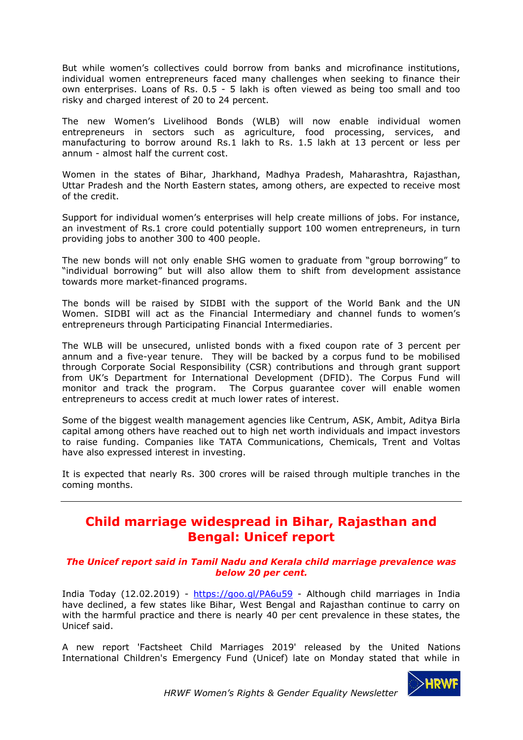But while women's collectives could borrow from banks and microfinance institutions, individual women entrepreneurs faced many challenges when seeking to finance their own enterprises. Loans of Rs. 0.5 - 5 lakh is often viewed as being too small and too risky and charged interest of 20 to 24 percent.

The new Women's Livelihood Bonds (WLB) will now enable individual women entrepreneurs in sectors such as agriculture, food processing, services, and manufacturing to borrow around Rs.1 lakh to Rs. 1.5 lakh at 13 percent or less per annum - almost half the current cost.

Women in the states of Bihar, Jharkhand, Madhya Pradesh, Maharashtra, Rajasthan, Uttar Pradesh and the North Eastern states, among others, are expected to receive most of the credit.

Support for individual women's enterprises will help create millions of jobs. For instance, an investment of Rs.1 crore could potentially support 100 women entrepreneurs, in turn providing jobs to another 300 to 400 people.

The new bonds will not only enable SHG women to graduate from "group borrowing" to "individual borrowing" but will also allow them to shift from development assistance towards more market-financed programs.

The bonds will be raised by SIDBI with the support of the World Bank and the UN Women. SIDBI will act as the Financial Intermediary and channel funds to women's entrepreneurs through Participating Financial Intermediaries.

The WLB will be unsecured, unlisted bonds with a fixed coupon rate of 3 percent per annum and a five-year tenure. They will be backed by a corpus fund to be mobilised through Corporate Social Responsibility (CSR) contributions and through grant support from UK's Department for International Development (DFID). The Corpus Fund will monitor and track the program. The Corpus guarantee cover will enable women entrepreneurs to access credit at much lower rates of interest.

Some of the biggest wealth management agencies like Centrum, ASK, Ambit, Aditya Birla capital among others have reached out to high net worth individuals and impact investors to raise funding. Companies like TATA Communications, Chemicals, Trent and Voltas have also expressed interest in investing.

It is expected that nearly Rs. 300 crores will be raised through multiple tranches in the coming months.

---

## Child marriage widespread in Bihar, Rajasthan and Bengal: Unicef report

***The Unicef report said in Tamil Nadu and Kerala child marriage prevalence was below 20 per cent.***

India Today (12.02.2019) - https://goo.gl/PA6u59 - Although child marriages in India have declined, a few states like Bihar, West Bengal and Rajasthan continue to carry on with the harmful practice and there is nearly 40 per cent prevalence in these states, the Unicef said.

A new report 'Factsheet Child Marriages 2019' released by the United Nations International Children's Emergency Fund (Unicef) late on Monday stated that while in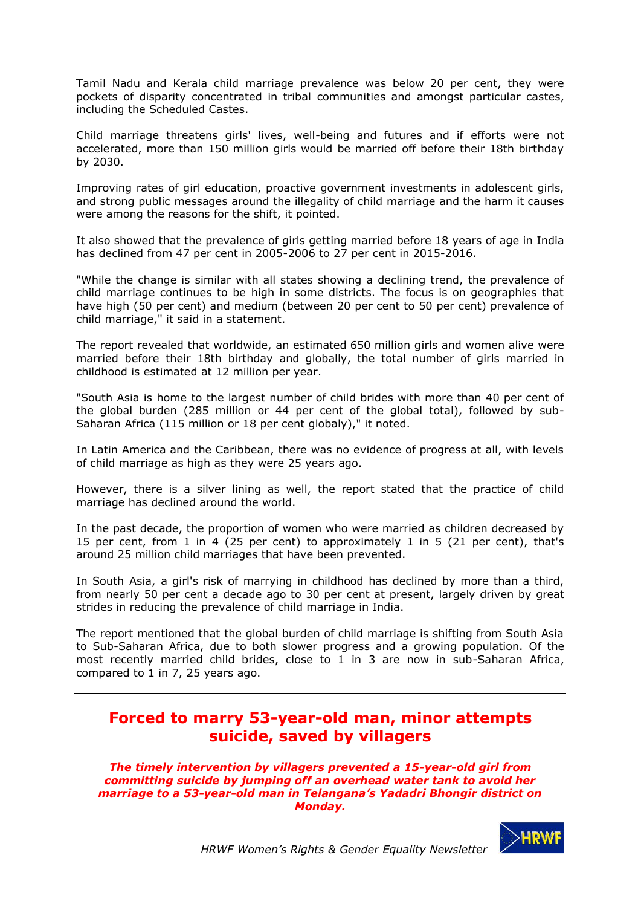Tamil Nadu and Kerala child marriage prevalence was below 20 per cent, they were pockets of disparity concentrated in tribal communities and amongst particular castes, including the Scheduled Castes.

Child marriage threatens girls' lives, well-being and futures and if efforts were not accelerated, more than 150 million girls would be married off before their 18th birthday by 2030.

Improving rates of girl education, proactive government investments in adolescent girls, and strong public messages around the illegality of child marriage and the harm it causes were among the reasons for the shift, it pointed.

It also showed that the prevalence of girls getting married before 18 years of age in India has declined from 47 per cent in 2005-2006 to 27 per cent in 2015-2016.

"While the change is similar with all states showing a declining trend, the prevalence of child marriage continues to be high in some districts. The focus is on geographies that have high (50 per cent) and medium (between 20 per cent to 50 per cent) prevalence of child marriage," it said in a statement.

The report revealed that worldwide, an estimated 650 million girls and women alive were married before their 18th birthday and globally, the total number of girls married in childhood is estimated at 12 million per year.

"South Asia is home to the largest number of child brides with more than 40 per cent of the global burden (285 million or 44 per cent of the global total), followed by sub-Saharan Africa (115 million or 18 per cent globaly)," it noted.

In Latin America and the Caribbean, there was no evidence of progress at all, with levels of child marriage as high as they were 25 years ago.

However, there is a silver lining as well, the report stated that the practice of child marriage has declined around the world.

In the past decade, the proportion of women who were married as children decreased by 15 per cent, from 1 in 4 (25 per cent) to approximately 1 in 5 (21 per cent), that's around 25 million child marriages that have been prevented.

In South Asia, a girl's risk of marrying in childhood has declined by more than a third, from nearly 50 per cent a decade ago to 30 per cent at present, largely driven by great strides in reducing the prevalence of child marriage in India.

The report mentioned that the global burden of child marriage is shifting from South Asia to Sub-Saharan Africa, due to both slower progress and a growing population. Of the most recently married child brides, close to 1 in 3 are now in sub-Saharan Africa, compared to 1 in 7, 25 years ago.

---

## Forced to marry 53-year-old man, minor attempts suicide, saved by villagers

***The timely intervention by villagers prevented a 15-year-old girl from committing suicide by jumping off an overhead water tank to avoid her marriage to a 53-year-old man in Telangana's Yadadri Bhongir district on Monday.***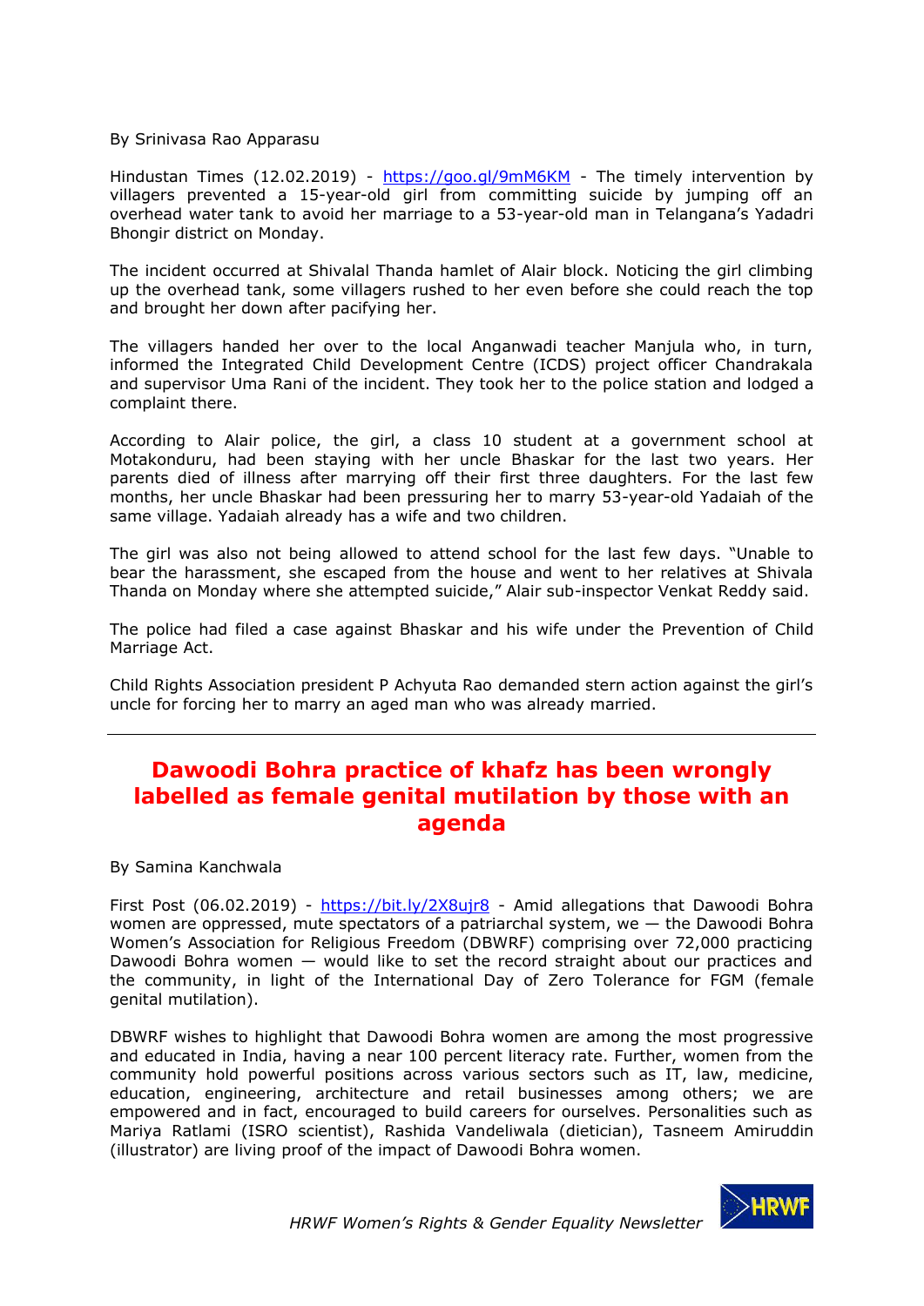By Srinivasa Rao Apparasu

Hindustan Times (12.02.2019) - https://goo.gl/9mM6KM - The timely intervention by villagers prevented a 15-year-old girl from committing suicide by jumping off an overhead water tank to avoid her marriage to a 53-year-old man in Telangana's Yadadri Bhongir district on Monday.

The incident occurred at Shivalal Thanda hamlet of Alair block. Noticing the girl climbing up the overhead tank, some villagers rushed to her even before she could reach the top and brought her down after pacifying her.

The villagers handed her over to the local Anganwadi teacher Manjula who, in turn, informed the Integrated Child Development Centre (ICDS) project officer Chandrakala and supervisor Uma Rani of the incident. They took her to the police station and lodged a complaint there.

According to Alair police, the girl, a class 10 student at a government school at Motakonduru, had been staying with her uncle Bhaskar for the last two years. Her parents died of illness after marrying off their first three daughters. For the last few months, her uncle Bhaskar had been pressuring her to marry 53-year-old Yadaiah of the same village. Yadaiah already has a wife and two children.

The girl was also not being allowed to attend school for the last few days. "Unable to bear the harassment, she escaped from the house and went to her relatives at Shivala Thanda on Monday where she attempted suicide," Alair sub-inspector Venkat Reddy said.

The police had filed a case against Bhaskar and his wife under the Prevention of Child Marriage Act.

Child Rights Association president P Achyuta Rao demanded stern action against the girl's uncle for forcing her to marry an aged man who was already married.

---

## Dawoodi Bohra practice of khafz has been wrongly labelled as female genital mutilation by those with an agenda

By Samina Kanchwala

First Post (06.02.2019) - https://bit.ly/2X8ujr8 - Amid allegations that Dawoodi Bohra women are oppressed, mute spectators of a patriarchal system, we — the Dawoodi Bohra Women's Association for Religious Freedom (DBWRF) comprising over 72,000 practicing Dawoodi Bohra women — would like to set the record straight about our practices and the community, in light of the International Day of Zero Tolerance for FGM (female genital mutilation).

DBWRF wishes to highlight that Dawoodi Bohra women are among the most progressive and educated in India, having a near 100 percent literacy rate. Further, women from the community hold powerful positions across various sectors such as IT, law, medicine, education, engineering, architecture and retail businesses among others; we are empowered and in fact, encouraged to build careers for ourselves. Personalities such as Mariya Ratlami (ISRO scientist), Rashida Vandeliwala (dietician), Tasneem Amiruddin (illustrator) are living proof of the impact of Dawoodi Bohra women.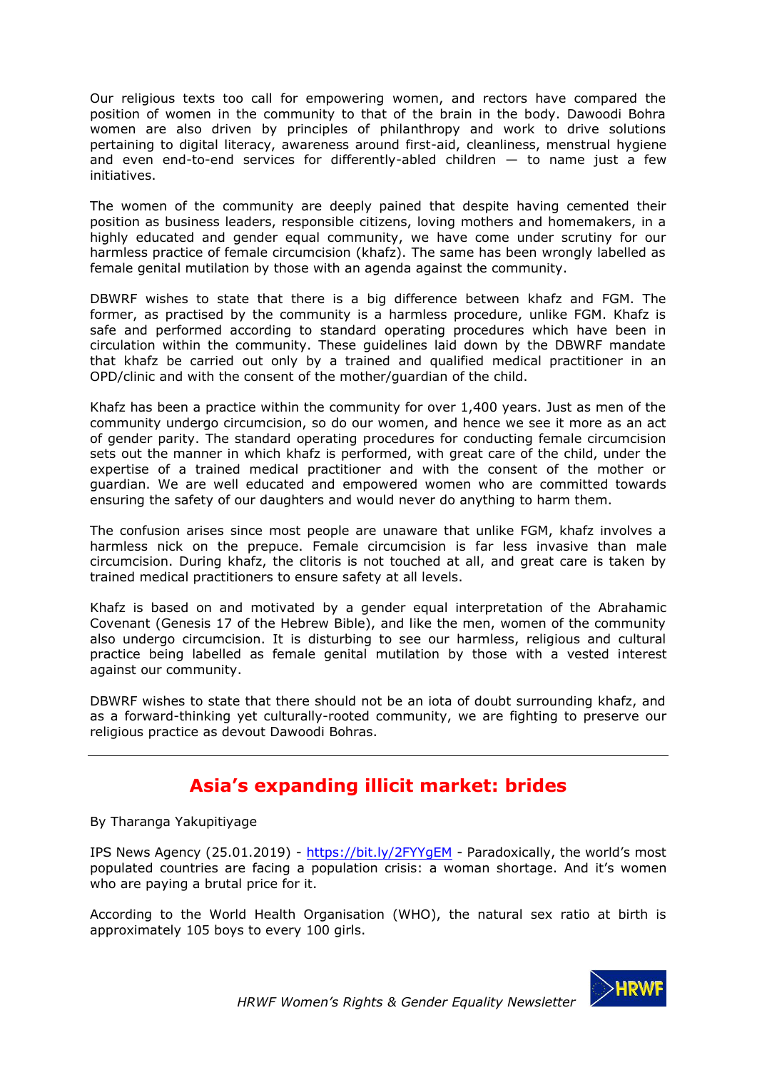Our religious texts too call for empowering women, and rectors have compared the position of women in the community to that of the brain in the body. Dawoodi Bohra women are also driven by principles of philanthropy and work to drive solutions pertaining to digital literacy, awareness around first-aid, cleanliness, menstrual hygiene and even end-to-end services for differently-abled children — to name just a few initiatives.

The women of the community are deeply pained that despite having cemented their position as business leaders, responsible citizens, loving mothers and homemakers, in a highly educated and gender equal community, we have come under scrutiny for our harmless practice of female circumcision (khafz). The same has been wrongly labelled as female genital mutilation by those with an agenda against the community.

DBWRF wishes to state that there is a big difference between khafz and FGM. The former, as practised by the community is a harmless procedure, unlike FGM. Khafz is safe and performed according to standard operating procedures which have been in circulation within the community. These guidelines laid down by the DBWRF mandate that khafz be carried out only by a trained and qualified medical practitioner in an OPD/clinic and with the consent of the mother/guardian of the child.

Khafz has been a practice within the community for over 1,400 years. Just as men of the community undergo circumcision, so do our women, and hence we see it more as an act of gender parity. The standard operating procedures for conducting female circumcision sets out the manner in which khafz is performed, with great care of the child, under the expertise of a trained medical practitioner and with the consent of the mother or guardian. We are well educated and empowered women who are committed towards ensuring the safety of our daughters and would never do anything to harm them.

The confusion arises since most people are unaware that unlike FGM, khafz involves a harmless nick on the prepuce. Female circumcision is far less invasive than male circumcision. During khafz, the clitoris is not touched at all, and great care is taken by trained medical practitioners to ensure safety at all levels.

Khafz is based on and motivated by a gender equal interpretation of the Abrahamic Covenant (Genesis 17 of the Hebrew Bible), and like the men, women of the community also undergo circumcision. It is disturbing to see our harmless, religious and cultural practice being labelled as female genital mutilation by those with a vested interest against our community.

DBWRF wishes to state that there should not be an iota of doubt surrounding khafz, and as a forward-thinking yet culturally-rooted community, we are fighting to preserve our religious practice as devout Dawoodi Bohras.

---

## Asia's expanding illicit market: brides

By Tharanga Yakupitiyage

IPS News Agency (25.01.2019) - https://bit.ly/2FYYgEM - Paradoxically, the world's most populated countries are facing a population crisis: a woman shortage. And it's women who are paying a brutal price for it.

According to the World Health Organisation (WHO), the natural sex ratio at birth is approximately 105 boys to every 100 girls.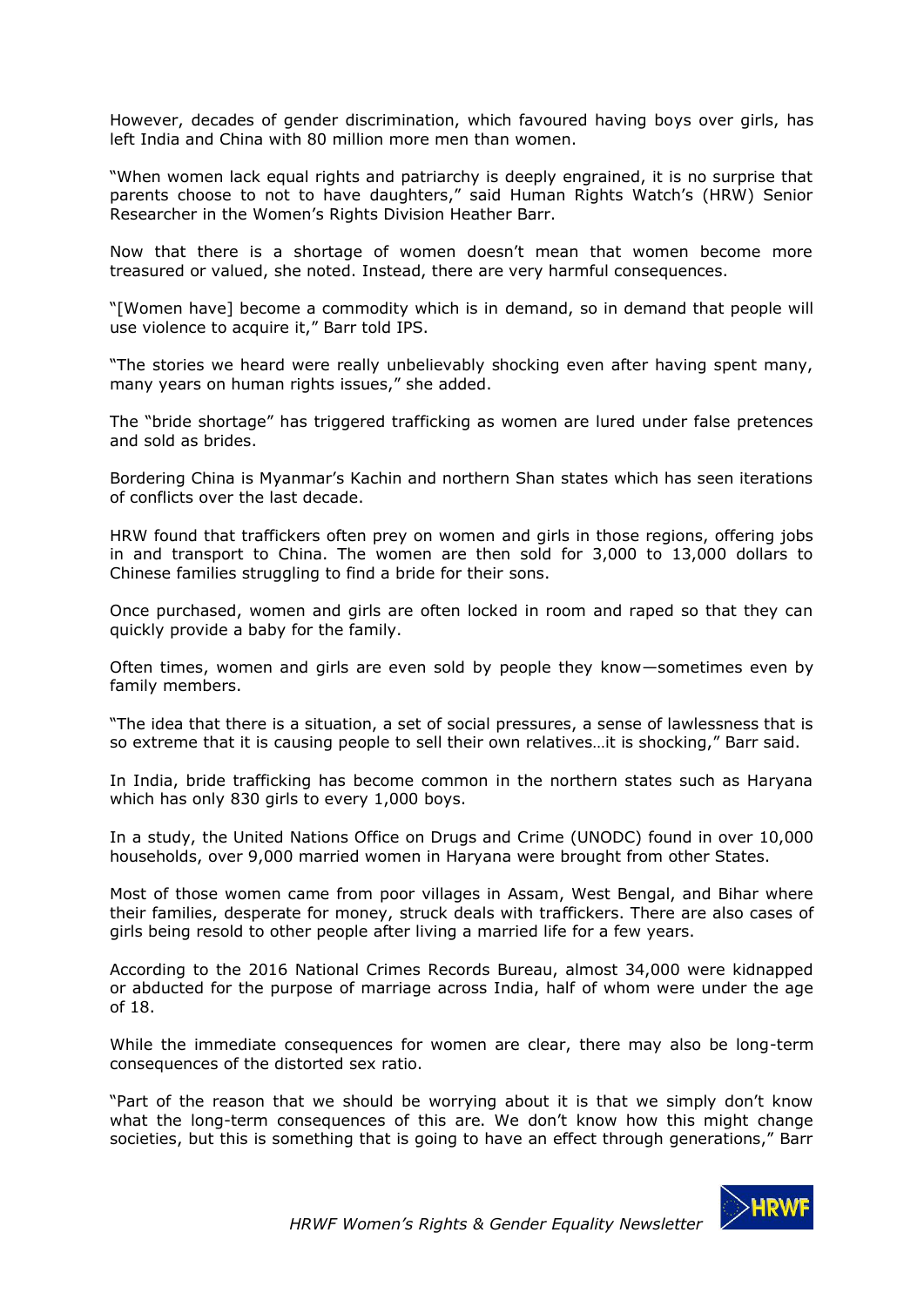However, decades of gender discrimination, which favoured having boys over girls, has left India and China with 80 million more men than women.

"When women lack equal rights and patriarchy is deeply engrained, it is no surprise that parents choose to not to have daughters," said Human Rights Watch's (HRW) Senior Researcher in the Women's Rights Division Heather Barr.

Now that there is a shortage of women doesn't mean that women become more treasured or valued, she noted. Instead, there are very harmful consequences.

"[Women have] become a commodity which is in demand, so in demand that people will use violence to acquire it," Barr told IPS.

"The stories we heard were really unbelievably shocking even after having spent many, many years on human rights issues," she added.

The "bride shortage" has triggered trafficking as women are lured under false pretences and sold as brides.

Bordering China is Myanmar's Kachin and northern Shan states which has seen iterations of conflicts over the last decade.

HRW found that traffickers often prey on women and girls in those regions, offering jobs in and transport to China. The women are then sold for 3,000 to 13,000 dollars to Chinese families struggling to find a bride for their sons.

Once purchased, women and girls are often locked in room and raped so that they can quickly provide a baby for the family.

Often times, women and girls are even sold by people they know—sometimes even by family members.

"The idea that there is a situation, a set of social pressures, a sense of lawlessness that is so extreme that it is causing people to sell their own relatives…it is shocking," Barr said.

In India, bride trafficking has become common in the northern states such as Haryana which has only 830 girls to every 1,000 boys.

In a study, the United Nations Office on Drugs and Crime (UNODC) found in over 10,000 households, over 9,000 married women in Haryana were brought from other States.

Most of those women came from poor villages in Assam, West Bengal, and Bihar where their families, desperate for money, struck deals with traffickers. There are also cases of girls being resold to other people after living a married life for a few years.

According to the 2016 National Crimes Records Bureau, almost 34,000 were kidnapped or abducted for the purpose of marriage across India, half of whom were under the age of 18.

While the immediate consequences for women are clear, there may also be long-term consequences of the distorted sex ratio.

"Part of the reason that we should be worrying about it is that we simply don't know what the long-term consequences of this are. We don't know how this might change societies, but this is something that is going to have an effect through generations," Barr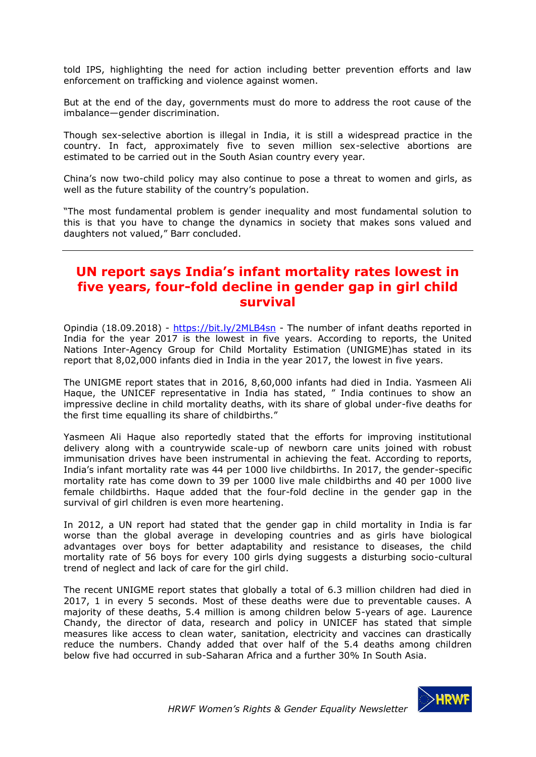told IPS, highlighting the need for action including better prevention efforts and law enforcement on trafficking and violence against women.

But at the end of the day, governments must do more to address the root cause of the imbalance—gender discrimination.

Though sex-selective abortion is illegal in India, it is still a widespread practice in the country. In fact, approximately five to seven million sex-selective abortions are estimated to be carried out in the South Asian country every year.

China's now two-child policy may also continue to pose a threat to women and girls, as well as the future stability of the country's population.

"The most fundamental problem is gender inequality and most fundamental solution to this is that you have to change the dynamics in society that makes sons valued and daughters not valued," Barr concluded.

---

## UN report says India's infant mortality rates lowest in five years, four-fold decline in gender gap in girl child survival

Opindia (18.09.2018) - https://bit.ly/2MLB4sn - The number of infant deaths reported in India for the year 2017 is the lowest in five years. According to reports, the United Nations Inter-Agency Group for Child Mortality Estimation (UNIGME)has stated in its report that 8,02,000 infants died in India in the year 2017, the lowest in five years.

The UNIGME report states that in 2016, 8,60,000 infants had died in India. Yasmeen Ali Haque, the UNICEF representative in India has stated, " India continues to show an impressive decline in child mortality deaths, with its share of global under-five deaths for the first time equalling its share of childbirths."

Yasmeen Ali Haque also reportedly stated that the efforts for improving institutional delivery along with a countrywide scale-up of newborn care units joined with robust immunisation drives have been instrumental in achieving the feat. According to reports, India's infant mortality rate was 44 per 1000 live childbirths. In 2017, the gender-specific mortality rate has come down to 39 per 1000 live male childbirths and 40 per 1000 live female childbirths. Haque added that the four-fold decline in the gender gap in the survival of girl children is even more heartening.

In 2012, a UN report had stated that the gender gap in child mortality in India is far worse than the global average in developing countries and as girls have biological advantages over boys for better adaptability and resistance to diseases, the child mortality rate of 56 boys for every 100 girls dying suggests a disturbing socio-cultural trend of neglect and lack of care for the girl child.

The recent UNIGME report states that globally a total of 6.3 million children had died in 2017, 1 in every 5 seconds. Most of these deaths were due to preventable causes. A majority of these deaths, 5.4 million is among children below 5-years of age. Laurence Chandy, the director of data, research and policy in UNICEF has stated that simple measures like access to clean water, sanitation, electricity and vaccines can drastically reduce the numbers. Chandy added that over half of the 5.4 deaths among children below five had occurred in sub-Saharan Africa and a further 30% In South Asia.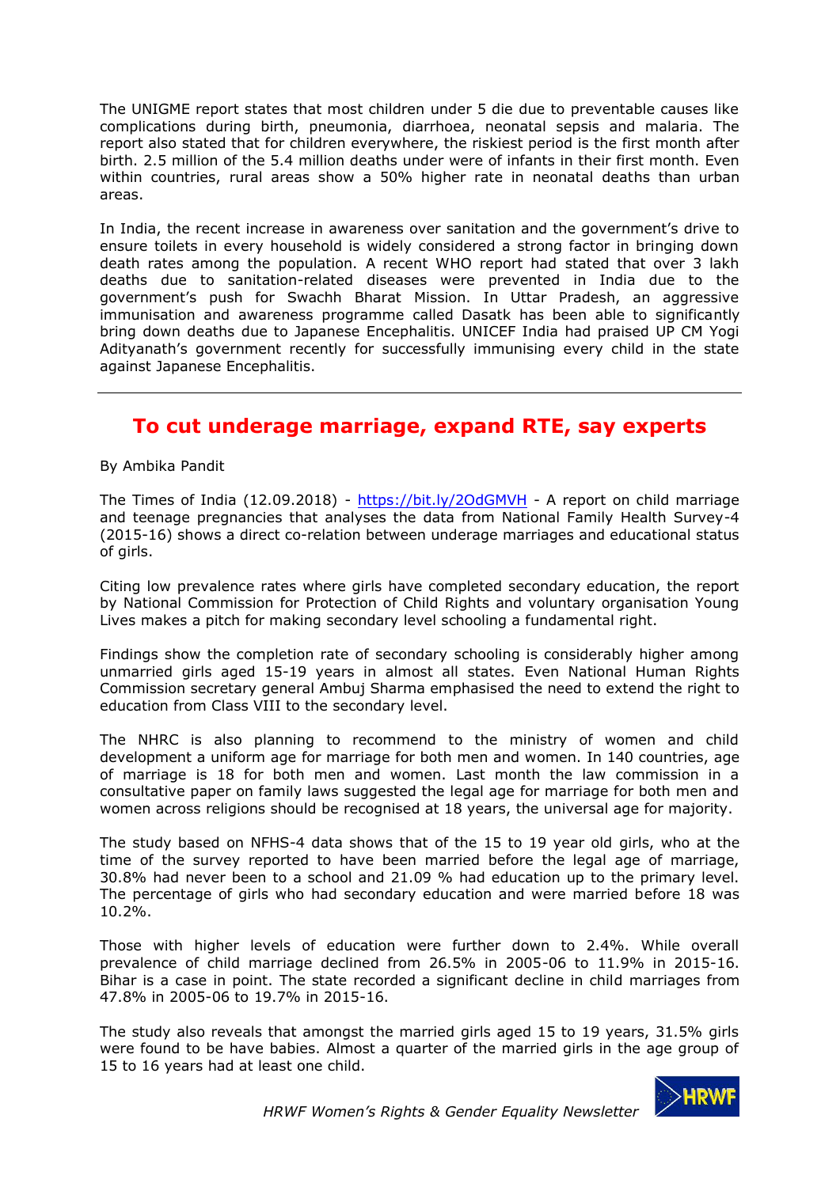The UNIGME report states that most children under 5 die due to preventable causes like complications during birth, pneumonia, diarrhoea, neonatal sepsis and malaria. The report also stated that for children everywhere, the riskiest period is the first month after birth. 2.5 million of the 5.4 million deaths under were of infants in their first month. Even within countries, rural areas show a 50% higher rate in neonatal deaths than urban areas.

In India, the recent increase in awareness over sanitation and the government's drive to ensure toilets in every household is widely considered a strong factor in bringing down death rates among the population. A recent WHO report had stated that over 3 lakh deaths due to sanitation-related diseases were prevented in India due to the government's push for Swachh Bharat Mission. In Uttar Pradesh, an aggressive immunisation and awareness programme called Dasatk has been able to significantly bring down deaths due to Japanese Encephalitis. UNICEF India had praised UP CM Yogi Adityanath's government recently for successfully immunising every child in the state against Japanese Encephalitis.

---

## To cut underage marriage, expand RTE, say experts

By Ambika Pandit

The Times of India (12.09.2018) - https://bit.ly/2OdGMVH - A report on child marriage and teenage pregnancies that analyses the data from National Family Health Survey-4 (2015-16) shows a direct co-relation between underage marriages and educational status of girls.

Citing low prevalence rates where girls have completed secondary education, the report by National Commission for Protection of Child Rights and voluntary organisation Young Lives makes a pitch for making secondary level schooling a fundamental right.

Findings show the completion rate of secondary schooling is considerably higher among unmarried girls aged 15-19 years in almost all states. Even National Human Rights Commission secretary general Ambuj Sharma emphasised the need to extend the right to education from Class VIII to the secondary level.

The NHRC is also planning to recommend to the ministry of women and child development a uniform age for marriage for both men and women. In 140 countries, age of marriage is 18 for both men and women. Last month the law commission in a consultative paper on family laws suggested the legal age for marriage for both men and women across religions should be recognised at 18 years, the universal age for majority.

The study based on NFHS-4 data shows that of the 15 to 19 year old girls, who at the time of the survey reported to have been married before the legal age of marriage, 30.8% had never been to a school and 21.09 % had education up to the primary level. The percentage of girls who had secondary education and were married before 18 was 10.2%.

Those with higher levels of education were further down to 2.4%. While overall prevalence of child marriage declined from 26.5% in 2005-06 to 11.9% in 2015-16. Bihar is a case in point. The state recorded a significant decline in child marriages from 47.8% in 2005-06 to 19.7% in 2015-16.

The study also reveals that amongst the married girls aged 15 to 19 years, 31.5% girls were found to be have babies. Almost a quarter of the married girls in the age group of 15 to 16 years had at least one child.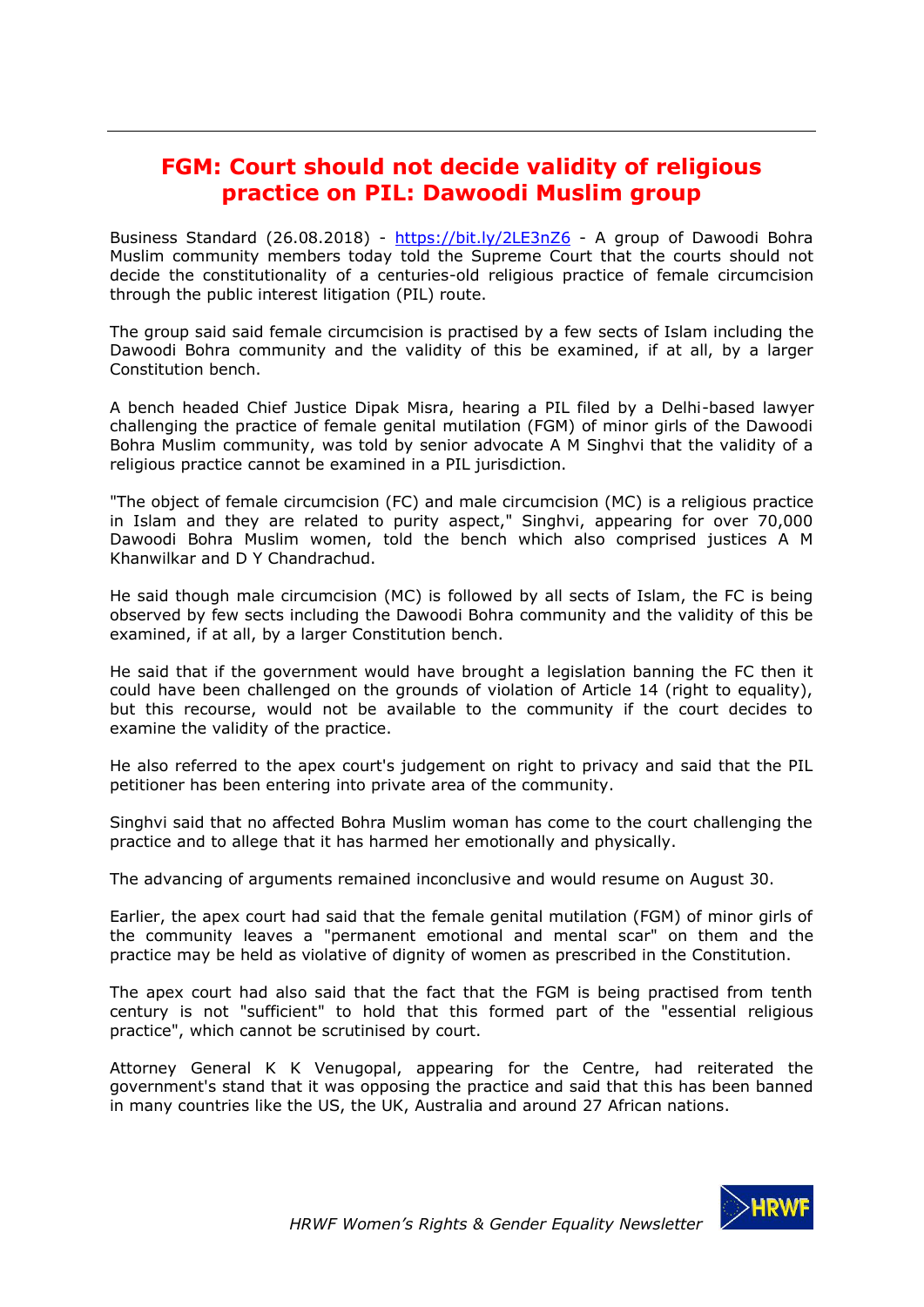## FGM: Court should not decide validity of religious practice on PIL: Dawoodi Muslim group

Business Standard (26.08.2018) - https://bit.ly/2LE3nZ6 - A group of Dawoodi Bohra Muslim community members today told the Supreme Court that the courts should not decide the constitutionality of a centuries-old religious practice of female circumcision through the public interest litigation (PIL) route.

The group said said female circumcision is practised by a few sects of Islam including the Dawoodi Bohra community and the validity of this be examined, if at all, by a larger Constitution bench.

A bench headed Chief Justice Dipak Misra, hearing a PIL filed by a Delhi-based lawyer challenging the practice of female genital mutilation (FGM) of minor girls of the Dawoodi Bohra Muslim community, was told by senior advocate A M Singhvi that the validity of a religious practice cannot be examined in a PIL jurisdiction.

"The object of female circumcision (FC) and male circumcision (MC) is a religious practice in Islam and they are related to purity aspect," Singhvi, appearing for over 70,000 Dawoodi Bohra Muslim women, told the bench which also comprised justices A M Khanwilkar and D Y Chandrachud.

He said though male circumcision (MC) is followed by all sects of Islam, the FC is being observed by few sects including the Dawoodi Bohra community and the validity of this be examined, if at all, by a larger Constitution bench.

He said that if the government would have brought a legislation banning the FC then it could have been challenged on the grounds of violation of Article 14 (right to equality), but this recourse, would not be available to the community if the court decides to examine the validity of the practice.

He also referred to the apex court's judgement on right to privacy and said that the PIL petitioner has been entering into private area of the community.

Singhvi said that no affected Bohra Muslim woman has come to the court challenging the practice and to allege that it has harmed her emotionally and physically.

The advancing of arguments remained inconclusive and would resume on August 30.

Earlier, the apex court had said that the female genital mutilation (FGM) of minor girls of the community leaves a "permanent emotional and mental scar" on them and the practice may be held as violative of dignity of women as prescribed in the Constitution.

The apex court had also said that the fact that the FGM is being practised from tenth century is not "sufficient" to hold that this formed part of the "essential religious practice", which cannot be scrutinised by court.

Attorney General K K Venugopal, appearing for the Centre, had reiterated the government's stand that it was opposing the practice and said that this has been banned in many countries like the US, the UK, Australia and around 27 African nations.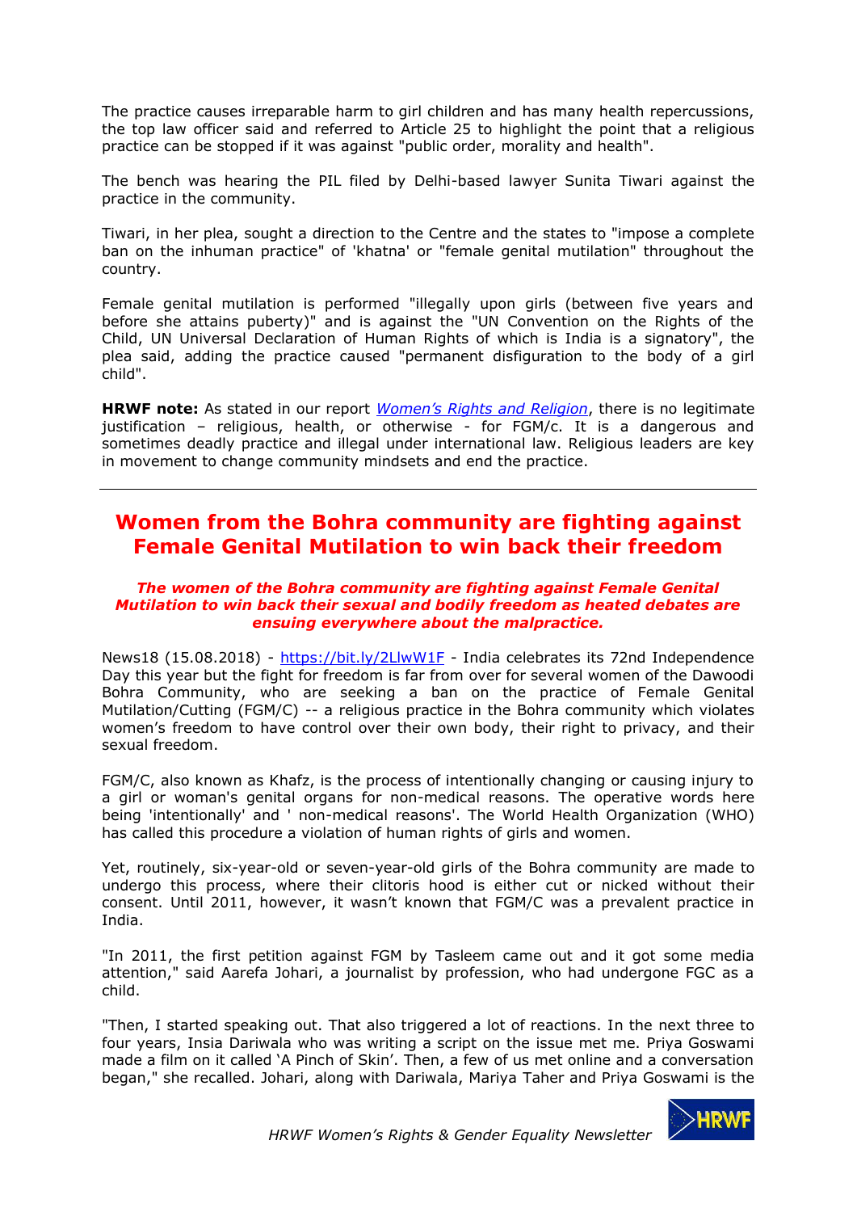The practice causes irreparable harm to girl children and has many health repercussions, the top law officer said and referred to Article 25 to highlight the point that a religious practice can be stopped if it was against "public order, morality and health".

The bench was hearing the PIL filed by Delhi-based lawyer Sunita Tiwari against the practice in the community.

Tiwari, in her plea, sought a direction to the Centre and the states to "impose a complete ban on the inhuman practice" of 'khatna' or "female genital mutilation" throughout the country.

Female genital mutilation is performed "illegally upon girls (between five years and before she attains puberty)" and is against the "UN Convention on the Rights of the Child, UN Universal Declaration of Human Rights of which is India is a signatory", the plea said, adding the practice caused "permanent disfiguration to the body of a girl child".

**HRWF note:** As stated in our report *[Women's Rights and Religion](#)*, there is no legitimate justification – religious, health, or otherwise - for FGM/c. It is a dangerous and sometimes deadly practice and illegal under international law. Religious leaders are key in movement to change community mindsets and end the practice.

---

## Women from the Bohra community are fighting against Female Genital Mutilation to win back their freedom

***The women of the Bohra community are fighting against Female Genital Mutilation to win back their sexual and bodily freedom as heated debates are ensuing everywhere about the malpractice.***

News18 (15.08.2018) - https://bit.ly/2LlwW1F - India celebrates its 72nd Independence Day this year but the fight for freedom is far from over for several women of the Dawoodi Bohra Community, who are seeking a ban on the practice of Female Genital Mutilation/Cutting (FGM/C) -- a religious practice in the Bohra community which violates women's freedom to have control over their own body, their right to privacy, and their sexual freedom.

FGM/C, also known as Khafz, is the process of intentionally changing or causing injury to a girl or woman's genital organs for non-medical reasons. The operative words here being 'intentionally' and ' non-medical reasons'. The World Health Organization (WHO) has called this procedure a violation of human rights of girls and women.

Yet, routinely, six-year-old or seven-year-old girls of the Bohra community are made to undergo this process, where their clitoris hood is either cut or nicked without their consent. Until 2011, however, it wasn't known that FGM/C was a prevalent practice in India.

"In 2011, the first petition against FGM by Tasleem came out and it got some media attention," said Aarefa Johari, a journalist by profession, who had undergone FGC as a child.

"Then, I started speaking out. That also triggered a lot of reactions. In the next three to four years, Insia Dariwala who was writing a script on the issue met me. Priya Goswami made a film on it called 'A Pinch of Skin'. Then, a few of us met online and a conversation began," she recalled. Johari, along with Dariwala, Mariya Taher and Priya Goswami is the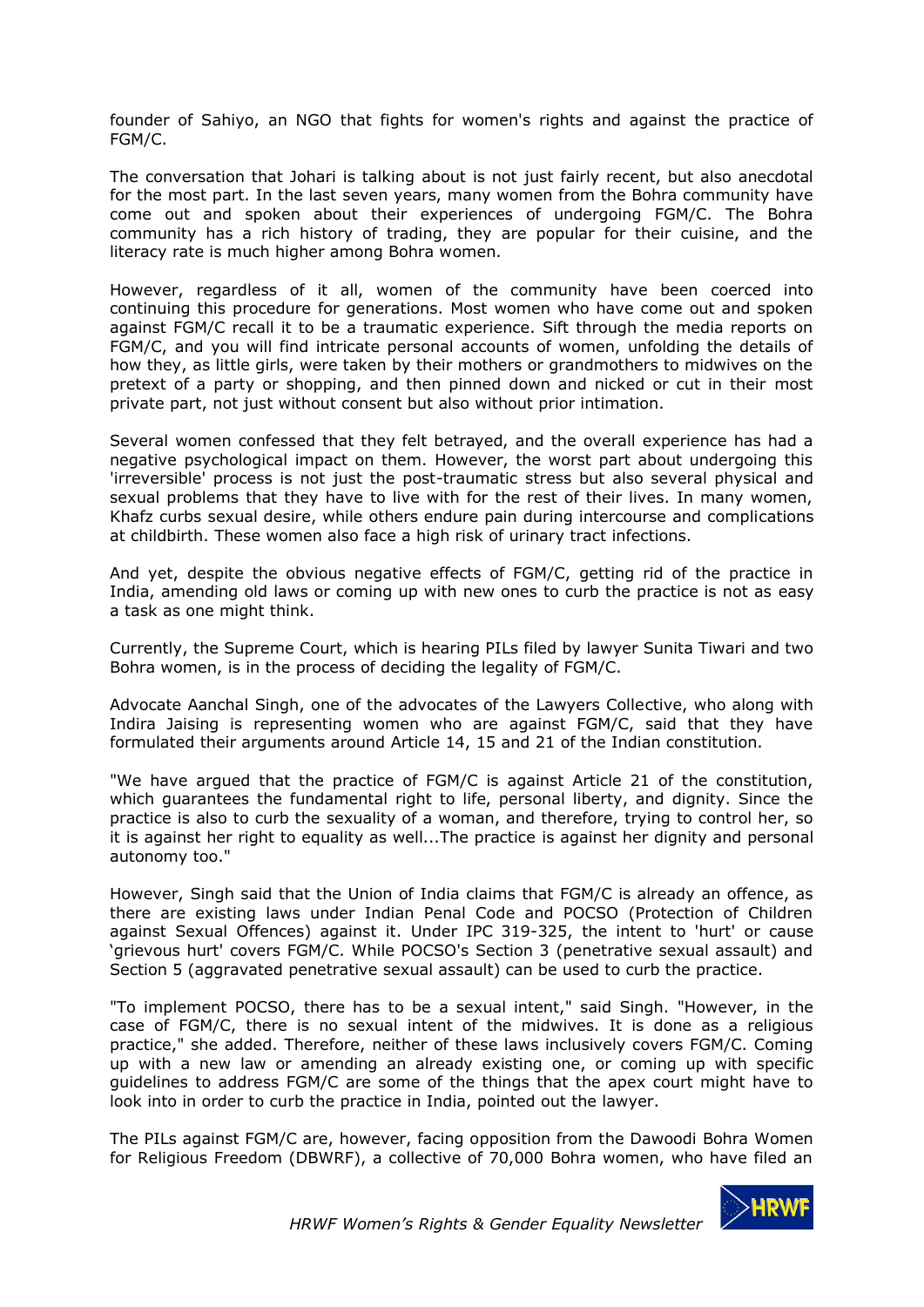founder of Sahiyo, an NGO that fights for women's rights and against the practice of FGM/C.

The conversation that Johari is talking about is not just fairly recent, but also anecdotal for the most part. In the last seven years, many women from the Bohra community have come out and spoken about their experiences of undergoing FGM/C. The Bohra community has a rich history of trading, they are popular for their cuisine, and the literacy rate is much higher among Bohra women.

However, regardless of it all, women of the community have been coerced into continuing this procedure for generations. Most women who have come out and spoken against FGM/C recall it to be a traumatic experience. Sift through the media reports on FGM/C, and you will find intricate personal accounts of women, unfolding the details of how they, as little girls, were taken by their mothers or grandmothers to midwives on the pretext of a party or shopping, and then pinned down and nicked or cut in their most private part, not just without consent but also without prior intimation.

Several women confessed that they felt betrayed, and the overall experience has had a negative psychological impact on them. However, the worst part about undergoing this 'irreversible' process is not just the post-traumatic stress but also several physical and sexual problems that they have to live with for the rest of their lives. In many women, Khafz curbs sexual desire, while others endure pain during intercourse and complications at childbirth. These women also face a high risk of urinary tract infections.

And yet, despite the obvious negative effects of FGM/C, getting rid of the practice in India, amending old laws or coming up with new ones to curb the practice is not as easy a task as one might think.

Currently, the Supreme Court, which is hearing PILs filed by lawyer Sunita Tiwari and two Bohra women, is in the process of deciding the legality of FGM/C.

Advocate Aanchal Singh, one of the advocates of the Lawyers Collective, who along with Indira Jaising is representing women who are against FGM/C, said that they have formulated their arguments around Article 14, 15 and 21 of the Indian constitution.

"We have argued that the practice of FGM/C is against Article 21 of the constitution, which guarantees the fundamental right to life, personal liberty, and dignity. Since the practice is also to curb the sexuality of a woman, and therefore, trying to control her, so it is against her right to equality as well...The practice is against her dignity and personal autonomy too."

However, Singh said that the Union of India claims that FGM/C is already an offence, as there are existing laws under Indian Penal Code and POCSO (Protection of Children against Sexual Offences) against it. Under IPC 319-325, the intent to 'hurt' or cause 'grievous hurt' covers FGM/C. While POCSO's Section 3 (penetrative sexual assault) and Section 5 (aggravated penetrative sexual assault) can be used to curb the practice.

"To implement POCSO, there has to be a sexual intent," said Singh. "However, in the case of FGM/C, there is no sexual intent of the midwives. It is done as a religious practice," she added. Therefore, neither of these laws inclusively covers FGM/C. Coming up with a new law or amending an already existing one, or coming up with specific guidelines to address FGM/C are some of the things that the apex court might have to look into in order to curb the practice in India, pointed out the lawyer.

The PILs against FGM/C are, however, facing opposition from the Dawoodi Bohra Women for Religious Freedom (DBWRF), a collective of 70,000 Bohra women, who have filed an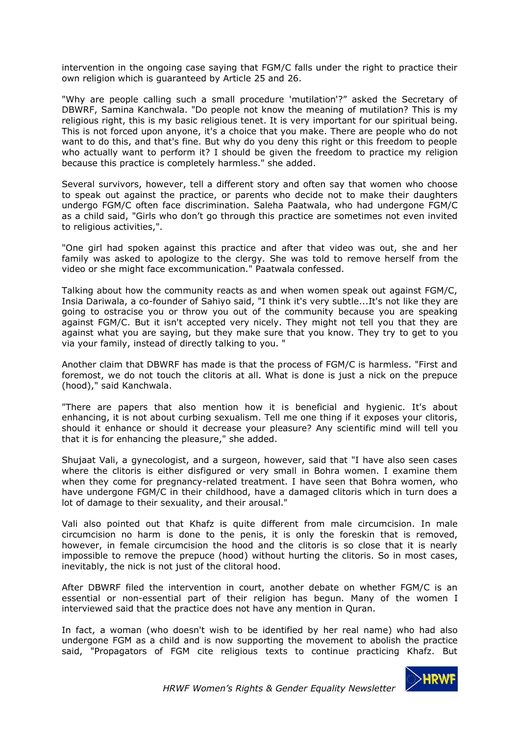intervention in the ongoing case saying that FGM/C falls under the right to practice their own religion which is guaranteed by Article 25 and 26.

"Why are people calling such a small procedure 'mutilation'?" asked the Secretary of DBWRF, Samina Kanchwala. "Do people not know the meaning of mutilation? This is my religious right, this is my basic religious tenet. It is very important for our spiritual being. This is not forced upon anyone, it's a choice that you make. There are people who do not want to do this, and that's fine. But why do you deny this right or this freedom to people who actually want to perform it? I should be given the freedom to practice my religion because this practice is completely harmless." she added.

Several survivors, however, tell a different story and often say that women who choose to speak out against the practice, or parents who decide not to make their daughters undergo FGM/C often face discrimination. Saleha Paatwala, who had undergone FGM/C as a child said, "Girls who don't go through this practice are sometimes not even invited to religious activities,".

"One girl had spoken against this practice and after that video was out, she and her family was asked to apologize to the clergy. She was told to remove herself from the video or she might face excommunication." Paatwala confessed.

Talking about how the community reacts as and when women speak out against FGM/C, Insia Dariwala, a co-founder of Sahiyo said, "I think it's very subtle...It's not like they are going to ostracise you or throw you out of the community because you are speaking against FGM/C. But it isn't accepted very nicely. They might not tell you that they are against what you are saying, but they make sure that you know. They try to get to you via your family, instead of directly talking to you. "

Another claim that DBWRF has made is that the process of FGM/C is harmless. "First and foremost, we do not touch the clitoris at all. What is done is just a nick on the prepuce (hood)," said Kanchwala.

"There are papers that also mention how it is beneficial and hygienic. It's about enhancing, it is not about curbing sexualism. Tell me one thing if it exposes your clitoris, should it enhance or should it decrease your pleasure? Any scientific mind will tell you that it is for enhancing the pleasure," she added.

Shujaat Vali, a gynecologist, and a surgeon, however, said that "I have also seen cases where the clitoris is either disfigured or very small in Bohra women. I examine them when they come for pregnancy-related treatment. I have seen that Bohra women, who have undergone FGM/C in their childhood, have a damaged clitoris which in turn does a lot of damage to their sexuality, and their arousal."

Vali also pointed out that Khafz is quite different from male circumcision. In male circumcision no harm is done to the penis, it is only the foreskin that is removed, however, in female circumcision the hood and the clitoris is so close that it is nearly impossible to remove the prepuce (hood) without hurting the clitoris. So in most cases, inevitably, the nick is not just of the clitoral hood.

After DBWRF filed the intervention in court, another debate on whether FGM/C is an essential or non-essential part of their religion has begun. Many of the women I interviewed said that the practice does not have any mention in Quran.

In fact, a woman (who doesn't wish to be identified by her real name) who had also undergone FGM as a child and is now supporting the movement to abolish the practice said, "Propagators of FGM cite religious texts to continue practicing Khafz. But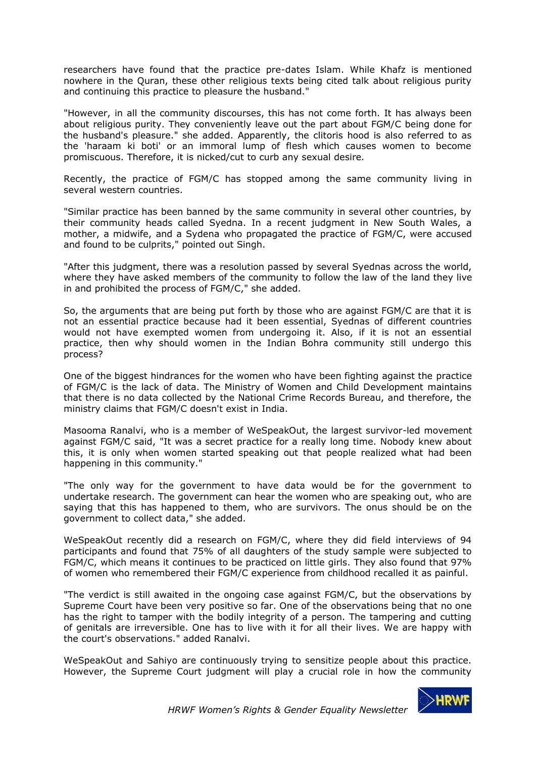researchers have found that the practice pre-dates Islam. While Khafz is mentioned nowhere in the Quran, these other religious texts being cited talk about religious purity and continuing this practice to pleasure the husband."

"However, in all the community discourses, this has not come forth. It has always been about religious purity. They conveniently leave out the part about FGM/C being done for the husband's pleasure." she added. Apparently, the clitoris hood is also referred to as the 'haraam ki boti' or an immoral lump of flesh which causes women to become promiscuous. Therefore, it is nicked/cut to curb any sexual desire.

Recently, the practice of FGM/C has stopped among the same community living in several western countries.

"Similar practice has been banned by the same community in several other countries, by their community heads called Syedna. In a recent judgment in New South Wales, a mother, a midwife, and a Sydena who propagated the practice of FGM/C, were accused and found to be culprits," pointed out Singh.

"After this judgment, there was a resolution passed by several Syednas across the world, where they have asked members of the community to follow the law of the land they live in and prohibited the process of FGM/C," she added.

So, the arguments that are being put forth by those who are against FGM/C are that it is not an essential practice because had it been essential, Syednas of different countries would not have exempted women from undergoing it. Also, if it is not an essential practice, then why should women in the Indian Bohra community still undergo this process?

One of the biggest hindrances for the women who have been fighting against the practice of FGM/C is the lack of data. The Ministry of Women and Child Development maintains that there is no data collected by the National Crime Records Bureau, and therefore, the ministry claims that FGM/C doesn't exist in India.

Masooma Ranalvi, who is a member of WeSpeakOut, the largest survivor-led movement against FGM/C said, "It was a secret practice for a really long time. Nobody knew about this, it is only when women started speaking out that people realized what had been happening in this community."

"The only way for the government to have data would be for the government to undertake research. The government can hear the women who are speaking out, who are saying that this has happened to them, who are survivors. The onus should be on the government to collect data," she added.

WeSpeakOut recently did a research on FGM/C, where they did field interviews of 94 participants and found that 75% of all daughters of the study sample were subjected to FGM/C, which means it continues to be practiced on little girls. They also found that 97% of women who remembered their FGM/C experience from childhood recalled it as painful.

"The verdict is still awaited in the ongoing case against FGM/C, but the observations by Supreme Court have been very positive so far. One of the observations being that no one has the right to tamper with the bodily integrity of a person. The tampering and cutting of genitals are irreversible. One has to live with it for all their lives. We are happy with the court's observations." added Ranalvi.

WeSpeakOut and Sahiyo are continuously trying to sensitize people about this practice. However, the Supreme Court judgment will play a crucial role in how the community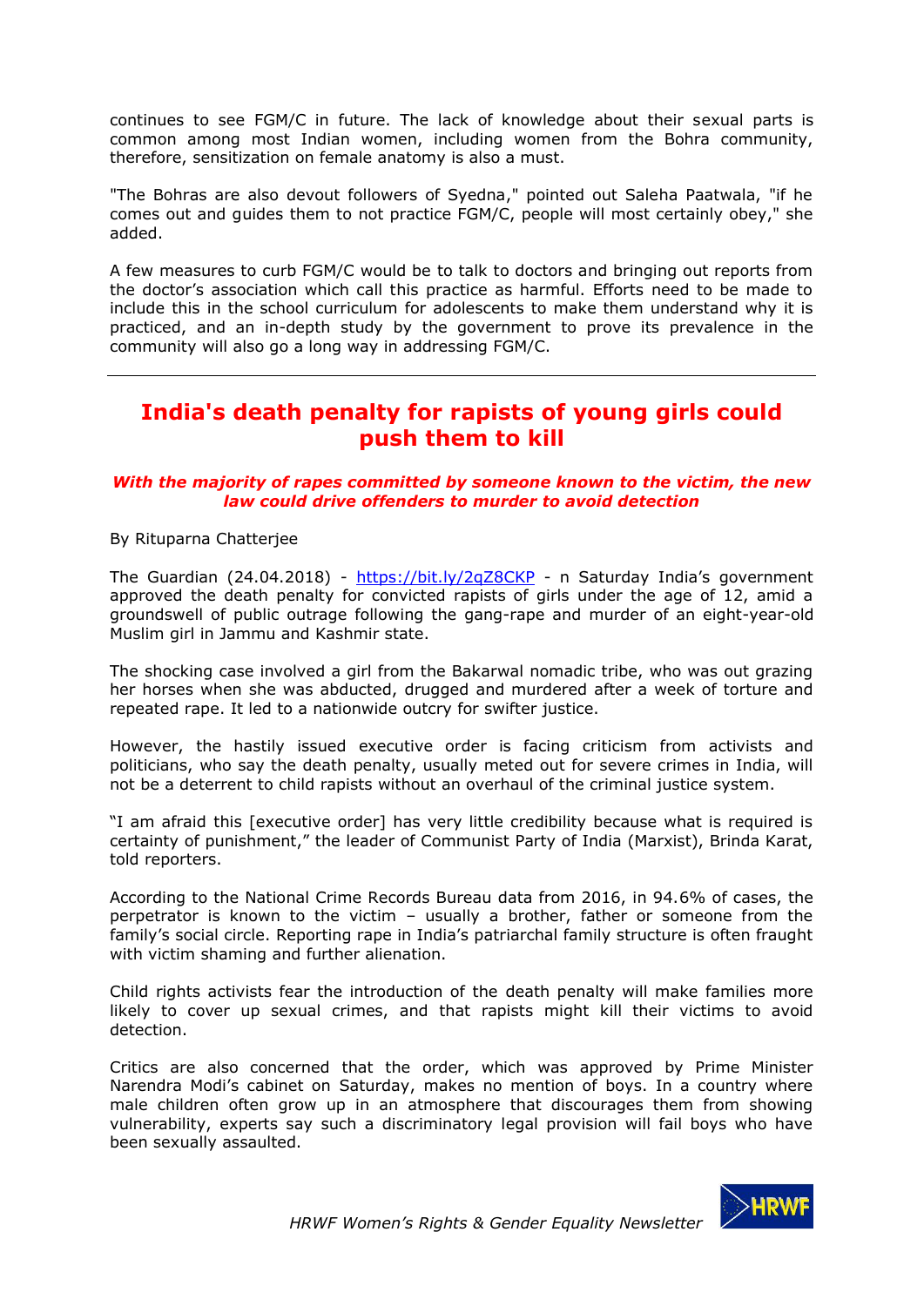continues to see FGM/C in future. The lack of knowledge about their sexual parts is common among most Indian women, including women from the Bohra community, therefore, sensitization on female anatomy is also a must.

"The Bohras are also devout followers of Syedna," pointed out Saleha Paatwala, "if he comes out and guides them to not practice FGM/C, people will most certainly obey," she added.

A few measures to curb FGM/C would be to talk to doctors and bringing out reports from the doctor's association which call this practice as harmful. Efforts need to be made to include this in the school curriculum for adolescents to make them understand why it is practiced, and an in-depth study by the government to prove its prevalence in the community will also go a long way in addressing FGM/C.

---

## India's death penalty for rapists of young girls could push them to kill

***With the majority of rapes committed by someone known to the victim, the new law could drive offenders to murder to avoid detection***

By Rituparna Chatterjee

The Guardian (24.04.2018) - https://bit.ly/2qZ8CKP - n Saturday India's government approved the death penalty for convicted rapists of girls under the age of 12, amid a groundswell of public outrage following the gang-rape and murder of an eight-year-old Muslim girl in Jammu and Kashmir state.

The shocking case involved a girl from the Bakarwal nomadic tribe, who was out grazing her horses when she was abducted, drugged and murdered after a week of torture and repeated rape. It led to a nationwide outcry for swifter justice.

However, the hastily issued executive order is facing criticism from activists and politicians, who say the death penalty, usually meted out for severe crimes in India, will not be a deterrent to child rapists without an overhaul of the criminal justice system.

"I am afraid this [executive order] has very little credibility because what is required is certainty of punishment," the leader of Communist Party of India (Marxist), Brinda Karat, told reporters.

According to the National Crime Records Bureau data from 2016, in 94.6% of cases, the perpetrator is known to the victim – usually a brother, father or someone from the family's social circle. Reporting rape in India's patriarchal family structure is often fraught with victim shaming and further alienation.

Child rights activists fear the introduction of the death penalty will make families more likely to cover up sexual crimes, and that rapists might kill their victims to avoid detection.

Critics are also concerned that the order, which was approved by Prime Minister Narendra Modi's cabinet on Saturday, makes no mention of boys. In a country where male children often grow up in an atmosphere that discourages them from showing vulnerability, experts say such a discriminatory legal provision will fail boys who have been sexually assaulted.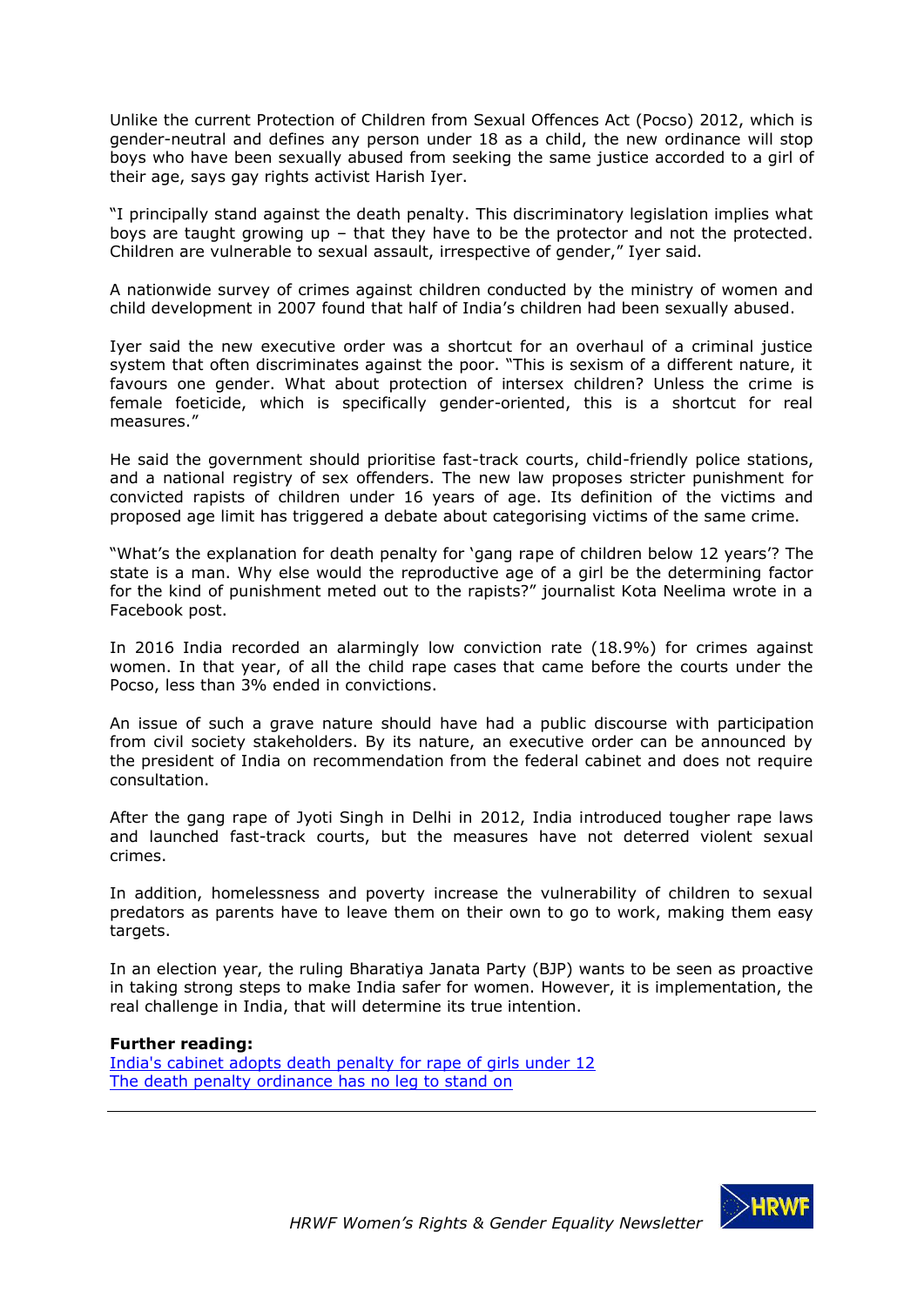Unlike the current Protection of Children from Sexual Offences Act (Pocso) 2012, which is gender-neutral and defines any person under 18 as a child, the new ordinance will stop boys who have been sexually abused from seeking the same justice accorded to a girl of their age, says gay rights activist Harish Iyer.

"I principally stand against the death penalty. This discriminatory legislation implies what boys are taught growing up – that they have to be the protector and not the protected. Children are vulnerable to sexual assault, irrespective of gender," Iyer said.

A nationwide survey of crimes against children conducted by the ministry of women and child development in 2007 found that half of India's children had been sexually abused.

Iyer said the new executive order was a shortcut for an overhaul of a criminal justice system that often discriminates against the poor. "This is sexism of a different nature, it favours one gender. What about protection of intersex children? Unless the crime is female foeticide, which is specifically gender-oriented, this is a shortcut for real measures."

He said the government should prioritise fast-track courts, child-friendly police stations, and a national registry of sex offenders. The new law proposes stricter punishment for convicted rapists of children under 16 years of age. Its definition of the victims and proposed age limit has triggered a debate about categorising victims of the same crime.

"What's the explanation for death penalty for 'gang rape of children below 12 years'? The state is a man. Why else would the reproductive age of a girl be the determining factor for the kind of punishment meted out to the rapists?" journalist Kota Neelima wrote in a Facebook post.

In 2016 India recorded an alarmingly low conviction rate (18.9%) for crimes against women. In that year, of all the child rape cases that came before the courts under the Pocso, less than 3% ended in convictions.

An issue of such a grave nature should have had a public discourse with participation from civil society stakeholders. By its nature, an executive order can be announced by the president of India on recommendation from the federal cabinet and does not require consultation.

After the gang rape of Jyoti Singh in Delhi in 2012, India introduced tougher rape laws and launched fast-track courts, but the measures have not deterred violent sexual crimes.

In addition, homelessness and poverty increase the vulnerability of children to sexual predators as parents have to leave them on their own to go to work, making them easy targets.

In an election year, the ruling Bharatiya Janata Party (BJP) wants to be seen as proactive in taking strong steps to make India safer for women. However, it is implementation, the real challenge in India, that will determine its true intention.

**Further reading:**
India's cabinet adopts death penalty for rape of girls under 12
The death penalty ordinance has no leg to stand on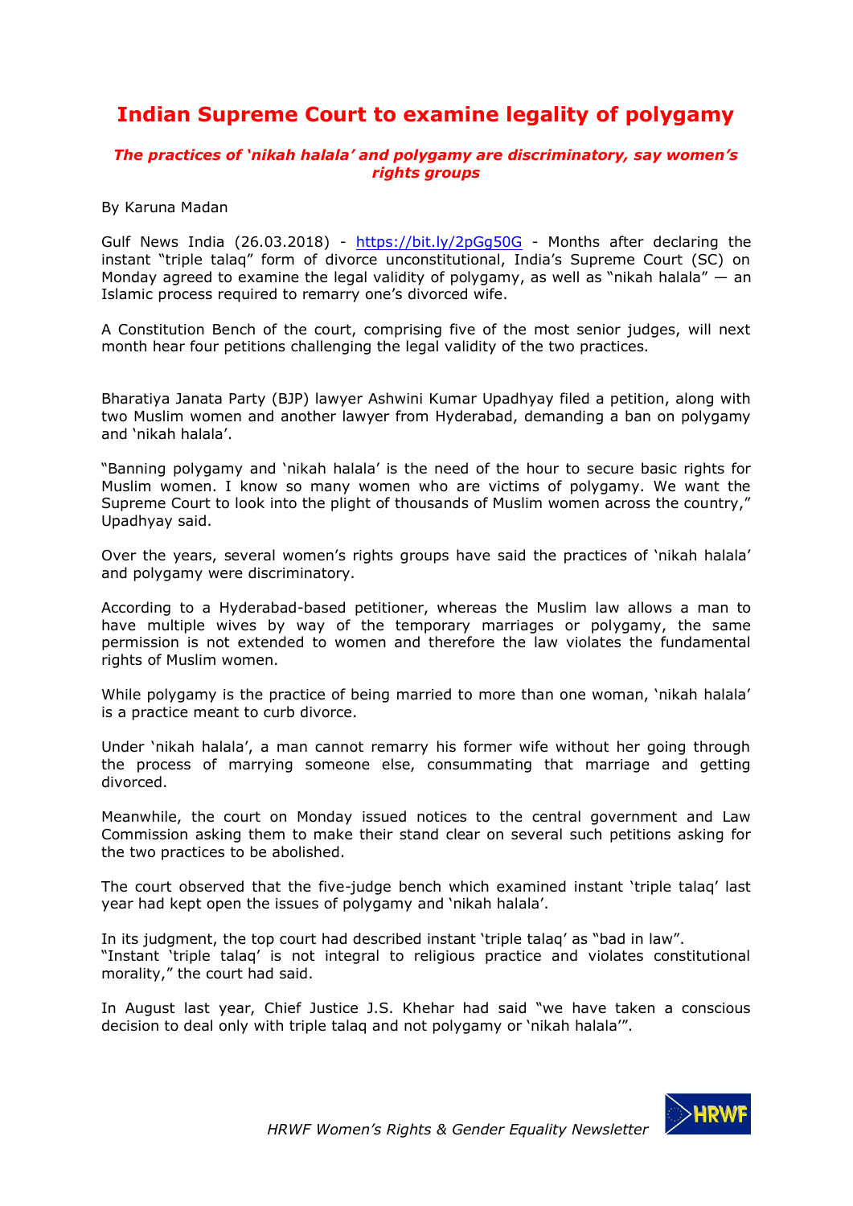# Indian Supreme Court to examine legality of polygamy

### *The practices of 'nikah halala' and polygamy are discriminatory, say women's rights groups*

By Karuna Madan

Gulf News India (26.03.2018) - https://bit.ly/2pGg50G - Months after declaring the instant "triple talaq" form of divorce unconstitutional, India's Supreme Court (SC) on Monday agreed to examine the legal validity of polygamy, as well as "nikah halala" — an Islamic process required to remarry one's divorced wife.

A Constitution Bench of the court, comprising five of the most senior judges, will next month hear four petitions challenging the legal validity of the two practices.

Bharatiya Janata Party (BJP) lawyer Ashwini Kumar Upadhyay filed a petition, along with two Muslim women and another lawyer from Hyderabad, demanding a ban on polygamy and 'nikah halala'.

"Banning polygamy and 'nikah halala' is the need of the hour to secure basic rights for Muslim women. I know so many women who are victims of polygamy. We want the Supreme Court to look into the plight of thousands of Muslim women across the country," Upadhyay said.

Over the years, several women's rights groups have said the practices of 'nikah halala' and polygamy were discriminatory.

According to a Hyderabad-based petitioner, whereas the Muslim law allows a man to have multiple wives by way of the temporary marriages or polygamy, the same permission is not extended to women and therefore the law violates the fundamental rights of Muslim women.

While polygamy is the practice of being married to more than one woman, 'nikah halala' is a practice meant to curb divorce.

Under 'nikah halala', a man cannot remarry his former wife without her going through the process of marrying someone else, consummating that marriage and getting divorced.

Meanwhile, the court on Monday issued notices to the central government and Law Commission asking them to make their stand clear on several such petitions asking for the two practices to be abolished.

The court observed that the five-judge bench which examined instant 'triple talaq' last year had kept open the issues of polygamy and 'nikah halala'.

In its judgment, the top court had described instant 'triple talaq' as "bad in law".
"Instant 'triple talaq' is not integral to religious practice and violates constitutional morality," the court had said.

In August last year, Chief Justice J.S. Khehar had said "we have taken a conscious decision to deal only with triple talaq and not polygamy or 'nikah halala'".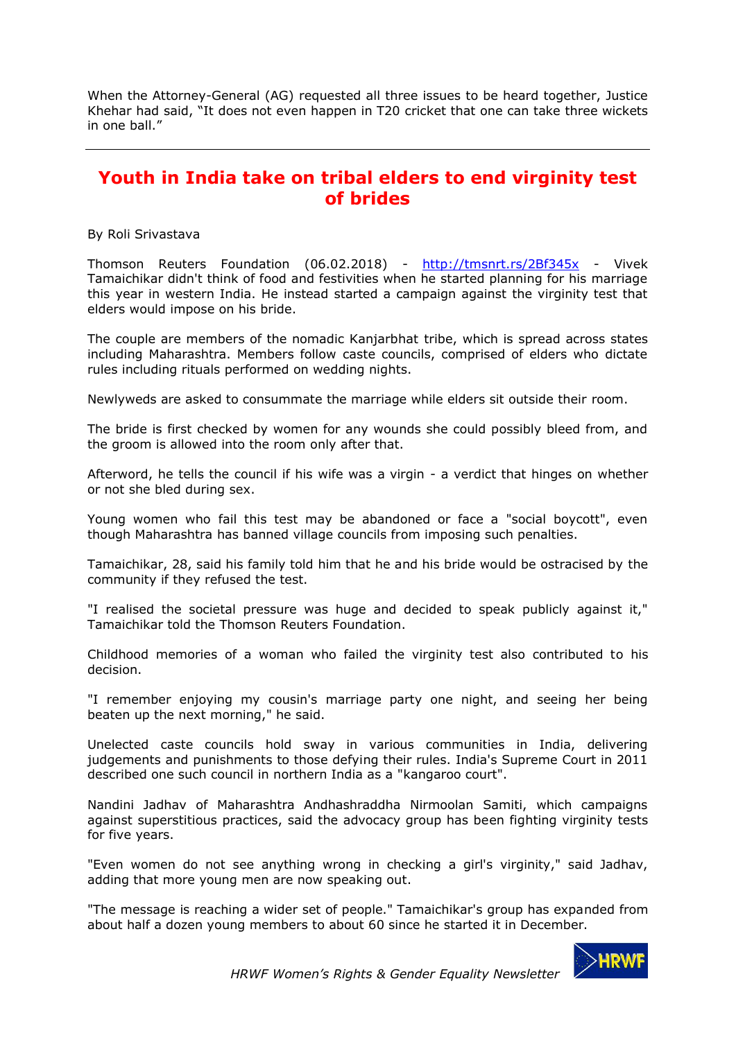When the Attorney-General (AG) requested all three issues to be heard together, Justice Khehar had said, "It does not even happen in T20 cricket that one can take three wickets in one ball."

---

## Youth in India take on tribal elders to end virginity test of brides

By Roli Srivastava

Thomson Reuters Foundation (06.02.2018) - http://tmsnrt.rs/2Bf345x - Vivek Tamaichikar didn't think of food and festivities when he started planning for his marriage this year in western India. He instead started a campaign against the virginity test that elders would impose on his bride.

The couple are members of the nomadic Kanjarbhat tribe, which is spread across states including Maharashtra. Members follow caste councils, comprised of elders who dictate rules including rituals performed on wedding nights.

Newlyweds are asked to consummate the marriage while elders sit outside their room.

The bride is first checked by women for any wounds she could possibly bleed from, and the groom is allowed into the room only after that.

Afterword, he tells the council if his wife was a virgin - a verdict that hinges on whether or not she bled during sex.

Young women who fail this test may be abandoned or face a "social boycott", even though Maharashtra has banned village councils from imposing such penalties.

Tamaichikar, 28, said his family told him that he and his bride would be ostracised by the community if they refused the test.

"I realised the societal pressure was huge and decided to speak publicly against it," Tamaichikar told the Thomson Reuters Foundation.

Childhood memories of a woman who failed the virginity test also contributed to his decision.

"I remember enjoying my cousin's marriage party one night, and seeing her being beaten up the next morning," he said.

Unelected caste councils hold sway in various communities in India, delivering judgements and punishments to those defying their rules. India's Supreme Court in 2011 described one such council in northern India as a "kangaroo court".

Nandini Jadhav of Maharashtra Andhashraddha Nirmoolan Samiti, which campaigns against superstitious practices, said the advocacy group has been fighting virginity tests for five years.

"Even women do not see anything wrong in checking a girl's virginity," said Jadhav, adding that more young men are now speaking out.

"The message is reaching a wider set of people." Tamaichikar's group has expanded from about half a dozen young members to about 60 since he started it in December.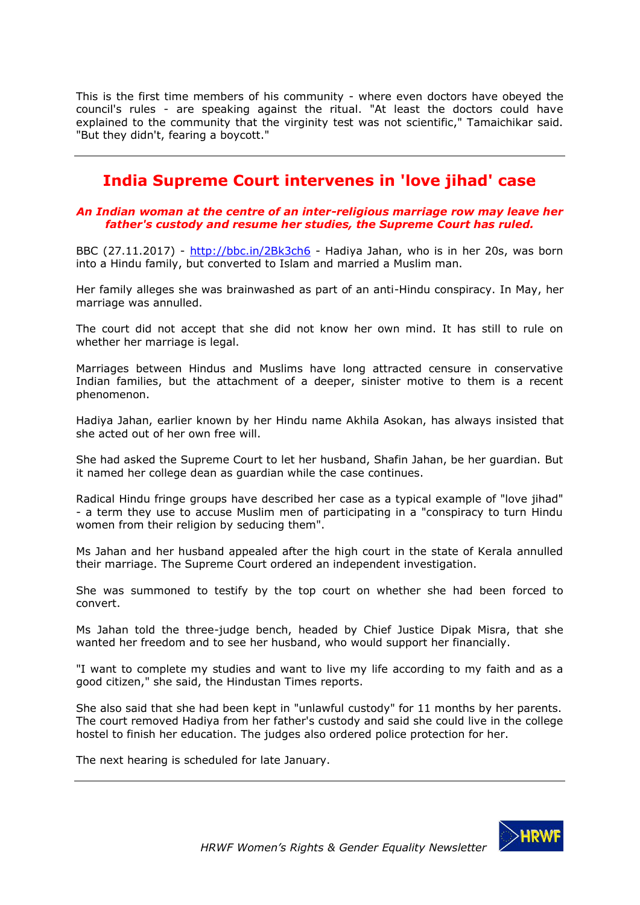This is the first time members of his community - where even doctors have obeyed the council's rules - are speaking against the ritual. "At least the doctors could have explained to the community that the virginity test was not scientific," Tamaichikar said. "But they didn't, fearing a boycott."

---

## India Supreme Court intervenes in 'love jihad' case

***An Indian woman at the centre of an inter-religious marriage row may leave her father's custody and resume her studies, the Supreme Court has ruled.***

BBC (27.11.2017) - http://bbc.in/2Bk3ch6 - Hadiya Jahan, who is in her 20s, was born into a Hindu family, but converted to Islam and married a Muslim man.

Her family alleges she was brainwashed as part of an anti-Hindu conspiracy. In May, her marriage was annulled.

The court did not accept that she did not know her own mind. It has still to rule on whether her marriage is legal.

Marriages between Hindus and Muslims have long attracted censure in conservative Indian families, but the attachment of a deeper, sinister motive to them is a recent phenomenon.

Hadiya Jahan, earlier known by her Hindu name Akhila Asokan, has always insisted that she acted out of her own free will.

She had asked the Supreme Court to let her husband, Shafin Jahan, be her guardian. But it named her college dean as guardian while the case continues.

Radical Hindu fringe groups have described her case as a typical example of "love jihad" - a term they use to accuse Muslim men of participating in a "conspiracy to turn Hindu women from their religion by seducing them".

Ms Jahan and her husband appealed after the high court in the state of Kerala annulled their marriage. The Supreme Court ordered an independent investigation.

She was summoned to testify by the top court on whether she had been forced to convert.

Ms Jahan told the three-judge bench, headed by Chief Justice Dipak Misra, that she wanted her freedom and to see her husband, who would support her financially.

"I want to complete my studies and want to live my life according to my faith and as a good citizen," she said, the Hindustan Times reports.

She also said that she had been kept in "unlawful custody" for 11 months by her parents. The court removed Hadiya from her father's custody and said she could live in the college hostel to finish her education. The judges also ordered police protection for her.

The next hearing is scheduled for late January.

---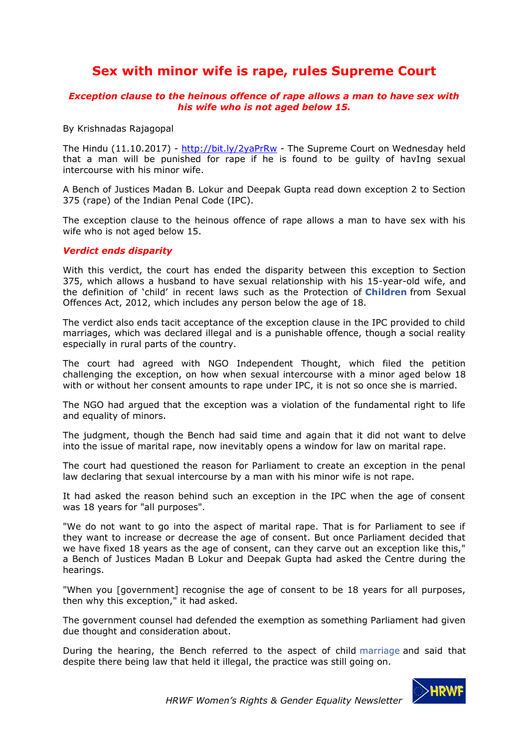# Sex with minor wife is rape, rules Supreme Court

***Exception clause to the heinous offence of rape allows a man to have sex with his wife who is not aged below 15.***

By Krishnadas Rajagopal

The Hindu (11.10.2017) - http://bit.ly/2yaPrRw - The Supreme Court on Wednesday held that a man will be punished for rape if he is found to be guilty of havIng sexual intercourse with his minor wife.

A Bench of Justices Madan B. Lokur and Deepak Gupta read down exception 2 to Section 375 (rape) of the Indian Penal Code (IPC).

The exception clause to the heinous offence of rape allows a man to have sex with his wife who is not aged below 15.

## *Verdict ends disparity*

With this verdict, the court has ended the disparity between this exception to Section 375, which allows a husband to have sexual relationship with his 15-year-old wife, and the definition of 'child' in recent laws such as the Protection of **Children** from Sexual Offences Act, 2012, which includes any person below the age of 18.

The verdict also ends tacit acceptance of the exception clause in the IPC provided to child marriages, which was declared illegal and is a punishable offence, though a social reality especially in rural parts of the country.

The court had agreed with NGO Independent Thought, which filed the petition challenging the exception, on how when sexual intercourse with a minor aged below 18 with or without her consent amounts to rape under IPC, it is not so once she is married.

The NGO had argued that the exception was a violation of the fundamental right to life and equality of minors.

The judgment, though the Bench had said time and again that it did not want to delve into the issue of marital rape, now inevitably opens a window for law on marital rape.

The court had questioned the reason for Parliament to create an exception in the penal law declaring that sexual intercourse by a man with his minor wife is not rape.

It had asked the reason behind such an exception in the IPC when the age of consent was 18 years for "all purposes".

"We do not want to go into the aspect of marital rape. That is for Parliament to see if they want to increase or decrease the age of consent. But once Parliament decided that we have fixed 18 years as the age of consent, can they carve out an exception like this," a Bench of Justices Madan B Lokur and Deepak Gupta had asked the Centre during the hearings.

"When you [government] recognise the age of consent to be 18 years for all purposes, then why this exception," it had asked.

The government counsel had defended the exemption as something Parliament had given due thought and consideration about.

During the hearing, the Bench referred to the aspect of child marriage and said that despite there being law that held it illegal, the practice was still going on.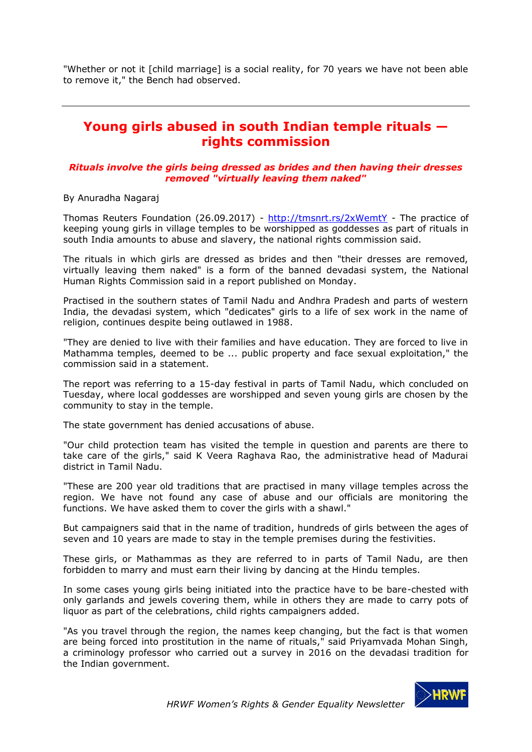"Whether or not it [child marriage] is a social reality, for 70 years we have not been able to remove it," the Bench had observed.

---

## Young girls abused in south Indian temple rituals — rights commission

***Rituals involve the girls being dressed as brides and then having their dresses removed "virtually leaving them naked"***

By Anuradha Nagaraj

Thomas Reuters Foundation (26.09.2017) - http://tmsnrt.rs/2xWemtY - The practice of keeping young girls in village temples to be worshipped as goddesses as part of rituals in south India amounts to abuse and slavery, the national rights commission said.

The rituals in which girls are dressed as brides and then "their dresses are removed, virtually leaving them naked" is a form of the banned devadasi system, the National Human Rights Commission said in a report published on Monday.

Practised in the southern states of Tamil Nadu and Andhra Pradesh and parts of western India, the devadasi system, which "dedicates" girls to a life of sex work in the name of religion, continues despite being outlawed in 1988.

"They are denied to live with their families and have education. They are forced to live in Mathamma temples, deemed to be ... public property and face sexual exploitation," the commission said in a statement.

The report was referring to a 15-day festival in parts of Tamil Nadu, which concluded on Tuesday, where local goddesses are worshipped and seven young girls are chosen by the community to stay in the temple.

The state government has denied accusations of abuse.

"Our child protection team has visited the temple in question and parents are there to take care of the girls," said K Veera Raghava Rao, the administrative head of Madurai district in Tamil Nadu.

"These are 200 year old traditions that are practised in many village temples across the region. We have not found any case of abuse and our officials are monitoring the functions. We have asked them to cover the girls with a shawl."

But campaigners said that in the name of tradition, hundreds of girls between the ages of seven and 10 years are made to stay in the temple premises during the festivities.

These girls, or Mathammas as they are referred to in parts of Tamil Nadu, are then forbidden to marry and must earn their living by dancing at the Hindu temples.

In some cases young girls being initiated into the practice have to be bare-chested with only garlands and jewels covering them, while in others they are made to carry pots of liquor as part of the celebrations, child rights campaigners added.

"As you travel through the region, the names keep changing, but the fact is that women are being forced into prostitution in the name of rituals," said Priyamvada Mohan Singh, a criminology professor who carried out a survey in 2016 on the devadasi tradition for the Indian government.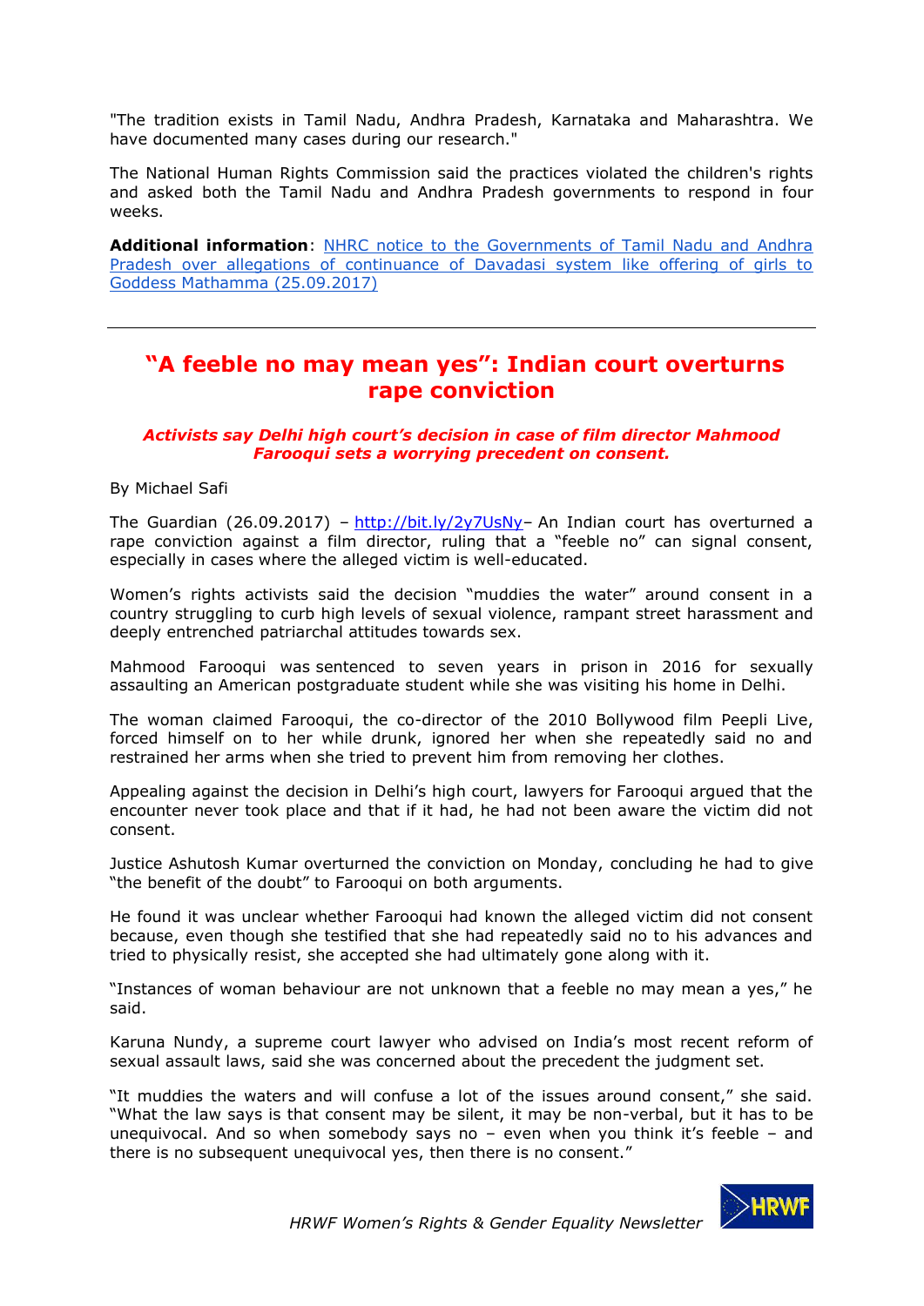"The tradition exists in Tamil Nadu, Andhra Pradesh, Karnataka and Maharashtra. We have documented many cases during our research."

The National Human Rights Commission said the practices violated the children's rights and asked both the Tamil Nadu and Andhra Pradesh governments to respond in four weeks.

**Additional information**: [NHRC notice to the Governments of Tamil Nadu and Andhra Pradesh over allegations of continuance of Davadasi system like offering of girls to Goddess Mathamma (25.09.2017)]()

---

## "A feeble no may mean yes": Indian court overturns rape conviction

***Activists say Delhi high court's decision in case of film director Mahmood Farooqui sets a worrying precedent on consent.***

By Michael Safi

The Guardian (26.09.2017) – http://bit.ly/2y7UsNy– An Indian court has overturned a rape conviction against a film director, ruling that a "feeble no" can signal consent, especially in cases where the alleged victim is well-educated.

Women's rights activists said the decision "muddies the water" around consent in a country struggling to curb high levels of sexual violence, rampant street harassment and deeply entrenched patriarchal attitudes towards sex.

Mahmood Farooqui was sentenced to seven years in prison in 2016 for sexually assaulting an American postgraduate student while she was visiting his home in Delhi.

The woman claimed Farooqui, the co-director of the 2010 Bollywood film Peepli Live, forced himself on to her while drunk, ignored her when she repeatedly said no and restrained her arms when she tried to prevent him from removing her clothes.

Appealing against the decision in Delhi's high court, lawyers for Farooqui argued that the encounter never took place and that if it had, he had not been aware the victim did not consent.

Justice Ashutosh Kumar overturned the conviction on Monday, concluding he had to give "the benefit of the doubt" to Farooqui on both arguments.

He found it was unclear whether Farooqui had known the alleged victim did not consent because, even though she testified that she had repeatedly said no to his advances and tried to physically resist, she accepted she had ultimately gone along with it.

"Instances of woman behaviour are not unknown that a feeble no may mean a yes," he said.

Karuna Nundy, a supreme court lawyer who advised on India's most recent reform of sexual assault laws, said she was concerned about the precedent the judgment set.

"It muddies the waters and will confuse a lot of the issues around consent," she said. "What the law says is that consent may be silent, it may be non-verbal, but it has to be unequivocal. And so when somebody says no – even when you think it's feeble – and there is no subsequent unequivocal yes, then there is no consent."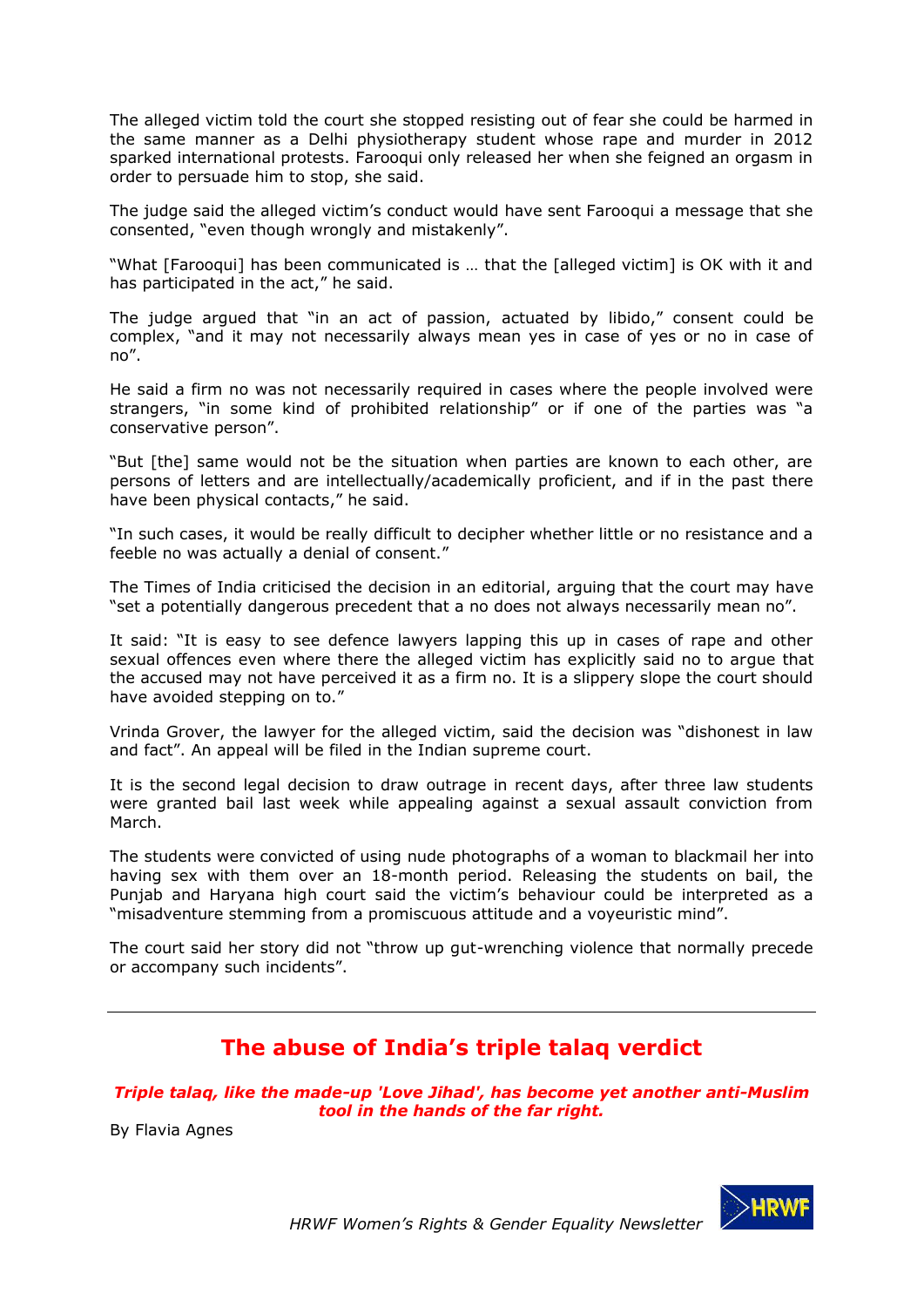The alleged victim told the court she stopped resisting out of fear she could be harmed in the same manner as a Delhi physiotherapy student whose rape and murder in 2012 sparked international protests. Farooqui only released her when she feigned an orgasm in order to persuade him to stop, she said.

The judge said the alleged victim's conduct would have sent Farooqui a message that she consented, "even though wrongly and mistakenly".

"What [Farooqui] has been communicated is … that the [alleged victim] is OK with it and has participated in the act," he said.

The judge argued that "in an act of passion, actuated by libido," consent could be complex, "and it may not necessarily always mean yes in case of yes or no in case of no".

He said a firm no was not necessarily required in cases where the people involved were strangers, "in some kind of prohibited relationship" or if one of the parties was "a conservative person".

"But [the] same would not be the situation when parties are known to each other, are persons of letters and are intellectually/academically proficient, and if in the past there have been physical contacts," he said.

"In such cases, it would be really difficult to decipher whether little or no resistance and a feeble no was actually a denial of consent."

The Times of India criticised the decision in an editorial, arguing that the court may have "set a potentially dangerous precedent that a no does not always necessarily mean no".

It said: "It is easy to see defence lawyers lapping this up in cases of rape and other sexual offences even where there the alleged victim has explicitly said no to argue that the accused may not have perceived it as a firm no. It is a slippery slope the court should have avoided stepping on to."

Vrinda Grover, the lawyer for the alleged victim, said the decision was "dishonest in law and fact". An appeal will be filed in the Indian supreme court.

It is the second legal decision to draw outrage in recent days, after three law students were granted bail last week while appealing against a sexual assault conviction from March.

The students were convicted of using nude photographs of a woman to blackmail her into having sex with them over an 18-month period. Releasing the students on bail, the Punjab and Haryana high court said the victim's behaviour could be interpreted as a "misadventure stemming from a promiscuous attitude and a voyeuristic mind".

The court said her story did not "throw up gut-wrenching violence that normally precede or accompany such incidents".

---

## The abuse of India's triple talaq verdict

***Triple talaq, like the made-up 'Love Jihad', has become yet another anti-Muslim tool in the hands of the far right.***

By Flavia Agnes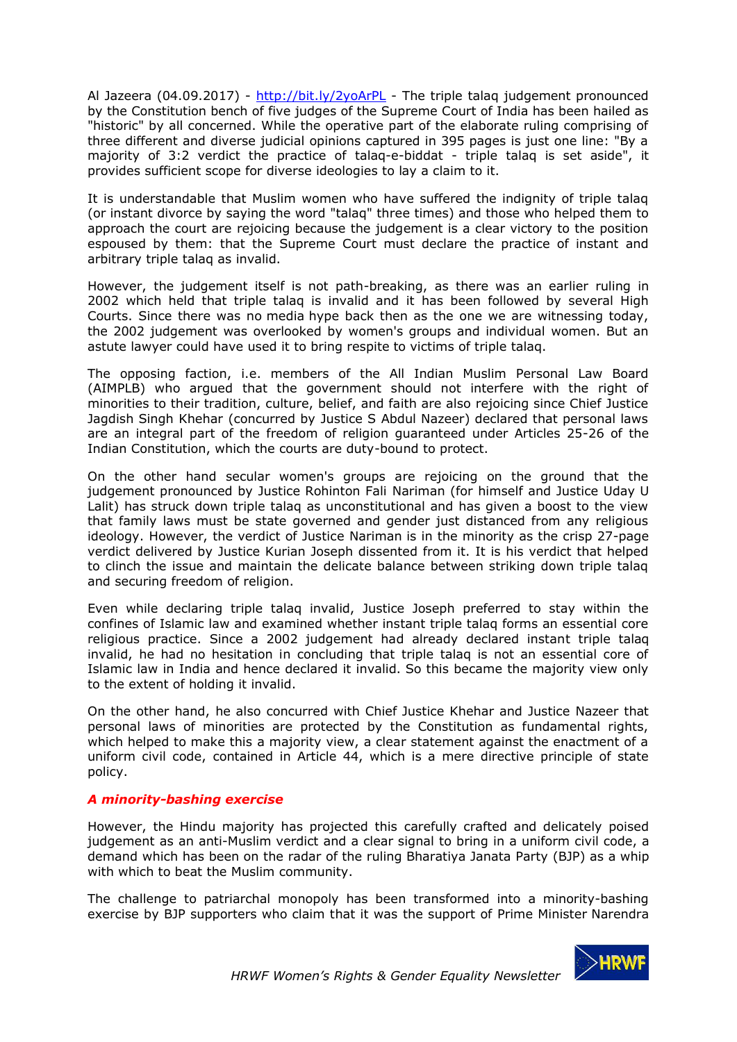Al Jazeera (04.09.2017) - http://bit.ly/2yoArPL - The triple talaq judgement pronounced by the Constitution bench of five judges of the Supreme Court of India has been hailed as "historic" by all concerned. While the operative part of the elaborate ruling comprising of three different and diverse judicial opinions captured in 395 pages is just one line: "By a majority of 3:2 verdict the practice of talaq-e-biddat - triple talaq is set aside", it provides sufficient scope for diverse ideologies to lay a claim to it.

It is understandable that Muslim women who have suffered the indignity of triple talaq (or instant divorce by saying the word "talaq" three times) and those who helped them to approach the court are rejoicing because the judgement is a clear victory to the position espoused by them: that the Supreme Court must declare the practice of instant and arbitrary triple talaq as invalid.

However, the judgement itself is not path-breaking, as there was an earlier ruling in 2002 which held that triple talaq is invalid and it has been followed by several High Courts. Since there was no media hype back then as the one we are witnessing today, the 2002 judgement was overlooked by women's groups and individual women. But an astute lawyer could have used it to bring respite to victims of triple talaq.

The opposing faction, i.e. members of the All Indian Muslim Personal Law Board (AIMPLB) who argued that the government should not interfere with the right of minorities to their tradition, culture, belief, and faith are also rejoicing since Chief Justice Jagdish Singh Khehar (concurred by Justice S Abdul Nazeer) declared that personal laws are an integral part of the freedom of religion guaranteed under Articles 25-26 of the Indian Constitution, which the courts are duty-bound to protect.

On the other hand secular women's groups are rejoicing on the ground that the judgement pronounced by Justice Rohinton Fali Nariman (for himself and Justice Uday U Lalit) has struck down triple talaq as unconstitutional and has given a boost to the view that family laws must be state governed and gender just distanced from any religious ideology. However, the verdict of Justice Nariman is in the minority as the crisp 27-page verdict delivered by Justice Kurian Joseph dissented from it. It is his verdict that helped to clinch the issue and maintain the delicate balance between striking down triple talaq and securing freedom of religion.

Even while declaring triple talaq invalid, Justice Joseph preferred to stay within the confines of Islamic law and examined whether instant triple talaq forms an essential core religious practice. Since a 2002 judgement had already declared instant triple talaq invalid, he had no hesitation in concluding that triple talaq is not an essential core of Islamic law in India and hence declared it invalid. So this became the majority view only to the extent of holding it invalid.

On the other hand, he also concurred with Chief Justice Khehar and Justice Nazeer that personal laws of minorities are protected by the Constitution as fundamental rights, which helped to make this a majority view, a clear statement against the enactment of a uniform civil code, contained in Article 44, which is a mere directive principle of state policy.

***A minority-bashing exercise***

However, the Hindu majority has projected this carefully crafted and delicately poised judgement as an anti-Muslim verdict and a clear signal to bring in a uniform civil code, a demand which has been on the radar of the ruling Bharatiya Janata Party (BJP) as a whip with which to beat the Muslim community.

The challenge to patriarchal monopoly has been transformed into a minority-bashing exercise by BJP supporters who claim that it was the support of Prime Minister Narendra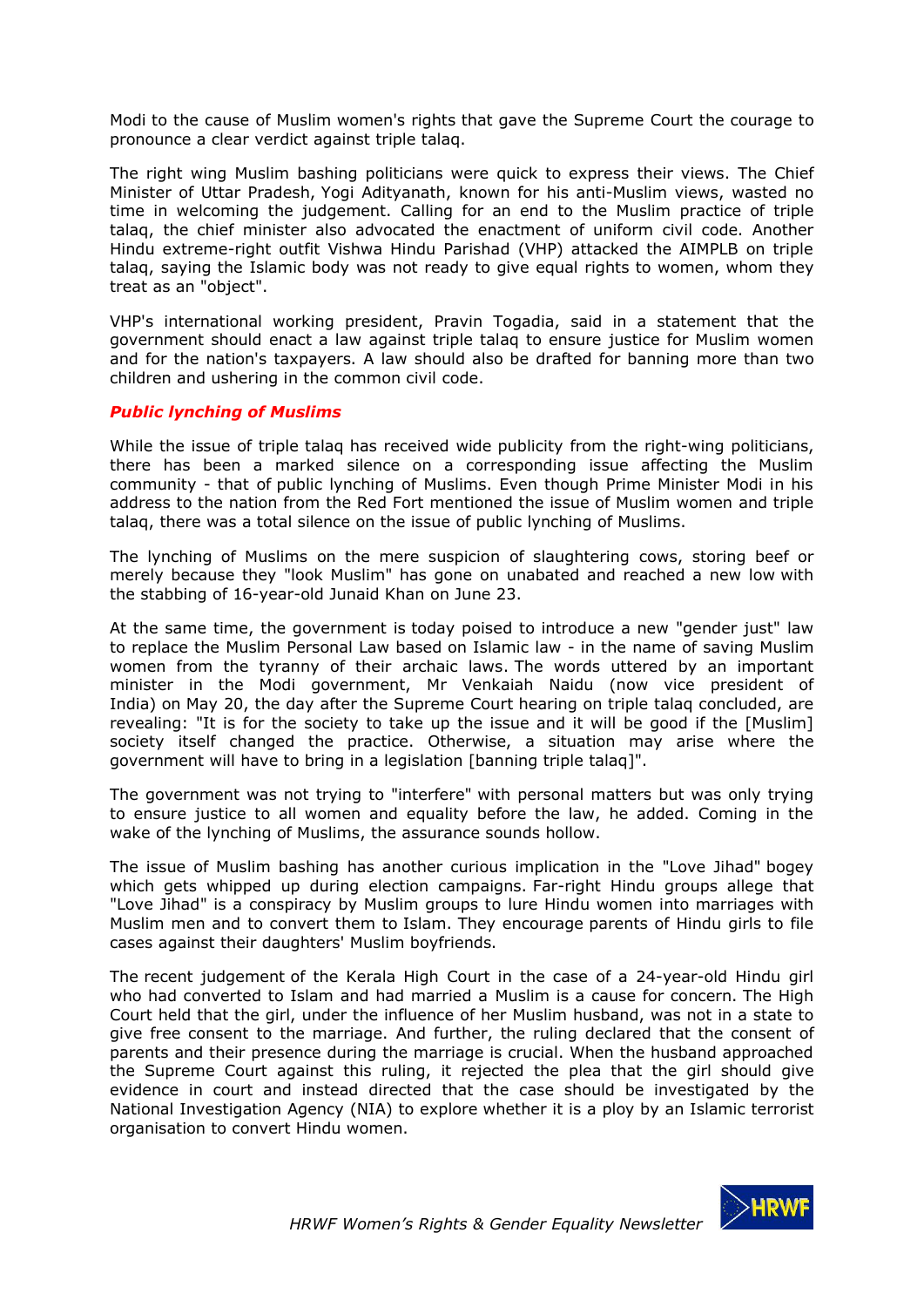Modi to the cause of Muslim women's rights that gave the Supreme Court the courage to pronounce a clear verdict against triple talaq.

The right wing Muslim bashing politicians were quick to express their views. The Chief Minister of Uttar Pradesh, Yogi Adityanath, known for his anti-Muslim views, wasted no time in welcoming the judgement. Calling for an end to the Muslim practice of triple talaq, the chief minister also advocated the enactment of uniform civil code. Another Hindu extreme-right outfit Vishwa Hindu Parishad (VHP) attacked the AIMPLB on triple talaq, saying the Islamic body was not ready to give equal rights to women, whom they treat as an "object".

VHP's international working president, Pravin Togadia, said in a statement that the government should enact a law against triple talaq to ensure justice for Muslim women and for the nation's taxpayers. A law should also be drafted for banning more than two children and ushering in the common civil code.

***Public lynching of Muslims***

While the issue of triple talaq has received wide publicity from the right-wing politicians, there has been a marked silence on a corresponding issue affecting the Muslim community - that of public lynching of Muslims. Even though Prime Minister Modi in his address to the nation from the Red Fort mentioned the issue of Muslim women and triple talaq, there was a total silence on the issue of public lynching of Muslims.

The lynching of Muslims on the mere suspicion of slaughtering cows, storing beef or merely because they "look Muslim" has gone on unabated and reached a new low with the stabbing of 16-year-old Junaid Khan on June 23.

At the same time, the government is today poised to introduce a new "gender just" law to replace the Muslim Personal Law based on Islamic law - in the name of saving Muslim women from the tyranny of their archaic laws. The words uttered by an important minister in the Modi government, Mr Venkaiah Naidu (now vice president of India) on May 20, the day after the Supreme Court hearing on triple talaq concluded, are revealing: "It is for the society to take up the issue and it will be good if the [Muslim] society itself changed the practice. Otherwise, a situation may arise where the government will have to bring in a legislation [banning triple talaq]".

The government was not trying to "interfere" with personal matters but was only trying to ensure justice to all women and equality before the law, he added. Coming in the wake of the lynching of Muslims, the assurance sounds hollow.

The issue of Muslim bashing has another curious implication in the "Love Jihad" bogey which gets whipped up during election campaigns. Far-right Hindu groups allege that "Love Jihad" is a conspiracy by Muslim groups to lure Hindu women into marriages with Muslim men and to convert them to Islam. They encourage parents of Hindu girls to file cases against their daughters' Muslim boyfriends.

The recent judgement of the Kerala High Court in the case of a 24-year-old Hindu girl who had converted to Islam and had married a Muslim is a cause for concern. The High Court held that the girl, under the influence of her Muslim husband, was not in a state to give free consent to the marriage. And further, the ruling declared that the consent of parents and their presence during the marriage is crucial. When the husband approached the Supreme Court against this ruling, it rejected the plea that the girl should give evidence in court and instead directed that the case should be investigated by the National Investigation Agency (NIA) to explore whether it is a ploy by an Islamic terrorist organisation to convert Hindu women.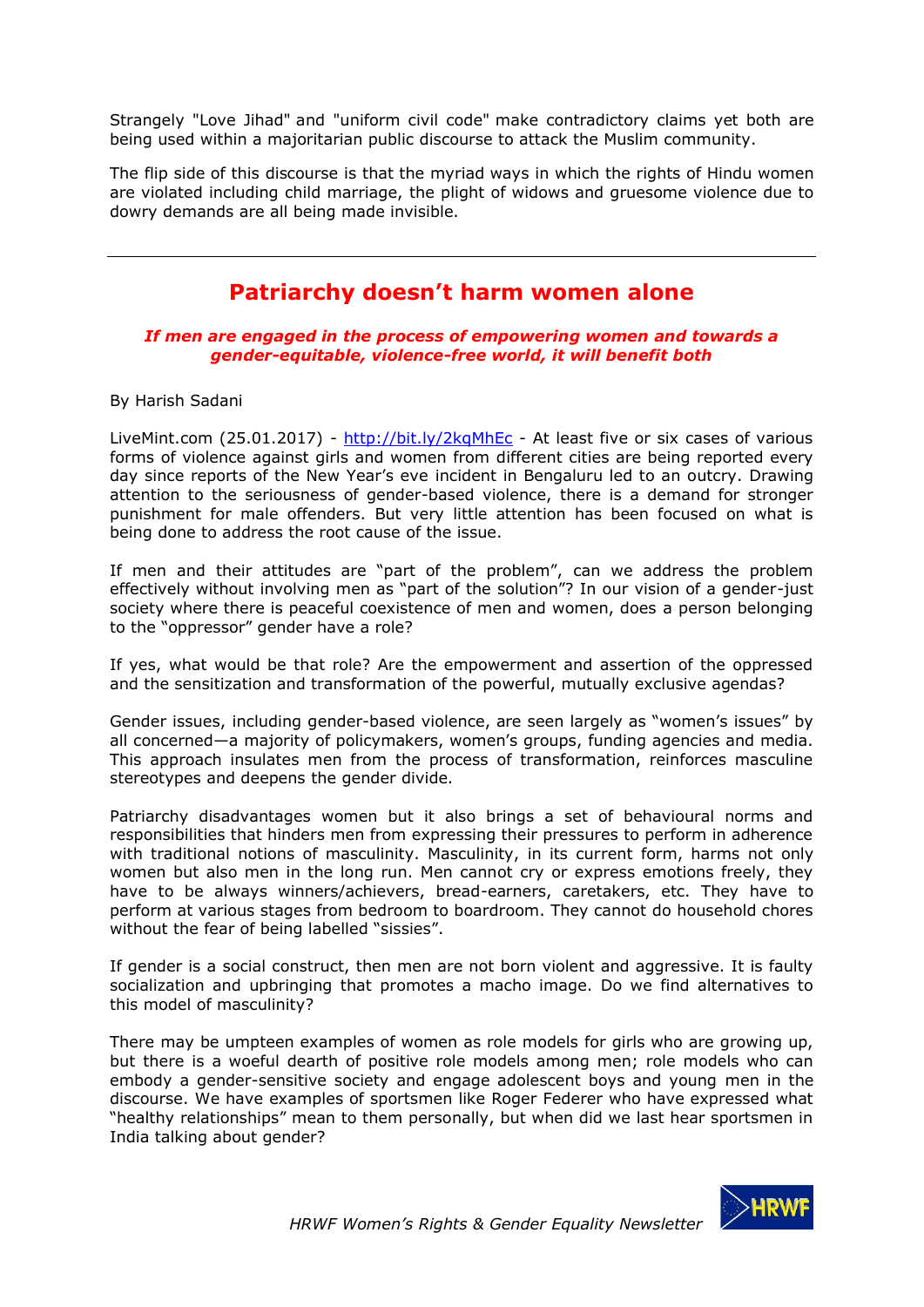Strangely "Love Jihad" and "uniform civil code" make contradictory claims yet both are being used within a majoritarian public discourse to attack the Muslim community.

The flip side of this discourse is that the myriad ways in which the rights of Hindu women are violated including child marriage, the plight of widows and gruesome violence due to dowry demands are all being made invisible.

---

## Patriarchy doesn't harm women alone

***If men are engaged in the process of empowering women and towards a gender-equitable, violence-free world, it will benefit both***

By Harish Sadani

LiveMint.com (25.01.2017) - http://bit.ly/2kqMhEc - At least five or six cases of various forms of violence against girls and women from different cities are being reported every day since reports of the New Year's eve incident in Bengaluru led to an outcry. Drawing attention to the seriousness of gender-based violence, there is a demand for stronger punishment for male offenders. But very little attention has been focused on what is being done to address the root cause of the issue.

If men and their attitudes are "part of the problem", can we address the problem effectively without involving men as "part of the solution"? In our vision of a gender-just society where there is peaceful coexistence of men and women, does a person belonging to the "oppressor" gender have a role?

If yes, what would be that role? Are the empowerment and assertion of the oppressed and the sensitization and transformation of the powerful, mutually exclusive agendas?

Gender issues, including gender-based violence, are seen largely as "women's issues" by all concerned—a majority of policymakers, women's groups, funding agencies and media. This approach insulates men from the process of transformation, reinforces masculine stereotypes and deepens the gender divide.

Patriarchy disadvantages women but it also brings a set of behavioural norms and responsibilities that hinders men from expressing their pressures to perform in adherence with traditional notions of masculinity. Masculinity, in its current form, harms not only women but also men in the long run. Men cannot cry or express emotions freely, they have to be always winners/achievers, bread-earners, caretakers, etc. They have to perform at various stages from bedroom to boardroom. They cannot do household chores without the fear of being labelled "sissies".

If gender is a social construct, then men are not born violent and aggressive. It is faulty socialization and upbringing that promotes a macho image. Do we find alternatives to this model of masculinity?

There may be umpteen examples of women as role models for girls who are growing up, but there is a woeful dearth of positive role models among men; role models who can embody a gender-sensitive society and engage adolescent boys and young men in the discourse. We have examples of sportsmen like Roger Federer who have expressed what "healthy relationships" mean to them personally, but when did we last hear sportsmen in India talking about gender?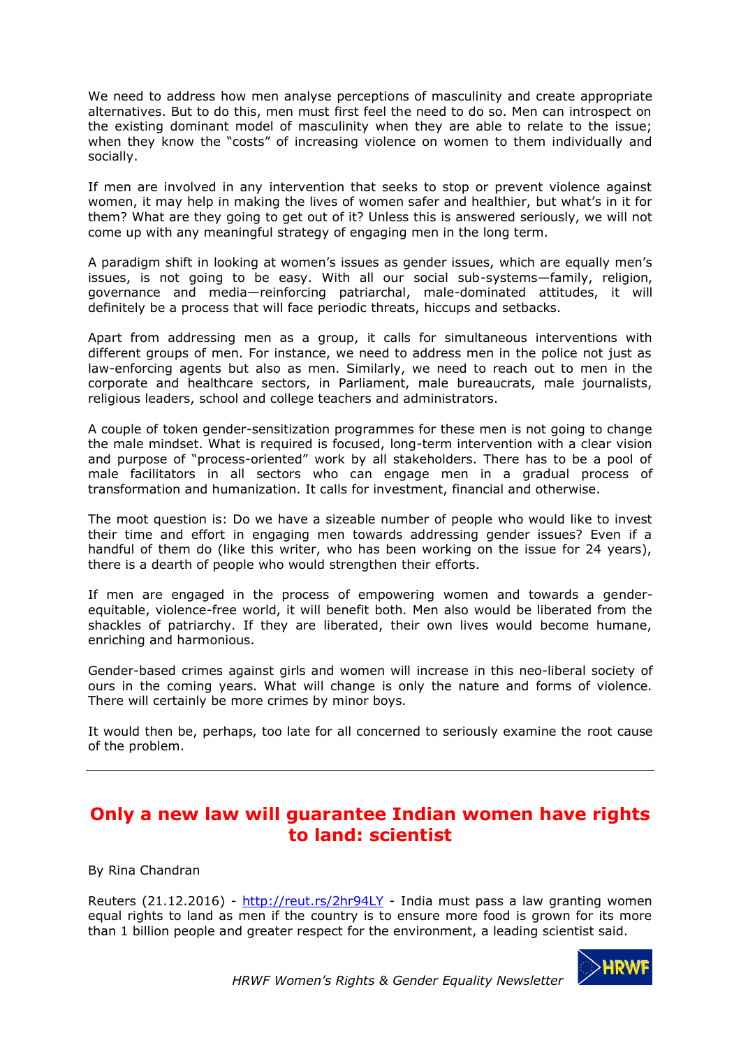We need to address how men analyse perceptions of masculinity and create appropriate alternatives. But to do this, men must first feel the need to do so. Men can introspect on the existing dominant model of masculinity when they are able to relate to the issue; when they know the "costs" of increasing violence on women to them individually and socially.

If men are involved in any intervention that seeks to stop or prevent violence against women, it may help in making the lives of women safer and healthier, but what's in it for them? What are they going to get out of it? Unless this is answered seriously, we will not come up with any meaningful strategy of engaging men in the long term.

A paradigm shift in looking at women's issues as gender issues, which are equally men's issues, is not going to be easy. With all our social sub-systems—family, religion, governance and media—reinforcing patriarchal, male-dominated attitudes, it will definitely be a process that will face periodic threats, hiccups and setbacks.

Apart from addressing men as a group, it calls for simultaneous interventions with different groups of men. For instance, we need to address men in the police not just as law-enforcing agents but also as men. Similarly, we need to reach out to men in the corporate and healthcare sectors, in Parliament, male bureaucrats, male journalists, religious leaders, school and college teachers and administrators.

A couple of token gender-sensitization programmes for these men is not going to change the male mindset. What is required is focused, long-term intervention with a clear vision and purpose of "process-oriented" work by all stakeholders. There has to be a pool of male facilitators in all sectors who can engage men in a gradual process of transformation and humanization. It calls for investment, financial and otherwise.

The moot question is: Do we have a sizeable number of people who would like to invest their time and effort in engaging men towards addressing gender issues? Even if a handful of them do (like this writer, who has been working on the issue for 24 years), there is a dearth of people who would strengthen their efforts.

If men are engaged in the process of empowering women and towards a gender-equitable, violence-free world, it will benefit both. Men also would be liberated from the shackles of patriarchy. If they are liberated, their own lives would become humane, enriching and harmonious.

Gender-based crimes against girls and women will increase in this neo-liberal society of ours in the coming years. What will change is only the nature and forms of violence. There will certainly be more crimes by minor boys.

It would then be, perhaps, too late for all concerned to seriously examine the root cause of the problem.

---

## Only a new law will guarantee Indian women have rights to land: scientist

By Rina Chandran

Reuters (21.12.2016) - http://reut.rs/2hr94LY - India must pass a law granting women equal rights to land as men if the country is to ensure more food is grown for its more than 1 billion people and greater respect for the environment, a leading scientist said.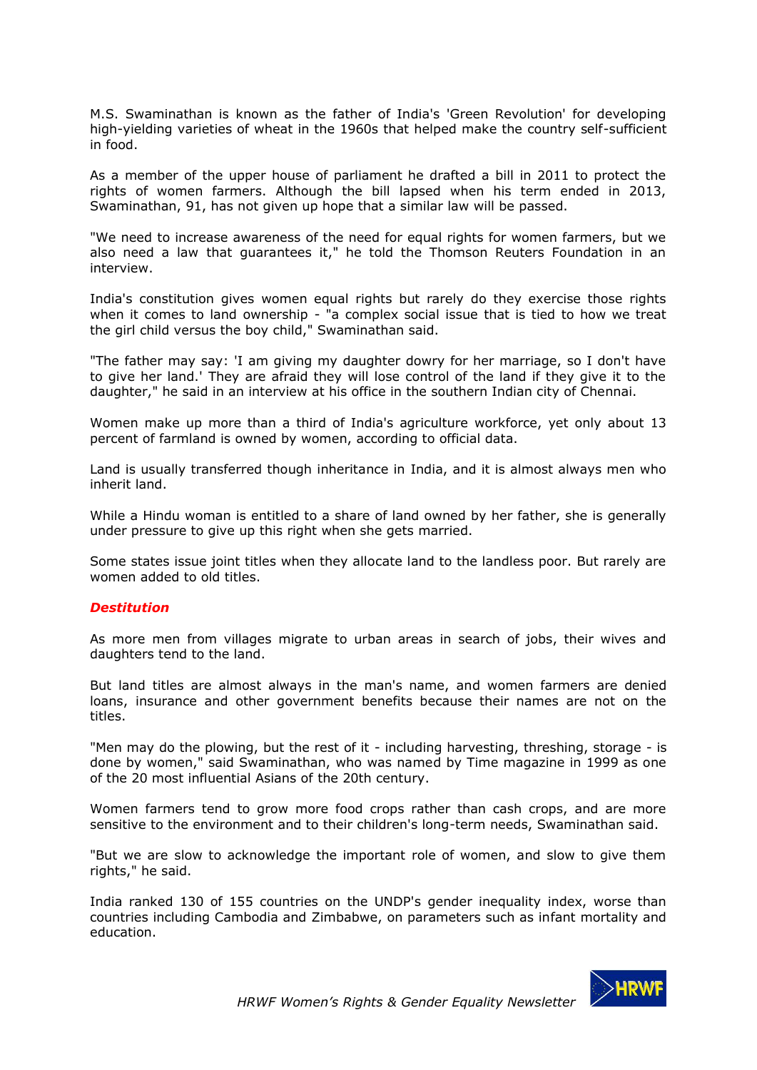M.S. Swaminathan is known as the father of India's 'Green Revolution' for developing high-yielding varieties of wheat in the 1960s that helped make the country self-sufficient in food.

As a member of the upper house of parliament he drafted a bill in 2011 to protect the rights of women farmers. Although the bill lapsed when his term ended in 2013, Swaminathan, 91, has not given up hope that a similar law will be passed.

"We need to increase awareness of the need for equal rights for women farmers, but we also need a law that guarantees it," he told the Thomson Reuters Foundation in an interview.

India's constitution gives women equal rights but rarely do they exercise those rights when it comes to land ownership - "a complex social issue that is tied to how we treat the girl child versus the boy child," Swaminathan said.

"The father may say: 'I am giving my daughter dowry for her marriage, so I don't have to give her land.' They are afraid they will lose control of the land if they give it to the daughter," he said in an interview at his office in the southern Indian city of Chennai.

Women make up more than a third of India's agriculture workforce, yet only about 13 percent of farmland is owned by women, according to official data.

Land is usually transferred though inheritance in India, and it is almost always men who inherit land.

While a Hindu woman is entitled to a share of land owned by her father, she is generally under pressure to give up this right when she gets married.

Some states issue joint titles when they allocate land to the landless poor. But rarely are women added to old titles.

### *Destitution*

As more men from villages migrate to urban areas in search of jobs, their wives and daughters tend to the land.

But land titles are almost always in the man's name, and women farmers are denied loans, insurance and other government benefits because their names are not on the titles.

"Men may do the plowing, but the rest of it - including harvesting, threshing, storage - is done by women," said Swaminathan, who was named by Time magazine in 1999 as one of the 20 most influential Asians of the 20th century.

Women farmers tend to grow more food crops rather than cash crops, and are more sensitive to the environment and to their children's long-term needs, Swaminathan said.

"But we are slow to acknowledge the important role of women, and slow to give them rights," he said.

India ranked 130 of 155 countries on the UNDP's gender inequality index, worse than countries including Cambodia and Zimbabwe, on parameters such as infant mortality and education.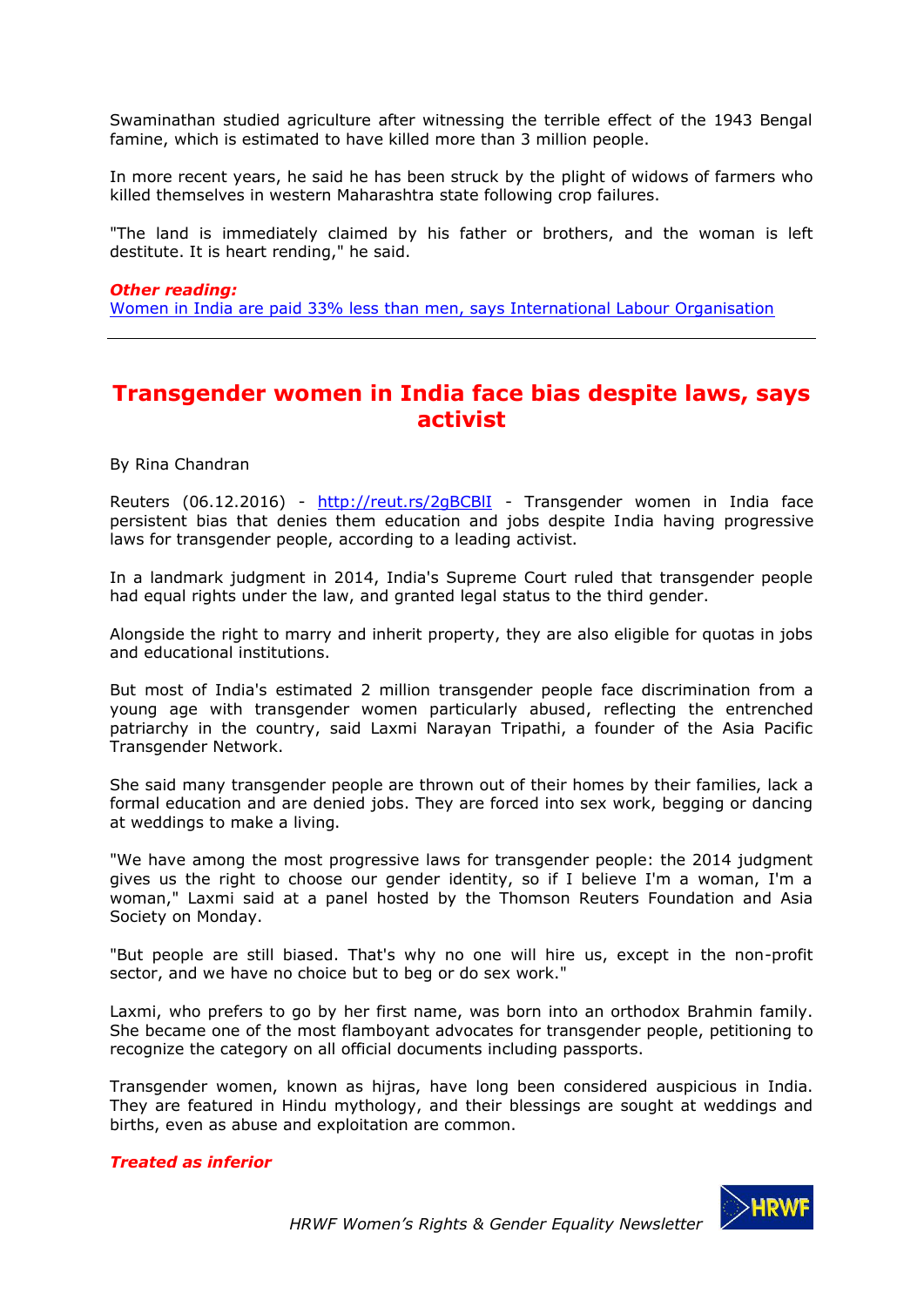Swaminathan studied agriculture after witnessing the terrible effect of the 1943 Bengal famine, which is estimated to have killed more than 3 million people.

In more recent years, he said he has been struck by the plight of widows of farmers who killed themselves in western Maharashtra state following crop failures.

"The land is immediately claimed by his father or brothers, and the woman is left destitute. It is heart rending," he said.

***Other reading:***
Women in India are paid 33% less than men, says International Labour Organisation

---

## Transgender women in India face bias despite laws, says activist

By Rina Chandran

Reuters (06.12.2016) - http://reut.rs/2gBCBlI - Transgender women in India face persistent bias that denies them education and jobs despite India having progressive laws for transgender people, according to a leading activist.

In a landmark judgment in 2014, India's Supreme Court ruled that transgender people had equal rights under the law, and granted legal status to the third gender.

Alongside the right to marry and inherit property, they are also eligible for quotas in jobs and educational institutions.

But most of India's estimated 2 million transgender people face discrimination from a young age with transgender women particularly abused, reflecting the entrenched patriarchy in the country, said Laxmi Narayan Tripathi, a founder of the Asia Pacific Transgender Network.

She said many transgender people are thrown out of their homes by their families, lack a formal education and are denied jobs. They are forced into sex work, begging or dancing at weddings to make a living.

"We have among the most progressive laws for transgender people: the 2014 judgment gives us the right to choose our gender identity, so if I believe I'm a woman, I'm a woman," Laxmi said at a panel hosted by the Thomson Reuters Foundation and Asia Society on Monday.

"But people are still biased. That's why no one will hire us, except in the non-profit sector, and we have no choice but to beg or do sex work."

Laxmi, who prefers to go by her first name, was born into an orthodox Brahmin family. She became one of the most flamboyant advocates for transgender people, petitioning to recognize the category on all official documents including passports.

Transgender women, known as hijras, have long been considered auspicious in India. They are featured in Hindu mythology, and their blessings are sought at weddings and births, even as abuse and exploitation are common.

***Treated as inferior***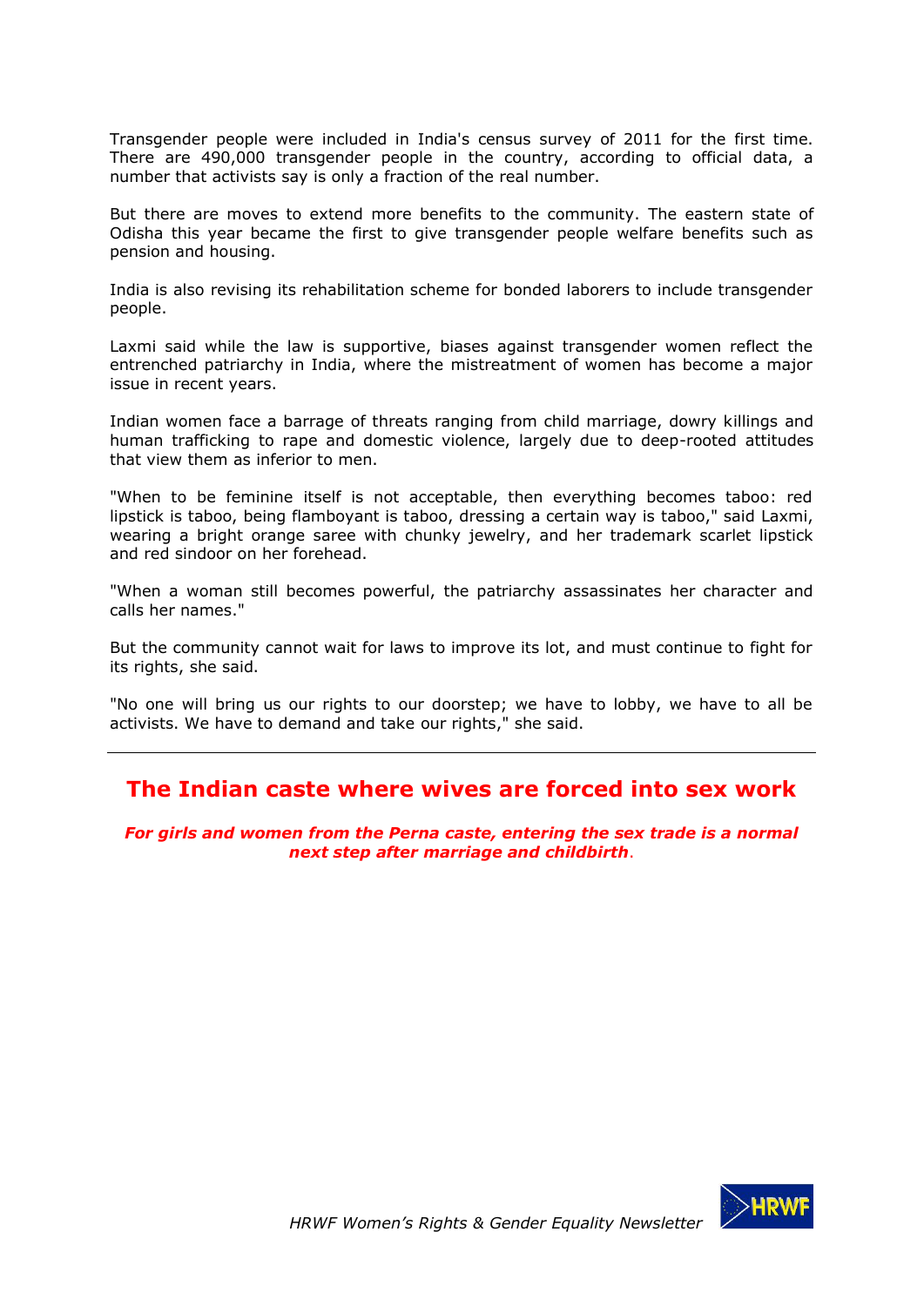Transgender people were included in India's census survey of 2011 for the first time. There are 490,000 transgender people in the country, according to official data, a number that activists say is only a fraction of the real number.

But there are moves to extend more benefits to the community. The eastern state of Odisha this year became the first to give transgender people welfare benefits such as pension and housing.

India is also revising its rehabilitation scheme for bonded laborers to include transgender people.

Laxmi said while the law is supportive, biases against transgender women reflect the entrenched patriarchy in India, where the mistreatment of women has become a major issue in recent years.

Indian women face a barrage of threats ranging from child marriage, dowry killings and human trafficking to rape and domestic violence, largely due to deep-rooted attitudes that view them as inferior to men.

"When to be feminine itself is not acceptable, then everything becomes taboo: red lipstick is taboo, being flamboyant is taboo, dressing a certain way is taboo," said Laxmi, wearing a bright orange saree with chunky jewelry, and her trademark scarlet lipstick and red sindoor on her forehead.

"When a woman still becomes powerful, the patriarchy assassinates her character and calls her names."

But the community cannot wait for laws to improve its lot, and must continue to fight for its rights, she said.

"No one will bring us our rights to our doorstep; we have to lobby, we have to all be activists. We have to demand and take our rights," she said.

---

## The Indian caste where wives are forced into sex work

***For girls and women from the Perna caste, entering the sex trade is a normal next step after marriage and childbirth.***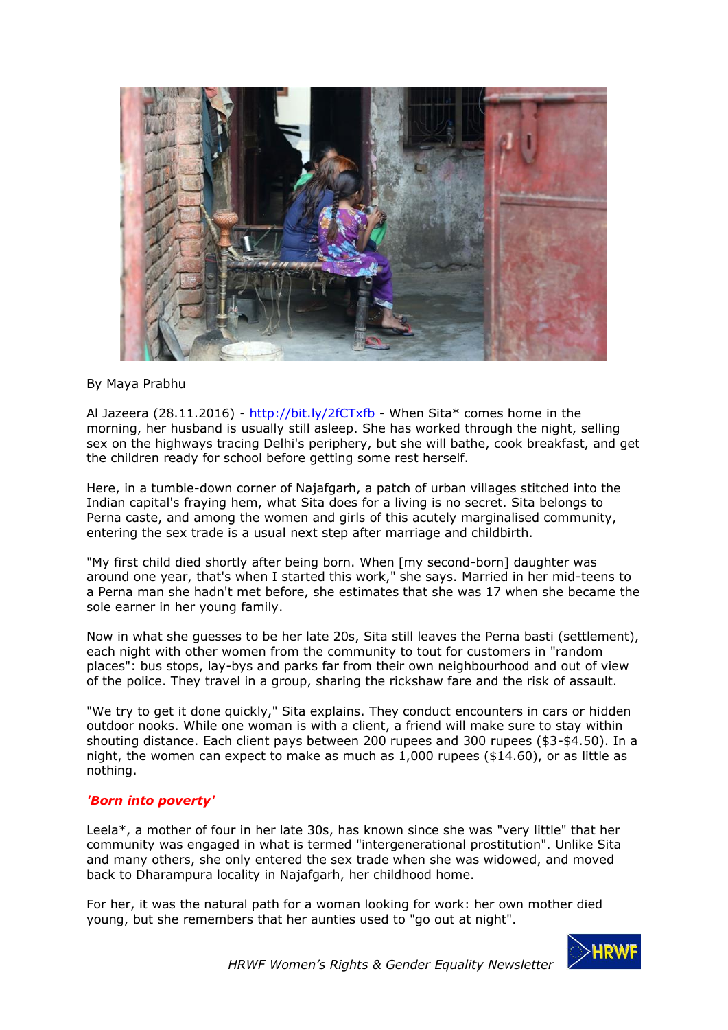By Maya Prabhu

Al Jazeera (28.11.2016) - http://bit.ly/2fCTxfb - When Sita* comes home in the morning, her husband is usually still asleep. She has worked through the night, selling sex on the highways tracing Delhi's periphery, but she will bathe, cook breakfast, and get the children ready for school before getting some rest herself.

Here, in a tumble-down corner of Najafgarh, a patch of urban villages stitched into the Indian capital's fraying hem, what Sita does for a living is no secret. Sita belongs to Perna caste, and among the women and girls of this acutely marginalised community, entering the sex trade is a usual next step after marriage and childbirth.

"My first child died shortly after being born. When [my second-born] daughter was around one year, that's when I started this work," she says. Married in her mid-teens to a Perna man she hadn't met before, she estimates that she was 17 when she became the sole earner in her young family.

Now in what she guesses to be her late 20s, Sita still leaves the Perna basti (settlement), each night with other women from the community to tout for customers in "random places": bus stops, lay-bys and parks far from their own neighbourhood and out of view of the police. They travel in a group, sharing the rickshaw fare and the risk of assault.

"We try to get it done quickly," Sita explains. They conduct encounters in cars or hidden outdoor nooks. While one woman is with a client, a friend will make sure to stay within shouting distance. Each client pays between 200 rupees and 300 rupees ($3-$4.50). In a night, the women can expect to make as much as 1,000 rupees ($14.60), or as little as nothing.

***'Born into poverty'***

Leela*, a mother of four in her late 30s, has known since she was "very little" that her community was engaged in what is termed "intergenerational prostitution". Unlike Sita and many others, she only entered the sex trade when she was widowed, and moved back to Dharampura locality in Najafgarh, her childhood home.

For her, it was the natural path for a woman looking for work: her own mother died young, but she remembers that her aunties used to "go out at night".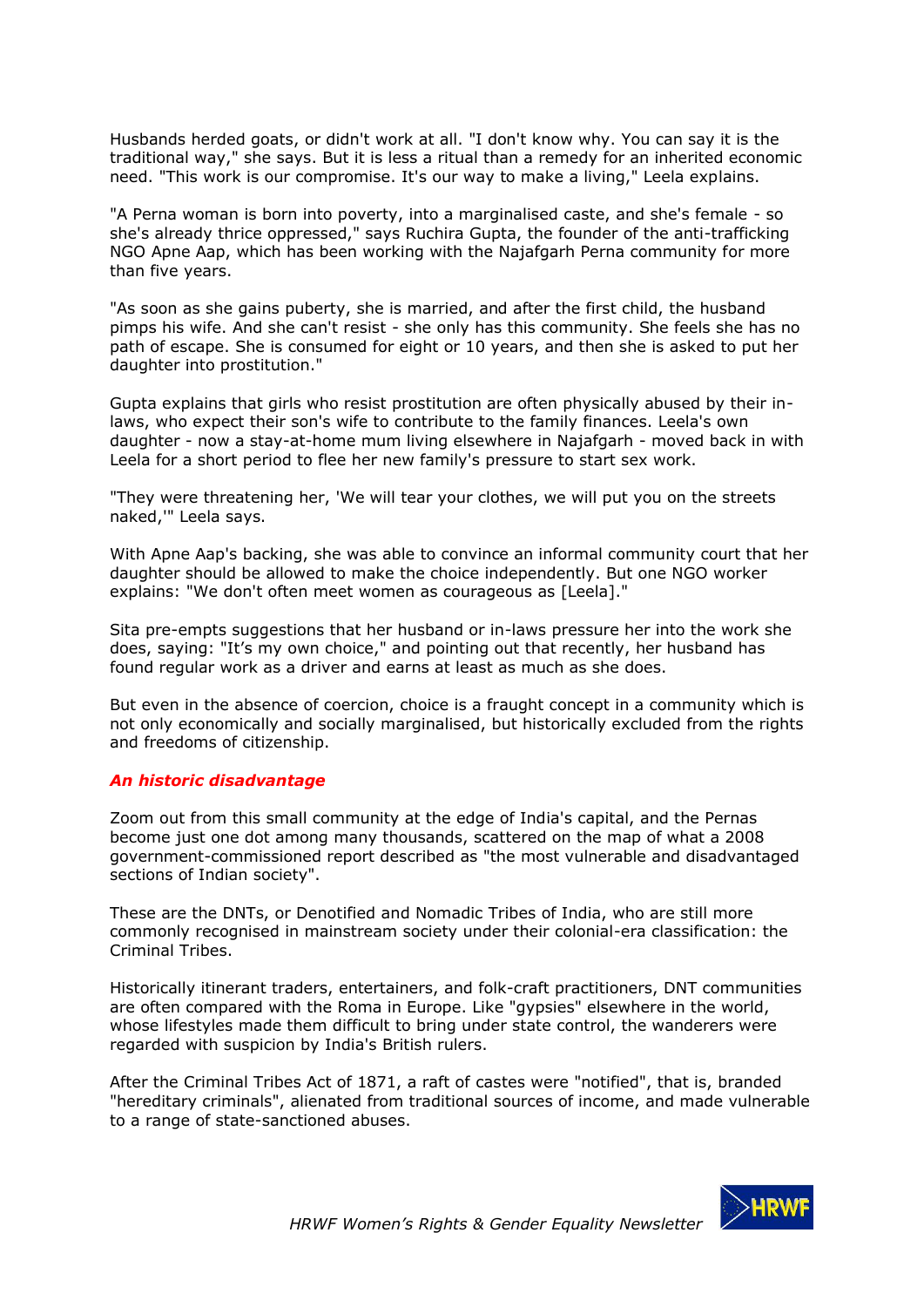Husbands herded goats, or didn't work at all. "I don't know why. You can say it is the traditional way," she says. But it is less a ritual than a remedy for an inherited economic need. "This work is our compromise. It's our way to make a living," Leela explains.

"A Perna woman is born into poverty, into a marginalised caste, and she's female - so she's already thrice oppressed," says Ruchira Gupta, the founder of the anti-trafficking NGO Apne Aap, which has been working with the Najafgarh Perna community for more than five years.

"As soon as she gains puberty, she is married, and after the first child, the husband pimps his wife. And she can't resist - she only has this community. She feels she has no path of escape. She is consumed for eight or 10 years, and then she is asked to put her daughter into prostitution."

Gupta explains that girls who resist prostitution are often physically abused by their in-laws, who expect their son's wife to contribute to the family finances. Leela's own daughter - now a stay-at-home mum living elsewhere in Najafgarh - moved back in with Leela for a short period to flee her new family's pressure to start sex work.

"They were threatening her, 'We will tear your clothes, we will put you on the streets naked,'" Leela says.

With Apne Aap's backing, she was able to convince an informal community court that her daughter should be allowed to make the choice independently. But one NGO worker explains: "We don't often meet women as courageous as [Leela]."

Sita pre-empts suggestions that her husband or in-laws pressure her into the work she does, saying: "It's my own choice," and pointing out that recently, her husband has found regular work as a driver and earns at least as much as she does.

But even in the absence of coercion, choice is a fraught concept in a community which is not only economically and socially marginalised, but historically excluded from the rights and freedoms of citizenship.

### *An historic disadvantage*

Zoom out from this small community at the edge of India's capital, and the Pernas become just one dot among many thousands, scattered on the map of what a 2008 government-commissioned report described as "the most vulnerable and disadvantaged sections of Indian society".

These are the DNTs, or Denotified and Nomadic Tribes of India, who are still more commonly recognised in mainstream society under their colonial-era classification: the Criminal Tribes.

Historically itinerant traders, entertainers, and folk-craft practitioners, DNT communities are often compared with the Roma in Europe. Like "gypsies" elsewhere in the world, whose lifestyles made them difficult to bring under state control, the wanderers were regarded with suspicion by India's British rulers.

After the Criminal Tribes Act of 1871, a raft of castes were "notified", that is, branded "hereditary criminals", alienated from traditional sources of income, and made vulnerable to a range of state-sanctioned abuses.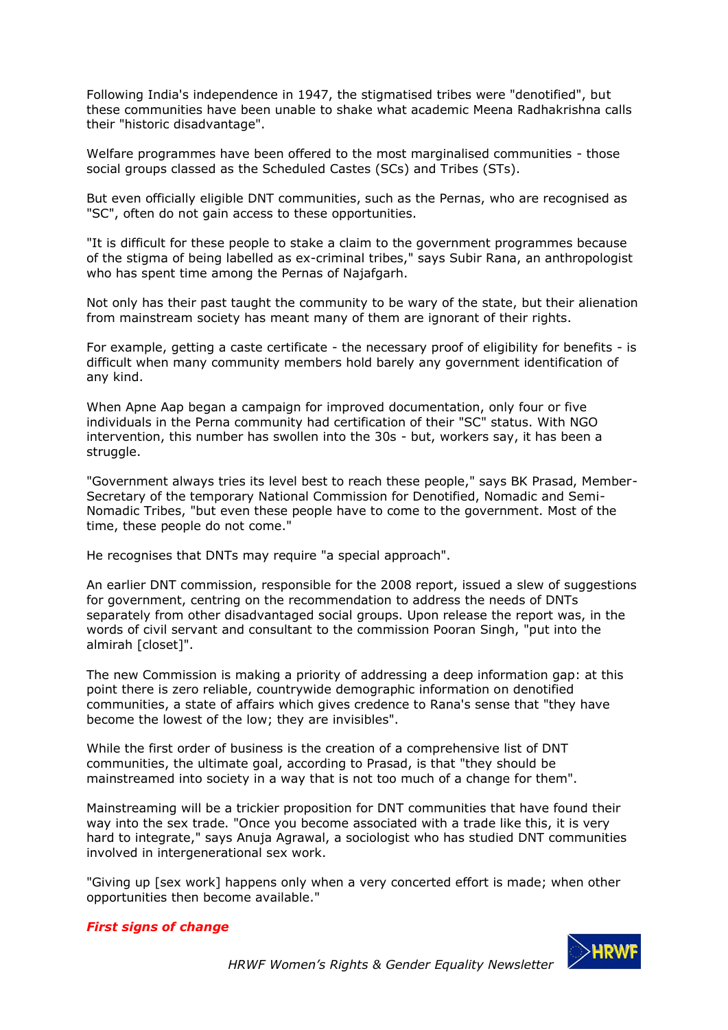Following India's independence in 1947, the stigmatised tribes were "denotified", but these communities have been unable to shake what academic Meena Radhakrishna calls their "historic disadvantage".

Welfare programmes have been offered to the most marginalised communities - those social groups classed as the Scheduled Castes (SCs) and Tribes (STs).

But even officially eligible DNT communities, such as the Pernas, who are recognised as "SC", often do not gain access to these opportunities.

"It is difficult for these people to stake a claim to the government programmes because of the stigma of being labelled as ex-criminal tribes," says Subir Rana, an anthropologist who has spent time among the Pernas of Najafgarh.

Not only has their past taught the community to be wary of the state, but their alienation from mainstream society has meant many of them are ignorant of their rights.

For example, getting a caste certificate - the necessary proof of eligibility for benefits - is difficult when many community members hold barely any government identification of any kind.

When Apne Aap began a campaign for improved documentation, only four or five individuals in the Perna community had certification of their "SC" status. With NGO intervention, this number has swollen into the 30s - but, workers say, it has been a struggle.

"Government always tries its level best to reach these people," says BK Prasad, Member-Secretary of the temporary National Commission for Denotified, Nomadic and Semi-Nomadic Tribes, "but even these people have to come to the government. Most of the time, these people do not come."

He recognises that DNTs may require "a special approach".

An earlier DNT commission, responsible for the 2008 report, issued a slew of suggestions for government, centring on the recommendation to address the needs of DNTs separately from other disadvantaged social groups. Upon release the report was, in the words of civil servant and consultant to the commission Pooran Singh, "put into the almirah [closet]".

The new Commission is making a priority of addressing a deep information gap: at this point there is zero reliable, countrywide demographic information on denotified communities, a state of affairs which gives credence to Rana's sense that "they have become the lowest of the low; they are invisibles".

While the first order of business is the creation of a comprehensive list of DNT communities, the ultimate goal, according to Prasad, is that "they should be mainstreamed into society in a way that is not too much of a change for them".

Mainstreaming will be a trickier proposition for DNT communities that have found their way into the sex trade. "Once you become associated with a trade like this, it is very hard to integrate," says Anuja Agrawal, a sociologist who has studied DNT communities involved in intergenerational sex work.

"Giving up [sex work] happens only when a very concerted effort is made; when other opportunities then become available."

***First signs of change***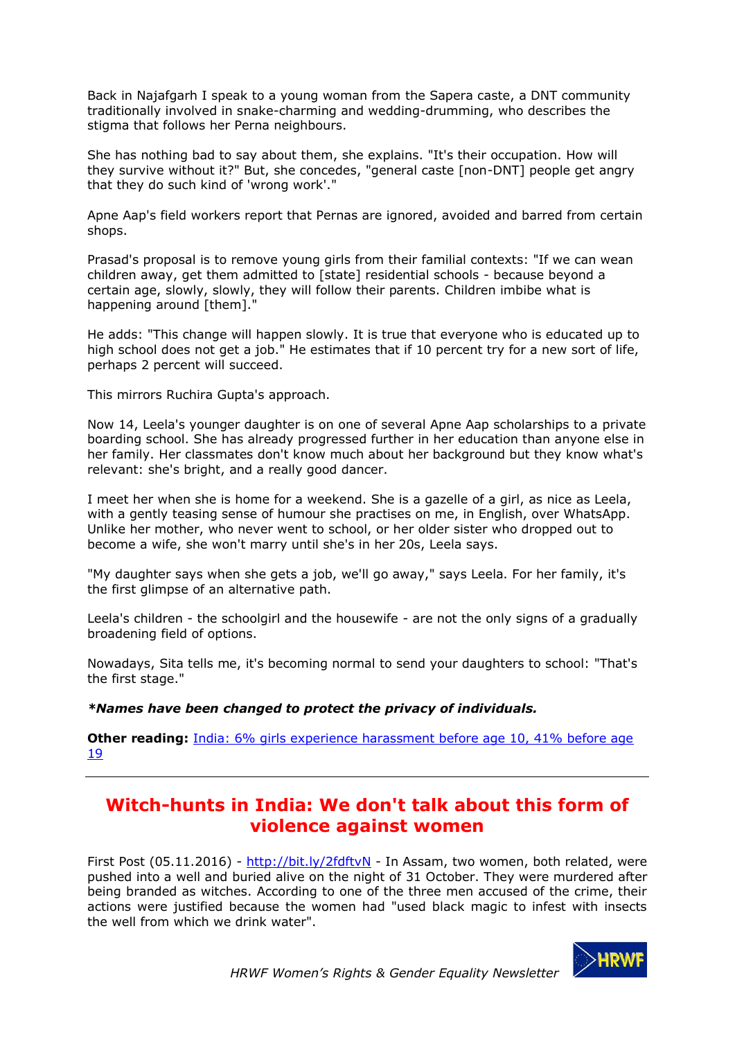Back in Najafgarh I speak to a young woman from the Sapera caste, a DNT community traditionally involved in snake-charming and wedding-drumming, who describes the stigma that follows her Perna neighbours.

She has nothing bad to say about them, she explains. "It's their occupation. How will they survive without it?" But, she concedes, "general caste [non-DNT] people get angry that they do such kind of 'wrong work'."

Apne Aap's field workers report that Pernas are ignored, avoided and barred from certain shops.

Prasad's proposal is to remove young girls from their familial contexts: "If we can wean children away, get them admitted to [state] residential schools - because beyond a certain age, slowly, slowly, they will follow their parents. Children imbibe what is happening around [them]."

He adds: "This change will happen slowly. It is true that everyone who is educated up to high school does not get a job." He estimates that if 10 percent try for a new sort of life, perhaps 2 percent will succeed.

This mirrors Ruchira Gupta's approach.

Now 14, Leela's younger daughter is on one of several Apne Aap scholarships to a private boarding school. She has already progressed further in her education than anyone else in her family. Her classmates don't know much about her background but they know what's relevant: she's bright, and a really good dancer.

I meet her when she is home for a weekend. She is a gazelle of a girl, as nice as Leela, with a gently teasing sense of humour she practises on me, in English, over WhatsApp. Unlike her mother, who never went to school, or her older sister who dropped out to become a wife, she won't marry until she's in her 20s, Leela says.

"My daughter says when she gets a job, we'll go away," says Leela. For her family, it's the first glimpse of an alternative path.

Leela's children - the schoolgirl and the housewife - are not the only signs of a gradually broadening field of options.

Nowadays, Sita tells me, it's becoming normal to send your daughters to school: "That's the first stage."

***Names have been changed to protect the privacy of individuals.***

**Other reading:** India: 6% girls experience harassment before age 10, 41% before age 19

---

## Witch-hunts in India: We don't talk about this form of violence against women

First Post (05.11.2016) - http://bit.ly/2fdftvN - In Assam, two women, both related, were pushed into a well and buried alive on the night of 31 October. They were murdered after being branded as witches. According to one of the three men accused of the crime, their actions were justified because the women had "used black magic to infest with insects the well from which we drink water".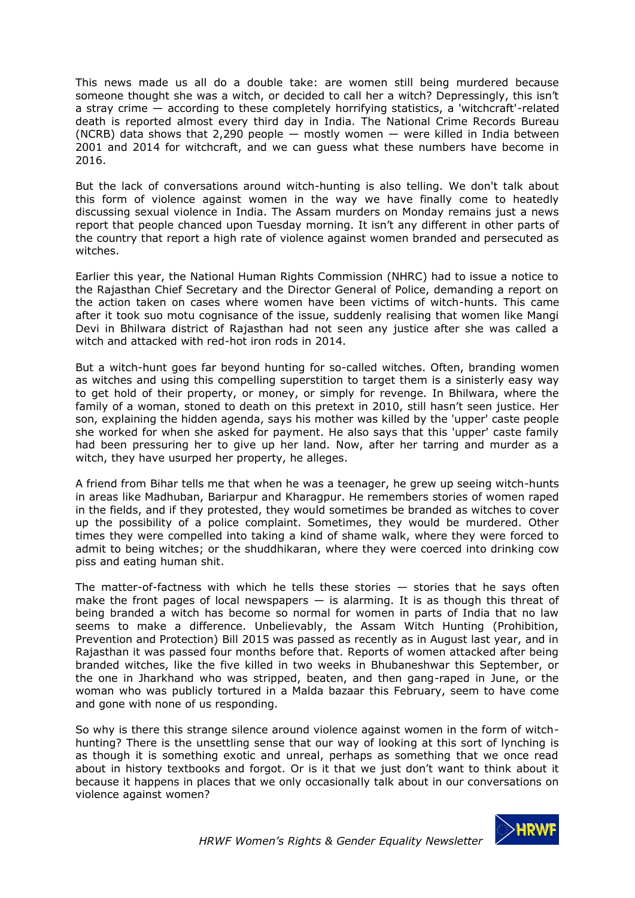This news made us all do a double take: are women still being murdered because someone thought she was a witch, or decided to call her a witch? Depressingly, this isn't a stray crime — according to these completely horrifying statistics, a 'witchcraft'-related death is reported almost every third day in India. The National Crime Records Bureau (NCRB) data shows that 2,290 people — mostly women — were killed in India between 2001 and 2014 for witchcraft, and we can guess what these numbers have become in 2016.

But the lack of conversations around witch-hunting is also telling. We don't talk about this form of violence against women in the way we have finally come to heatedly discussing sexual violence in India. The Assam murders on Monday remains just a news report that people chanced upon Tuesday morning. It isn't any different in other parts of the country that report a high rate of violence against women branded and persecuted as witches.

Earlier this year, the National Human Rights Commission (NHRC) had to issue a notice to the Rajasthan Chief Secretary and the Director General of Police, demanding a report on the action taken on cases where women have been victims of witch-hunts. This came after it took suo motu cognisance of the issue, suddenly realising that women like Mangi Devi in Bhilwara district of Rajasthan had not seen any justice after she was called a witch and attacked with red-hot iron rods in 2014.

But a witch-hunt goes far beyond hunting for so-called witches. Often, branding women as witches and using this compelling superstition to target them is a sinisterly easy way to get hold of their property, or money, or simply for revenge. In Bhilwara, where the family of a woman, stoned to death on this pretext in 2010, still hasn't seen justice. Her son, explaining the hidden agenda, says his mother was killed by the 'upper' caste people she worked for when she asked for payment. He also says that this 'upper' caste family had been pressuring her to give up her land. Now, after her tarring and murder as a witch, they have usurped her property, he alleges.

A friend from Bihar tells me that when he was a teenager, he grew up seeing witch-hunts in areas like Madhuban, Bariarpur and Kharagpur. He remembers stories of women raped in the fields, and if they protested, they would sometimes be branded as witches to cover up the possibility of a police complaint. Sometimes, they would be murdered. Other times they were compelled into taking a kind of shame walk, where they were forced to admit to being witches; or the shuddhikaran, where they were coerced into drinking cow piss and eating human shit.

The matter-of-factness with which he tells these stories — stories that he says often make the front pages of local newspapers — is alarming. It is as though this threat of being branded a witch has become so normal for women in parts of India that no law seems to make a difference. Unbelievably, the Assam Witch Hunting (Prohibition, Prevention and Protection) Bill 2015 was passed as recently as in August last year, and in Rajasthan it was passed four months before that. Reports of women attacked after being branded witches, like the five killed in two weeks in Bhubaneshwar this September, or the one in Jharkhand who was stripped, beaten, and then gang-raped in June, or the woman who was publicly tortured in a Malda bazaar this February, seem to have come and gone with none of us responding.

So why is there this strange silence around violence against women in the form of witch-hunting? There is the unsettling sense that our way of looking at this sort of lynching is as though it is something exotic and unreal, perhaps as something that we once read about in history textbooks and forgot. Or is it that we just don't want to think about it because it happens in places that we only occasionally talk about in our conversations on violence against women?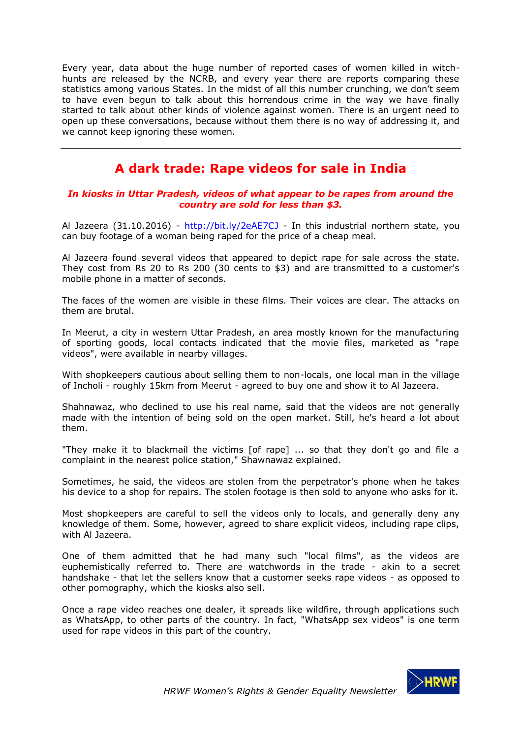Every year, data about the huge number of reported cases of women killed in witch-hunts are released by the NCRB, and every year there are reports comparing these statistics among various States. In the midst of all this number crunching, we don't seem to have even begun to talk about this horrendous crime in the way we have finally started to talk about other kinds of violence against women. There is an urgent need to open up these conversations, because without them there is no way of addressing it, and we cannot keep ignoring these women.

---

## A dark trade: Rape videos for sale in India

***In kiosks in Uttar Pradesh, videos of what appear to be rapes from around the country are sold for less than $3.***

Al Jazeera (31.10.2016) - http://bit.ly/2eAE7CJ - In this industrial northern state, you can buy footage of a woman being raped for the price of a cheap meal.

Al Jazeera found several videos that appeared to depict rape for sale across the state. They cost from Rs 20 to Rs 200 (30 cents to $3) and are transmitted to a customer's mobile phone in a matter of seconds.

The faces of the women are visible in these films. Their voices are clear. The attacks on them are brutal.

In Meerut, a city in western Uttar Pradesh, an area mostly known for the manufacturing of sporting goods, local contacts indicated that the movie files, marketed as "rape videos", were available in nearby villages.

With shopkeepers cautious about selling them to non-locals, one local man in the village of Incholi - roughly 15km from Meerut - agreed to buy one and show it to Al Jazeera.

Shahnawaz, who declined to use his real name, said that the videos are not generally made with the intention of being sold on the open market. Still, he's heard a lot about them.

"They make it to blackmail the victims [of rape] ... so that they don't go and file a complaint in the nearest police station," Shawnawaz explained.

Sometimes, he said, the videos are stolen from the perpetrator's phone when he takes his device to a shop for repairs. The stolen footage is then sold to anyone who asks for it.

Most shopkeepers are careful to sell the videos only to locals, and generally deny any knowledge of them. Some, however, agreed to share explicit videos, including rape clips, with Al Jazeera.

One of them admitted that he had many such "local films", as the videos are euphemistically referred to. There are watchwords in the trade - akin to a secret handshake - that let the sellers know that a customer seeks rape videos - as opposed to other pornography, which the kiosks also sell.

Once a rape video reaches one dealer, it spreads like wildfire, through applications such as WhatsApp, to other parts of the country. In fact, "WhatsApp sex videos" is one term used for rape videos in this part of the country.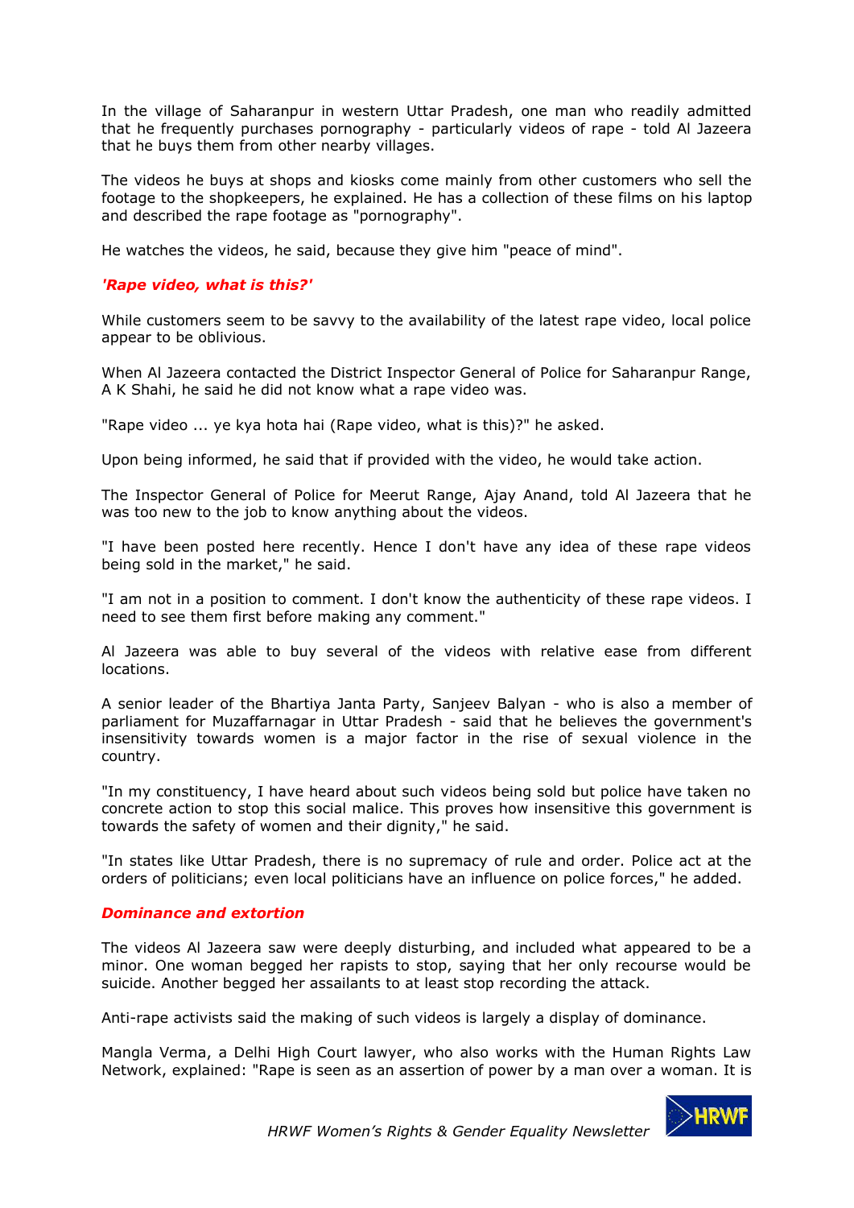In the village of Saharanpur in western Uttar Pradesh, one man who readily admitted that he frequently purchases pornography - particularly videos of rape - told Al Jazeera that he buys them from other nearby villages.

The videos he buys at shops and kiosks come mainly from other customers who sell the footage to the shopkeepers, he explained. He has a collection of these films on his laptop and described the rape footage as "pornography".

He watches the videos, he said, because they give him "peace of mind".

***'Rape video, what is this?'***

While customers seem to be savvy to the availability of the latest rape video, local police appear to be oblivious.

When Al Jazeera contacted the District Inspector General of Police for Saharanpur Range, A K Shahi, he said he did not know what a rape video was.

"Rape video ... ye kya hota hai (Rape video, what is this)?" he asked.

Upon being informed, he said that if provided with the video, he would take action.

The Inspector General of Police for Meerut Range, Ajay Anand, told Al Jazeera that he was too new to the job to know anything about the videos.

"I have been posted here recently. Hence I don't have any idea of these rape videos being sold in the market," he said.

"I am not in a position to comment. I don't know the authenticity of these rape videos. I need to see them first before making any comment."

Al Jazeera was able to buy several of the videos with relative ease from different locations.

A senior leader of the Bhartiya Janta Party, Sanjeev Balyan - who is also a member of parliament for Muzaffarnagar in Uttar Pradesh - said that he believes the government's insensitivity towards women is a major factor in the rise of sexual violence in the country.

"In my constituency, I have heard about such videos being sold but police have taken no concrete action to stop this social malice. This proves how insensitive this government is towards the safety of women and their dignity," he said.

"In states like Uttar Pradesh, there is no supremacy of rule and order. Police act at the orders of politicians; even local politicians have an influence on police forces," he added.

***Dominance and extortion***

The videos Al Jazeera saw were deeply disturbing, and included what appeared to be a minor. One woman begged her rapists to stop, saying that her only recourse would be suicide. Another begged her assailants to at least stop recording the attack.

Anti-rape activists said the making of such videos is largely a display of dominance.

Mangla Verma, a Delhi High Court lawyer, who also works with the Human Rights Law Network, explained: "Rape is seen as an assertion of power by a man over a woman. It is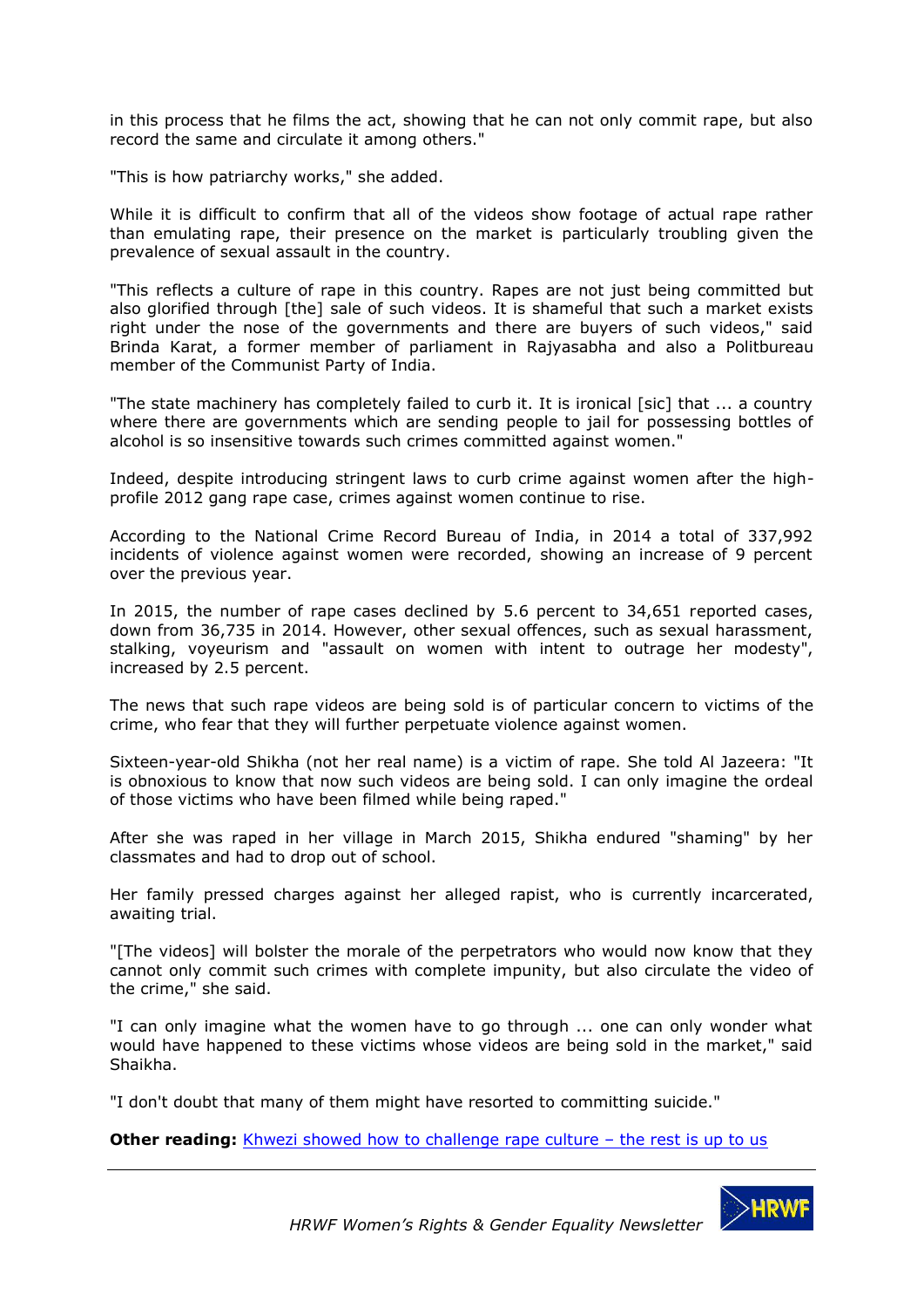in this process that he films the act, showing that he can not only commit rape, but also record the same and circulate it among others."

"This is how patriarchy works," she added.

While it is difficult to confirm that all of the videos show footage of actual rape rather than emulating rape, their presence on the market is particularly troubling given the prevalence of sexual assault in the country.

"This reflects a culture of rape in this country. Rapes are not just being committed but also glorified through [the] sale of such videos. It is shameful that such a market exists right under the nose of the governments and there are buyers of such videos," said Brinda Karat, a former member of parliament in Rajyasabha and also a Politbureau member of the Communist Party of India.

"The state machinery has completely failed to curb it. It is ironical [sic] that ... a country where there are governments which are sending people to jail for possessing bottles of alcohol is so insensitive towards such crimes committed against women."

Indeed, despite introducing stringent laws to curb crime against women after the high-profile 2012 gang rape case, crimes against women continue to rise.

According to the National Crime Record Bureau of India, in 2014 a total of 337,992 incidents of violence against women were recorded, showing an increase of 9 percent over the previous year.

In 2015, the number of rape cases declined by 5.6 percent to 34,651 reported cases, down from 36,735 in 2014. However, other sexual offences, such as sexual harassment, stalking, voyeurism and "assault on women with intent to outrage her modesty", increased by 2.5 percent.

The news that such rape videos are being sold is of particular concern to victims of the crime, who fear that they will further perpetuate violence against women.

Sixteen-year-old Shikha (not her real name) is a victim of rape. She told Al Jazeera: "It is obnoxious to know that now such videos are being sold. I can only imagine the ordeal of those victims who have been filmed while being raped."

After she was raped in her village in March 2015, Shikha endured "shaming" by her classmates and had to drop out of school.

Her family pressed charges against her alleged rapist, who is currently incarcerated, awaiting trial.

"[The videos] will bolster the morale of the perpetrators who would now know that they cannot only commit such crimes with complete impunity, but also circulate the video of the crime," she said.

"I can only imagine what the women have to go through ... one can only wonder what would have happened to these victims whose videos are being sold in the market," said Shaikha.

"I don't doubt that many of them might have resorted to committing suicide."

**Other reading:** Khwezi showed how to challenge rape culture – the rest is up to us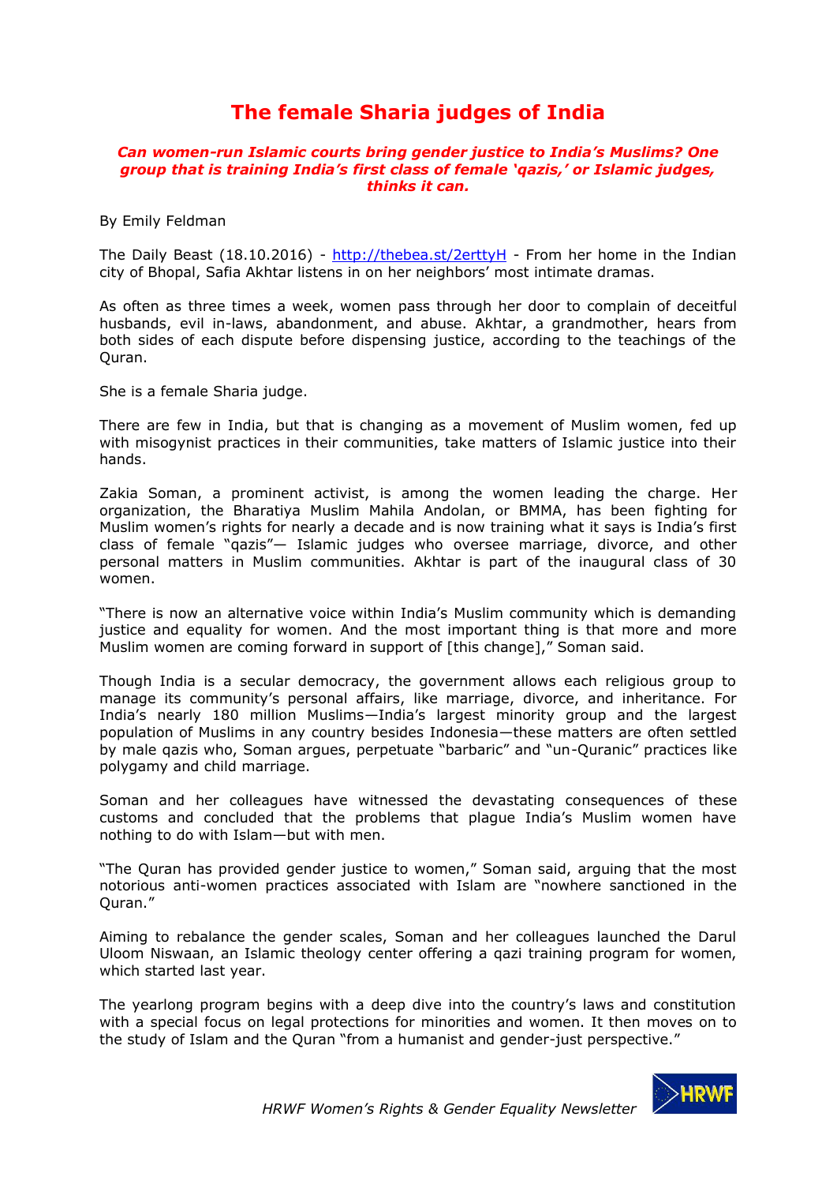# The female Sharia judges of India

***Can women-run Islamic courts bring gender justice to India's Muslims? One group that is training India's first class of female 'qazis,' or Islamic judges, thinks it can.***

By Emily Feldman

The Daily Beast (18.10.2016) - http://thebea.st/2erttyH - From her home in the Indian city of Bhopal, Safia Akhtar listens in on her neighbors' most intimate dramas.

As often as three times a week, women pass through her door to complain of deceitful husbands, evil in-laws, abandonment, and abuse. Akhtar, a grandmother, hears from both sides of each dispute before dispensing justice, according to the teachings of the Quran.

She is a female Sharia judge.

There are few in India, but that is changing as a movement of Muslim women, fed up with misogynist practices in their communities, take matters of Islamic justice into their hands.

Zakia Soman, a prominent activist, is among the women leading the charge. Her organization, the Bharatiya Muslim Mahila Andolan, or BMMA, has been fighting for Muslim women's rights for nearly a decade and is now training what it says is India's first class of female "qazis"— Islamic judges who oversee marriage, divorce, and other personal matters in Muslim communities. Akhtar is part of the inaugural class of 30 women.

"There is now an alternative voice within India's Muslim community which is demanding justice and equality for women. And the most important thing is that more and more Muslim women are coming forward in support of [this change]," Soman said.

Though India is a secular democracy, the government allows each religious group to manage its community's personal affairs, like marriage, divorce, and inheritance. For India's nearly 180 million Muslims—India's largest minority group and the largest population of Muslims in any country besides Indonesia—these matters are often settled by male qazis who, Soman argues, perpetuate "barbaric" and "un-Quranic" practices like polygamy and child marriage.

Soman and her colleagues have witnessed the devastating consequences of these customs and concluded that the problems that plague India's Muslim women have nothing to do with Islam—but with men.

"The Quran has provided gender justice to women," Soman said, arguing that the most notorious anti-women practices associated with Islam are "nowhere sanctioned in the Quran."

Aiming to rebalance the gender scales, Soman and her colleagues launched the Darul Uloom Niswaan, an Islamic theology center offering a qazi training program for women, which started last year.

The yearlong program begins with a deep dive into the country's laws and constitution with a special focus on legal protections for minorities and women. It then moves on to the study of Islam and the Quran "from a humanist and gender-just perspective."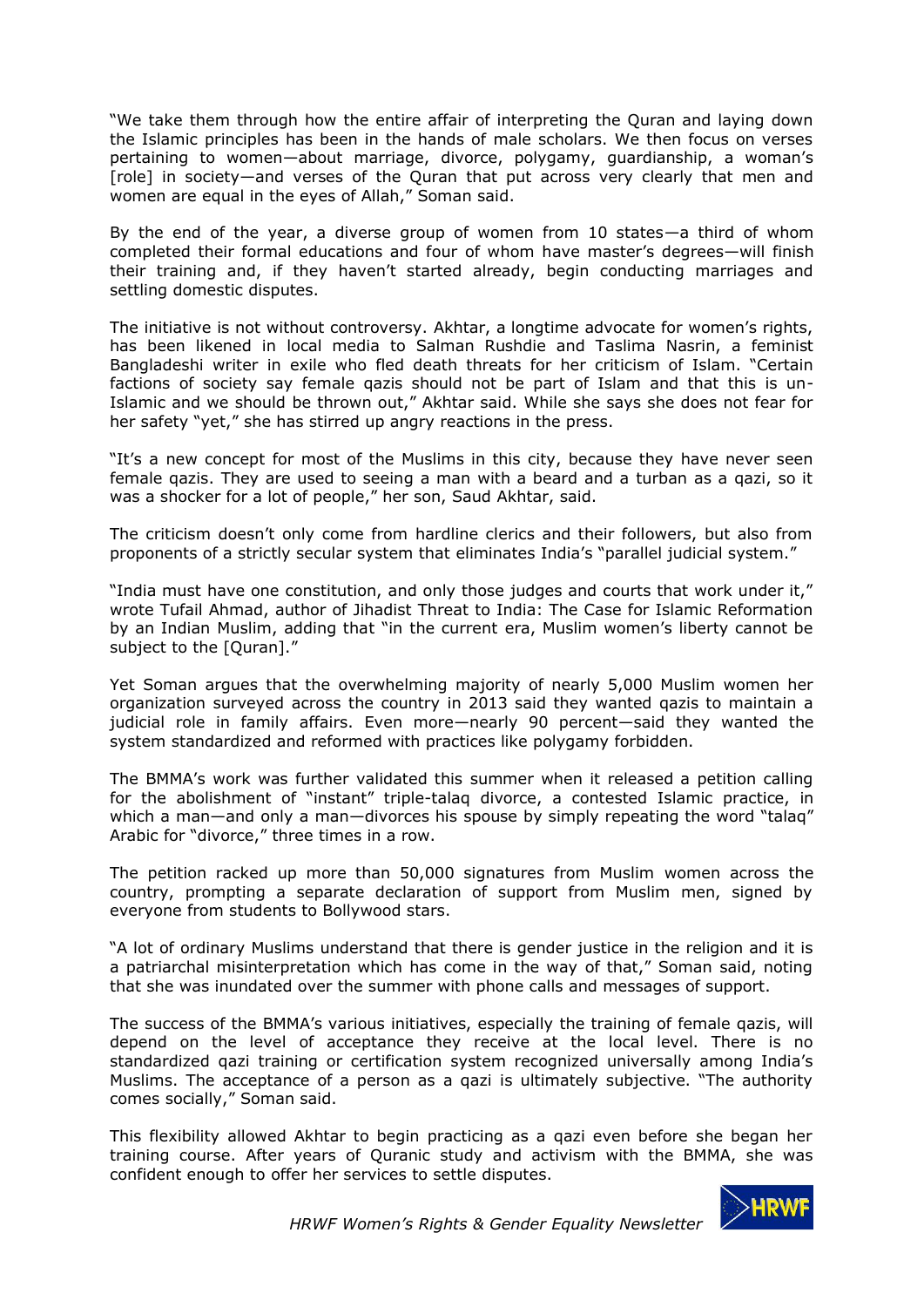"We take them through how the entire affair of interpreting the Quran and laying down the Islamic principles has been in the hands of male scholars. We then focus on verses pertaining to women—about marriage, divorce, polygamy, guardianship, a woman's [role] in society—and verses of the Quran that put across very clearly that men and women are equal in the eyes of Allah," Soman said.

By the end of the year, a diverse group of women from 10 states—a third of whom completed their formal educations and four of whom have master's degrees—will finish their training and, if they haven't started already, begin conducting marriages and settling domestic disputes.

The initiative is not without controversy. Akhtar, a longtime advocate for women's rights, has been likened in local media to Salman Rushdie and Taslima Nasrin, a feminist Bangladeshi writer in exile who fled death threats for her criticism of Islam. "Certain factions of society say female qazis should not be part of Islam and that this is un-Islamic and we should be thrown out," Akhtar said. While she says she does not fear for her safety "yet," she has stirred up angry reactions in the press.

"It's a new concept for most of the Muslims in this city, because they have never seen female qazis. They are used to seeing a man with a beard and a turban as a qazi, so it was a shocker for a lot of people," her son, Saud Akhtar, said.

The criticism doesn't only come from hardline clerics and their followers, but also from proponents of a strictly secular system that eliminates India's "parallel judicial system."

"India must have one constitution, and only those judges and courts that work under it," wrote Tufail Ahmad, author of Jihadist Threat to India: The Case for Islamic Reformation by an Indian Muslim, adding that "in the current era, Muslim women's liberty cannot be subject to the [Quran]."

Yet Soman argues that the overwhelming majority of nearly 5,000 Muslim women her organization surveyed across the country in 2013 said they wanted qazis to maintain a judicial role in family affairs. Even more—nearly 90 percent—said they wanted the system standardized and reformed with practices like polygamy forbidden.

The BMMA's work was further validated this summer when it released a petition calling for the abolishment of "instant" triple-talaq divorce, a contested Islamic practice, in which a man—and only a man—divorces his spouse by simply repeating the word "talaq" Arabic for "divorce," three times in a row.

The petition racked up more than 50,000 signatures from Muslim women across the country, prompting a separate declaration of support from Muslim men, signed by everyone from students to Bollywood stars.

"A lot of ordinary Muslims understand that there is gender justice in the religion and it is a patriarchal misinterpretation which has come in the way of that," Soman said, noting that she was inundated over the summer with phone calls and messages of support.

The success of the BMMA's various initiatives, especially the training of female qazis, will depend on the level of acceptance they receive at the local level. There is no standardized qazi training or certification system recognized universally among India's Muslims. The acceptance of a person as a qazi is ultimately subjective. "The authority comes socially," Soman said.

This flexibility allowed Akhtar to begin practicing as a qazi even before she began her training course. After years of Quranic study and activism with the BMMA, she was confident enough to offer her services to settle disputes.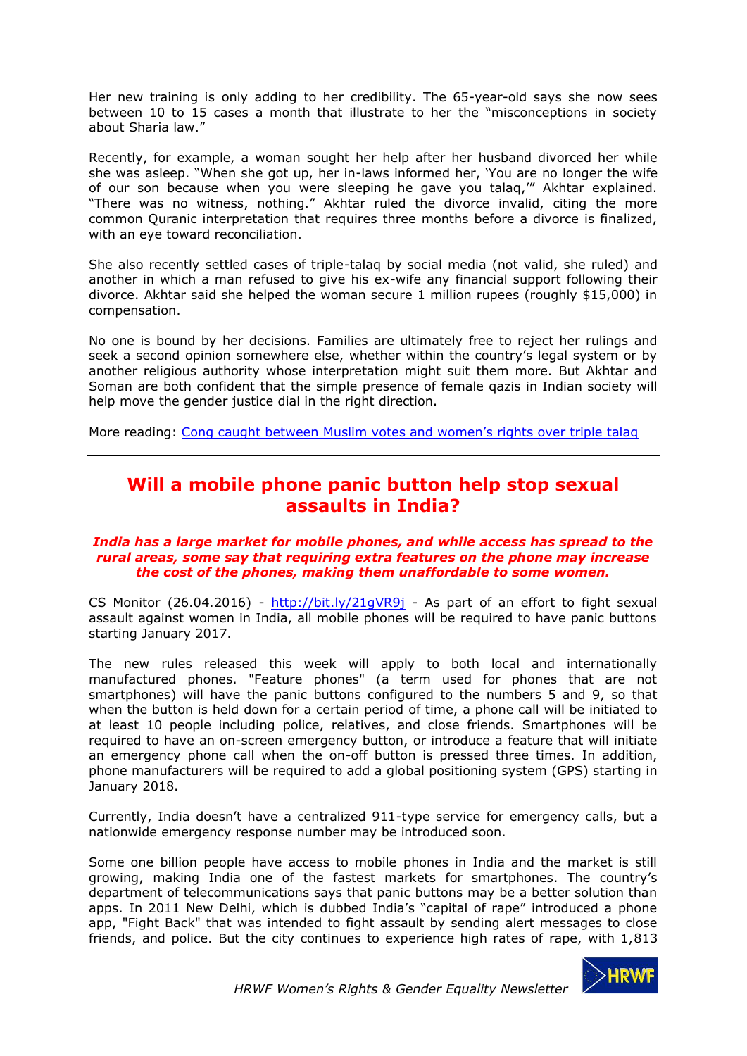Her new training is only adding to her credibility. The 65-year-old says she now sees between 10 to 15 cases a month that illustrate to her the "misconceptions in society about Sharia law."

Recently, for example, a woman sought her help after her husband divorced her while she was asleep. "When she got up, her in-laws informed her, 'You are no longer the wife of our son because when you were sleeping he gave you talaq,'" Akhtar explained. "There was no witness, nothing." Akhtar ruled the divorce invalid, citing the more common Quranic interpretation that requires three months before a divorce is finalized, with an eye toward reconciliation.

She also recently settled cases of triple-talaq by social media (not valid, she ruled) and another in which a man refused to give his ex-wife any financial support following their divorce. Akhtar said she helped the woman secure 1 million rupees (roughly $15,000) in compensation.

No one is bound by her decisions. Families are ultimately free to reject her rulings and seek a second opinion somewhere else, whether within the country's legal system or by another religious authority whose interpretation might suit them more. But Akhtar and Soman are both confident that the simple presence of female qazis in Indian society will help move the gender justice dial in the right direction.

More reading: [Cong caught between Muslim votes and women's rights over triple talaq]

---

## Will a mobile phone panic button help stop sexual assaults in India?

***India has a large market for mobile phones, and while access has spread to the rural areas, some say that requiring extra features on the phone may increase the cost of the phones, making them unaffordable to some women.***

CS Monitor (26.04.2016) - http://bit.ly/21gVR9j - As part of an effort to fight sexual assault against women in India, all mobile phones will be required to have panic buttons starting January 2017.

The new rules released this week will apply to both local and internationally manufactured phones. "Feature phones" (a term used for phones that are not smartphones) will have the panic buttons configured to the numbers 5 and 9, so that when the button is held down for a certain period of time, a phone call will be initiated to at least 10 people including police, relatives, and close friends. Smartphones will be required to have an on-screen emergency button, or introduce a feature that will initiate an emergency phone call when the on-off button is pressed three times. In addition, phone manufacturers will be required to add a global positioning system (GPS) starting in January 2018.

Currently, India doesn't have a centralized 911-type service for emergency calls, but a nationwide emergency response number may be introduced soon.

Some one billion people have access to mobile phones in India and the market is still growing, making India one of the fastest markets for smartphones. The country's department of telecommunications says that panic buttons may be a better solution than apps. In 2011 New Delhi, which is dubbed India's "capital of rape" introduced a phone app, "Fight Back" that was intended to fight assault by sending alert messages to close friends, and police. But the city continues to experience high rates of rape, with 1,813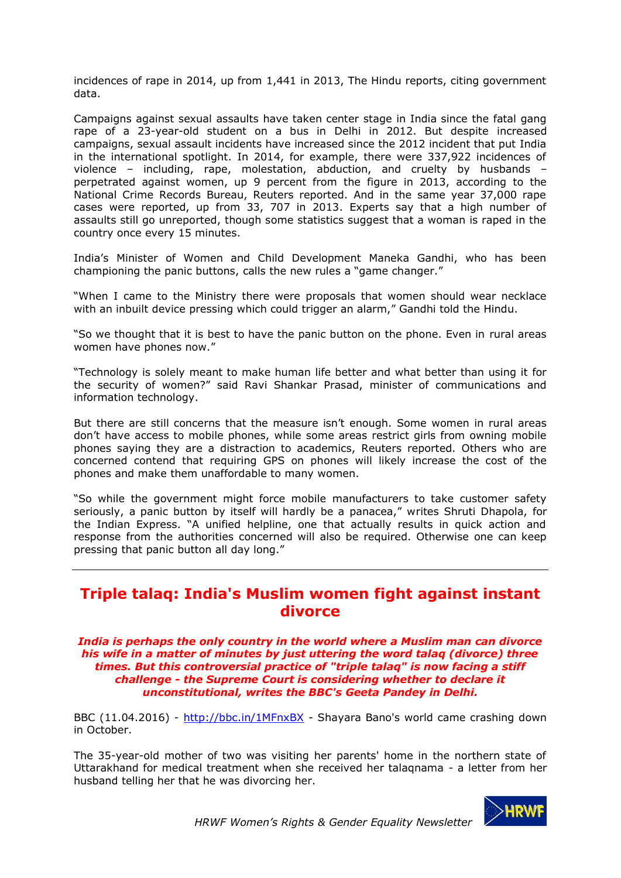incidences of rape in 2014, up from 1,441 in 2013, The Hindu reports, citing government data.

Campaigns against sexual assaults have taken center stage in India since the fatal gang rape of a 23-year-old student on a bus in Delhi in 2012. But despite increased campaigns, sexual assault incidents have increased since the 2012 incident that put India in the international spotlight. In 2014, for example, there were 337,922 incidences of violence – including, rape, molestation, abduction, and cruelty by husbands – perpetrated against women, up 9 percent from the figure in 2013, according to the National Crime Records Bureau, Reuters reported. And in the same year 37,000 rape cases were reported, up from 33, 707 in 2013. Experts say that a high number of assaults still go unreported, though some statistics suggest that a woman is raped in the country once every 15 minutes.

India's Minister of Women and Child Development Maneka Gandhi, who has been championing the panic buttons, calls the new rules a "game changer."

"When I came to the Ministry there were proposals that women should wear necklace with an inbuilt device pressing which could trigger an alarm," Gandhi told the Hindu.

"So we thought that it is best to have the panic button on the phone. Even in rural areas women have phones now."

"Technology is solely meant to make human life better and what better than using it for the security of women?" said Ravi Shankar Prasad, minister of communications and information technology.

But there are still concerns that the measure isn't enough. Some women in rural areas don't have access to mobile phones, while some areas restrict girls from owning mobile phones saying they are a distraction to academics, Reuters reported. Others who are concerned contend that requiring GPS on phones will likely increase the cost of the phones and make them unaffordable to many women.

"So while the government might force mobile manufacturers to take customer safety seriously, a panic button by itself will hardly be a panacea," writes Shruti Dhapola, for the Indian Express. "A unified helpline, one that actually results in quick action and response from the authorities concerned will also be required. Otherwise one can keep pressing that panic button all day long."

---

## Triple talaq: India's Muslim women fight against instant divorce

***India is perhaps the only country in the world where a Muslim man can divorce his wife in a matter of minutes by just uttering the word talaq (divorce) three times. But this controversial practice of "triple talaq" is now facing a stiff challenge - the Supreme Court is considering whether to declare it unconstitutional, writes the BBC's Geeta Pandey in Delhi.***

BBC (11.04.2016) - http://bbc.in/1MFnxBX - Shayara Bano's world came crashing down in October.

The 35-year-old mother of two was visiting her parents' home in the northern state of Uttarakhand for medical treatment when she received her talaqnama - a letter from her husband telling her that he was divorcing her.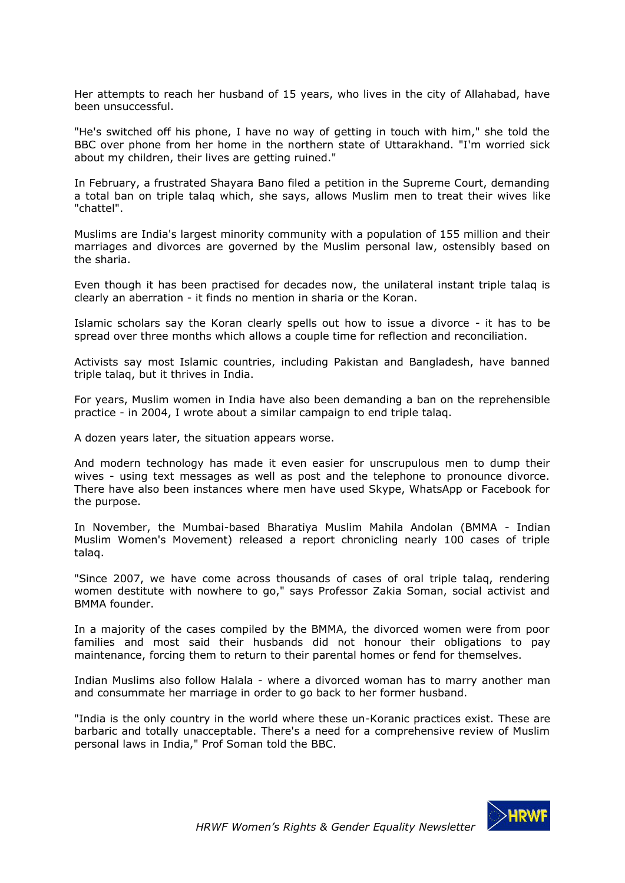Her attempts to reach her husband of 15 years, who lives in the city of Allahabad, have been unsuccessful.

"He's switched off his phone, I have no way of getting in touch with him," she told the BBC over phone from her home in the northern state of Uttarakhand. "I'm worried sick about my children, their lives are getting ruined."

In February, a frustrated Shayara Bano filed a petition in the Supreme Court, demanding a total ban on triple talaq which, she says, allows Muslim men to treat their wives like "chattel".

Muslims are India's largest minority community with a population of 155 million and their marriages and divorces are governed by the Muslim personal law, ostensibly based on the sharia.

Even though it has been practised for decades now, the unilateral instant triple talaq is clearly an aberration - it finds no mention in sharia or the Koran.

Islamic scholars say the Koran clearly spells out how to issue a divorce - it has to be spread over three months which allows a couple time for reflection and reconciliation.

Activists say most Islamic countries, including Pakistan and Bangladesh, have banned triple talaq, but it thrives in India.

For years, Muslim women in India have also been demanding a ban on the reprehensible practice - in 2004, I wrote about a similar campaign to end triple talaq.

A dozen years later, the situation appears worse.

And modern technology has made it even easier for unscrupulous men to dump their wives - using text messages as well as post and the telephone to pronounce divorce. There have also been instances where men have used Skype, WhatsApp or Facebook for the purpose.

In November, the Mumbai-based Bharatiya Muslim Mahila Andolan (BMMA - Indian Muslim Women's Movement) released a report chronicling nearly 100 cases of triple talaq.

"Since 2007, we have come across thousands of cases of oral triple talaq, rendering women destitute with nowhere to go," says Professor Zakia Soman, social activist and BMMA founder.

In a majority of the cases compiled by the BMMA, the divorced women were from poor families and most said their husbands did not honour their obligations to pay maintenance, forcing them to return to their parental homes or fend for themselves.

Indian Muslims also follow Halala - where a divorced woman has to marry another man and consummate her marriage in order to go back to her former husband.

"India is the only country in the world where these un-Koranic practices exist. These are barbaric and totally unacceptable. There's a need for a comprehensive review of Muslim personal laws in India," Prof Soman told the BBC.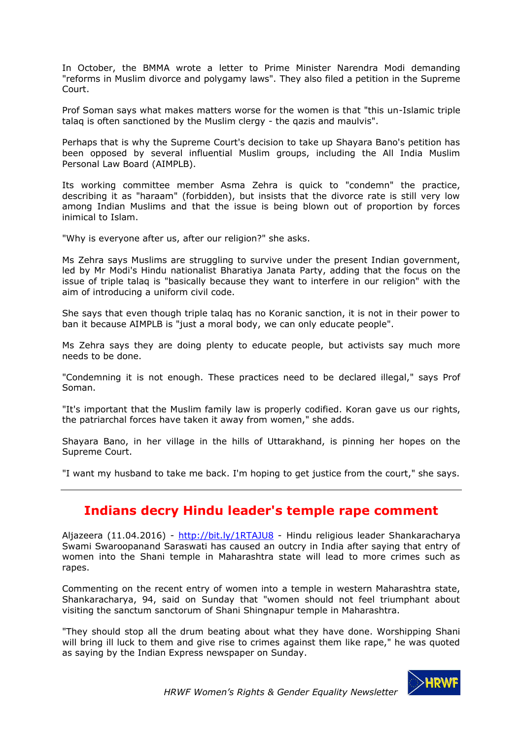In October, the BMMA wrote a letter to Prime Minister Narendra Modi demanding "reforms in Muslim divorce and polygamy laws". They also filed a petition in the Supreme Court.

Prof Soman says what makes matters worse for the women is that "this un-Islamic triple talaq is often sanctioned by the Muslim clergy - the qazis and maulvis".

Perhaps that is why the Supreme Court's decision to take up Shayara Bano's petition has been opposed by several influential Muslim groups, including the All India Muslim Personal Law Board (AIMPLB).

Its working committee member Asma Zehra is quick to "condemn" the practice, describing it as "haraam" (forbidden), but insists that the divorce rate is still very low among Indian Muslims and that the issue is being blown out of proportion by forces inimical to Islam.

"Why is everyone after us, after our religion?" she asks.

Ms Zehra says Muslims are struggling to survive under the present Indian government, led by Mr Modi's Hindu nationalist Bharatiya Janata Party, adding that the focus on the issue of triple talaq is "basically because they want to interfere in our religion" with the aim of introducing a uniform civil code.

She says that even though triple talaq has no Koranic sanction, it is not in their power to ban it because AIMPLB is "just a moral body, we can only educate people".

Ms Zehra says they are doing plenty to educate people, but activists say much more needs to be done.

"Condemning it is not enough. These practices need to be declared illegal," says Prof Soman.

"It's important that the Muslim family law is properly codified. Koran gave us our rights, the patriarchal forces have taken it away from women," she adds.

Shayara Bano, in her village in the hills of Uttarakhand, is pinning her hopes on the Supreme Court.

"I want my husband to take me back. I'm hoping to get justice from the court," she says.

---

## Indians decry Hindu leader's temple rape comment

Aljazeera (11.04.2016) - http://bit.ly/1RTAJU8 - Hindu religious leader Shankaracharya Swami Swaroopanand Saraswati has caused an outcry in India after saying that entry of women into the Shani temple in Maharashtra state will lead to more crimes such as rapes.

Commenting on the recent entry of women into a temple in western Maharashtra state, Shankaracharya, 94, said on Sunday that "women should not feel triumphant about visiting the sanctum sanctorum of Shani Shingnapur temple in Maharashtra.

"They should stop all the drum beating about what they have done. Worshipping Shani will bring ill luck to them and give rise to crimes against them like rape," he was quoted as saying by the Indian Express newspaper on Sunday.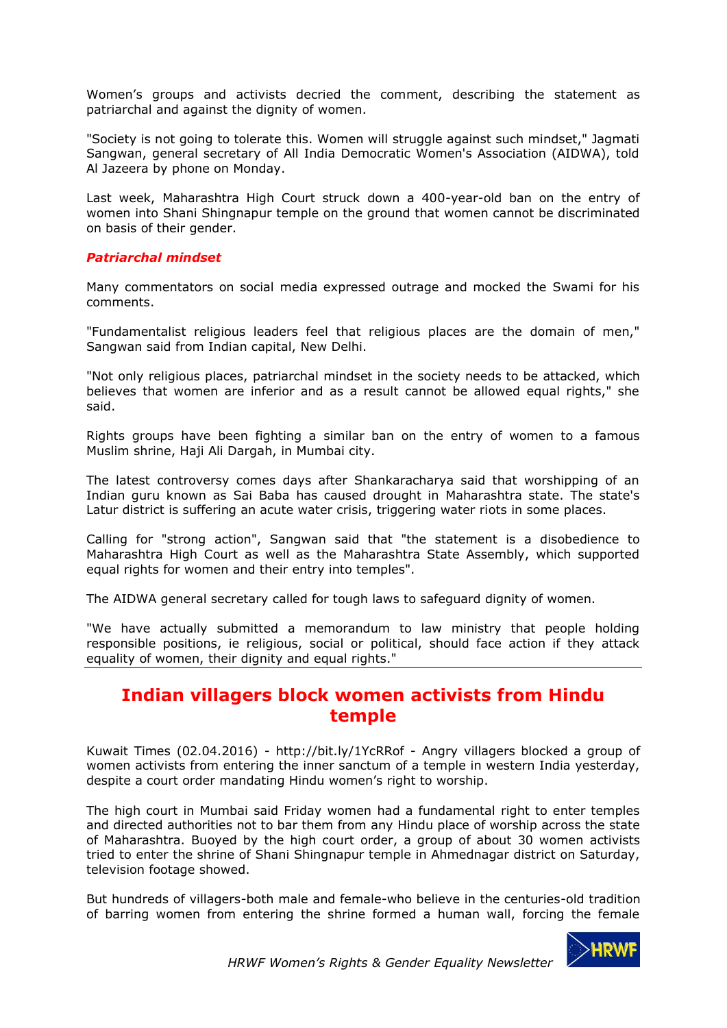Women's groups and activists decried the comment, describing the statement as patriarchal and against the dignity of women.

"Society is not going to tolerate this. Women will struggle against such mindset," Jagmati Sangwan, general secretary of All India Democratic Women's Association (AIDWA), told Al Jazeera by phone on Monday.

Last week, Maharashtra High Court struck down a 400-year-old ban on the entry of women into Shani Shingnapur temple on the ground that women cannot be discriminated on basis of their gender.

***Patriarchal mindset***

Many commentators on social media expressed outrage and mocked the Swami for his comments.

"Fundamentalist religious leaders feel that religious places are the domain of men," Sangwan said from Indian capital, New Delhi.

"Not only religious places, patriarchal mindset in the society needs to be attacked, which believes that women are inferior and as a result cannot be allowed equal rights," she said.

Rights groups have been fighting a similar ban on the entry of women to a famous Muslim shrine, Haji Ali Dargah, in Mumbai city.

The latest controversy comes days after Shankaracharya said that worshipping of an Indian guru known as Sai Baba has caused drought in Maharashtra state. The state's Latur district is suffering an acute water crisis, triggering water riots in some places.

Calling for "strong action", Sangwan said that "the statement is a disobedience to Maharashtra High Court as well as the Maharashtra State Assembly, which supported equal rights for women and their entry into temples".

The AIDWA general secretary called for tough laws to safeguard dignity of women.

"We have actually submitted a memorandum to law ministry that people holding responsible positions, ie religious, social or political, should face action if they attack equality of women, their dignity and equal rights."

---

## Indian villagers block women activists from Hindu temple

Kuwait Times (02.04.2016) - http://bit.ly/1YcRRof - Angry villagers blocked a group of women activists from entering the inner sanctum of a temple in western India yesterday, despite a court order mandating Hindu women's right to worship.

The high court in Mumbai said Friday women had a fundamental right to enter temples and directed authorities not to bar them from any Hindu place of worship across the state of Maharashtra. Buoyed by the high court order, a group of about 30 women activists tried to enter the shrine of Shani Shingnapur temple in Ahmednagar district on Saturday, television footage showed.

But hundreds of villagers-both male and female-who believe in the centuries-old tradition of barring women from entering the shrine formed a human wall, forcing the female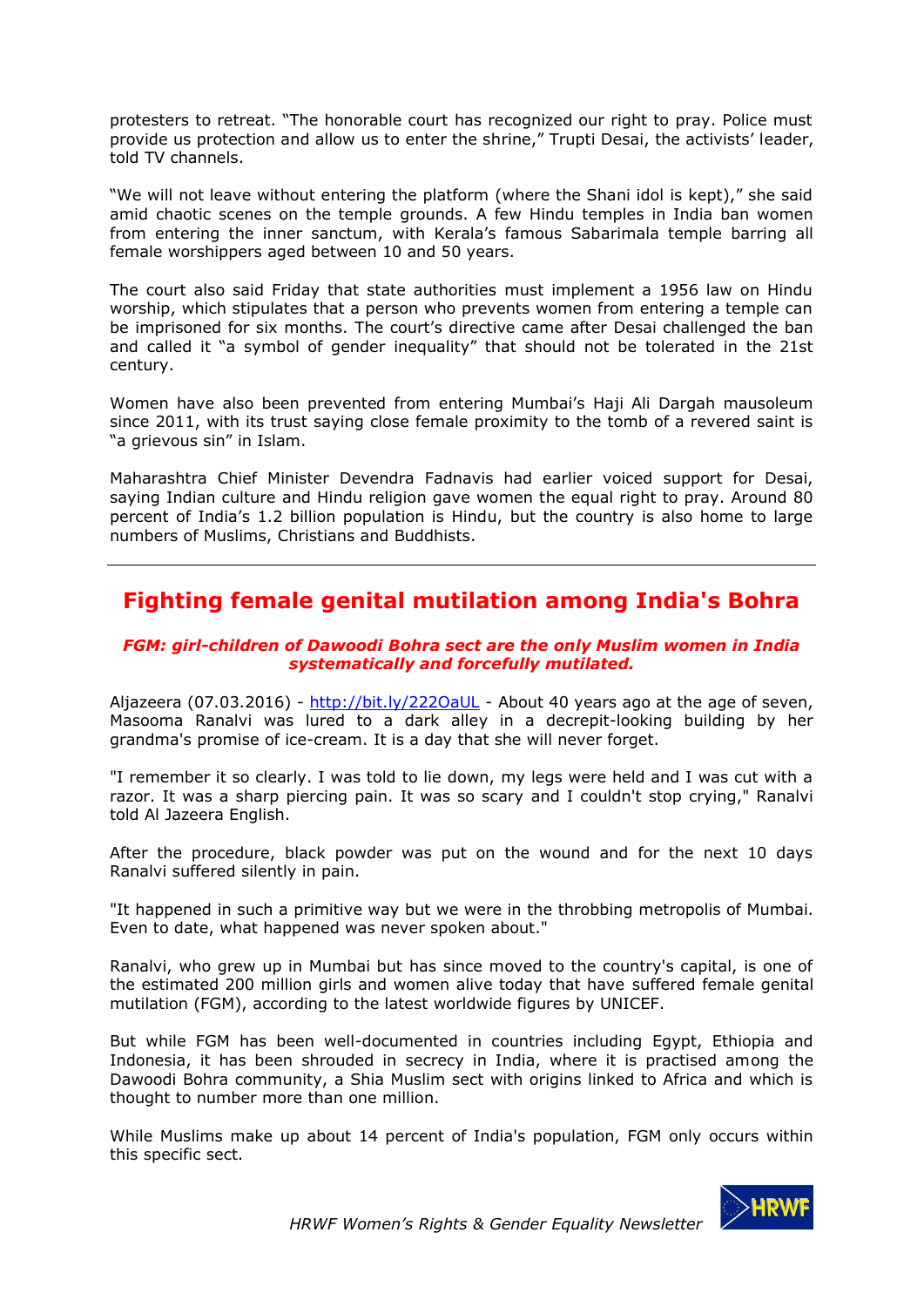protesters to retreat. "The honorable court has recognized our right to pray. Police must provide us protection and allow us to enter the shrine," Trupti Desai, the activists' leader, told TV channels.

"We will not leave without entering the platform (where the Shani idol is kept)," she said amid chaotic scenes on the temple grounds. A few Hindu temples in India ban women from entering the inner sanctum, with Kerala's famous Sabarimala temple barring all female worshippers aged between 10 and 50 years.

The court also said Friday that state authorities must implement a 1956 law on Hindu worship, which stipulates that a person who prevents women from entering a temple can be imprisoned for six months. The court's directive came after Desai challenged the ban and called it "a symbol of gender inequality" that should not be tolerated in the 21st century.

Women have also been prevented from entering Mumbai's Haji Ali Dargah mausoleum since 2011, with its trust saying close female proximity to the tomb of a revered saint is "a grievous sin" in Islam.

Maharashtra Chief Minister Devendra Fadnavis had earlier voiced support for Desai, saying Indian culture and Hindu religion gave women the equal right to pray. Around 80 percent of India's 1.2 billion population is Hindu, but the country is also home to large numbers of Muslims, Christians and Buddhists.

---

## Fighting female genital mutilation among India's Bohra

***FGM: girl-children of Dawoodi Bohra sect are the only Muslim women in India systematically and forcefully mutilated.***

Aljazeera (07.03.2016) - http://bit.ly/222OaUL - About 40 years ago at the age of seven, Masooma Ranalvi was lured to a dark alley in a decrepit-looking building by her grandma's promise of ice-cream. It is a day that she will never forget.

"I remember it so clearly. I was told to lie down, my legs were held and I was cut with a razor. It was a sharp piercing pain. It was so scary and I couldn't stop crying," Ranalvi told Al Jazeera English.

After the procedure, black powder was put on the wound and for the next 10 days Ranalvi suffered silently in pain.

"It happened in such a primitive way but we were in the throbbing metropolis of Mumbai. Even to date, what happened was never spoken about."

Ranalvi, who grew up in Mumbai but has since moved to the country's capital, is one of the estimated 200 million girls and women alive today that have suffered female genital mutilation (FGM), according to the latest worldwide figures by UNICEF.

But while FGM has been well-documented in countries including Egypt, Ethiopia and Indonesia, it has been shrouded in secrecy in India, where it is practised among the Dawoodi Bohra community, a Shia Muslim sect with origins linked to Africa and which is thought to number more than one million.

While Muslims make up about 14 percent of India's population, FGM only occurs within this specific sect.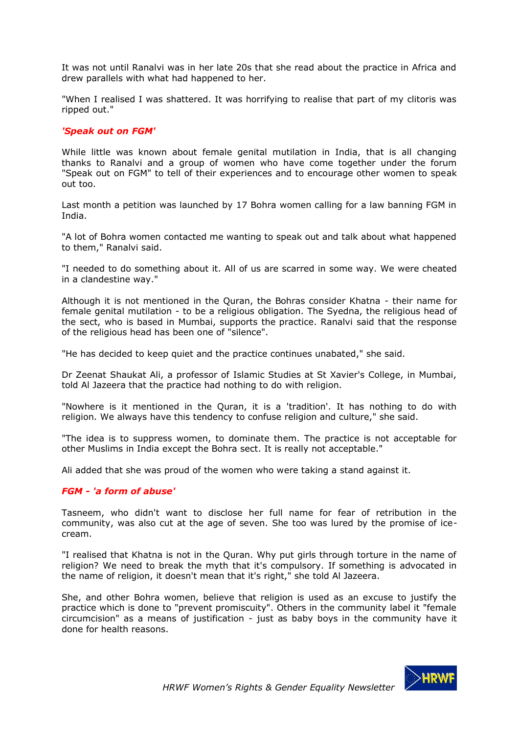It was not until Ranalvi was in her late 20s that she read about the practice in Africa and drew parallels with what had happened to her.

"When I realised I was shattered. It was horrifying to realise that part of my clitoris was ripped out."

### *'Speak out on FGM'*

While little was known about female genital mutilation in India, that is all changing thanks to Ranalvi and a group of women who have come together under the forum "Speak out on FGM" to tell of their experiences and to encourage other women to speak out too.

Last month a petition was launched by 17 Bohra women calling for a law banning FGM in India.

"A lot of Bohra women contacted me wanting to speak out and talk about what happened to them," Ranalvi said.

"I needed to do something about it. All of us are scarred in some way. We were cheated in a clandestine way."

Although it is not mentioned in the Quran, the Bohras consider Khatna - their name for female genital mutilation - to be a religious obligation. The Syedna, the religious head of the sect, who is based in Mumbai, supports the practice. Ranalvi said that the response of the religious head has been one of "silence".

"He has decided to keep quiet and the practice continues unabated," she said.

Dr Zeenat Shaukat Ali, a professor of Islamic Studies at St Xavier's College, in Mumbai, told Al Jazeera that the practice had nothing to do with religion.

"Nowhere is it mentioned in the Quran, it is a 'tradition'. It has nothing to do with religion. We always have this tendency to confuse religion and culture," she said.

"The idea is to suppress women, to dominate them. The practice is not acceptable for other Muslims in India except the Bohra sect. It is really not acceptable."

Ali added that she was proud of the women who were taking a stand against it.

### *FGM - 'a form of abuse'*

Tasneem, who didn't want to disclose her full name for fear of retribution in the community, was also cut at the age of seven. She too was lured by the promise of ice-cream.

"I realised that Khatna is not in the Quran. Why put girls through torture in the name of religion? We need to break the myth that it's compulsory. If something is advocated in the name of religion, it doesn't mean that it's right," she told Al Jazeera.

She, and other Bohra women, believe that religion is used as an excuse to justify the practice which is done to "prevent promiscuity". Others in the community label it "female circumcision" as a means of justification - just as baby boys in the community have it done for health reasons.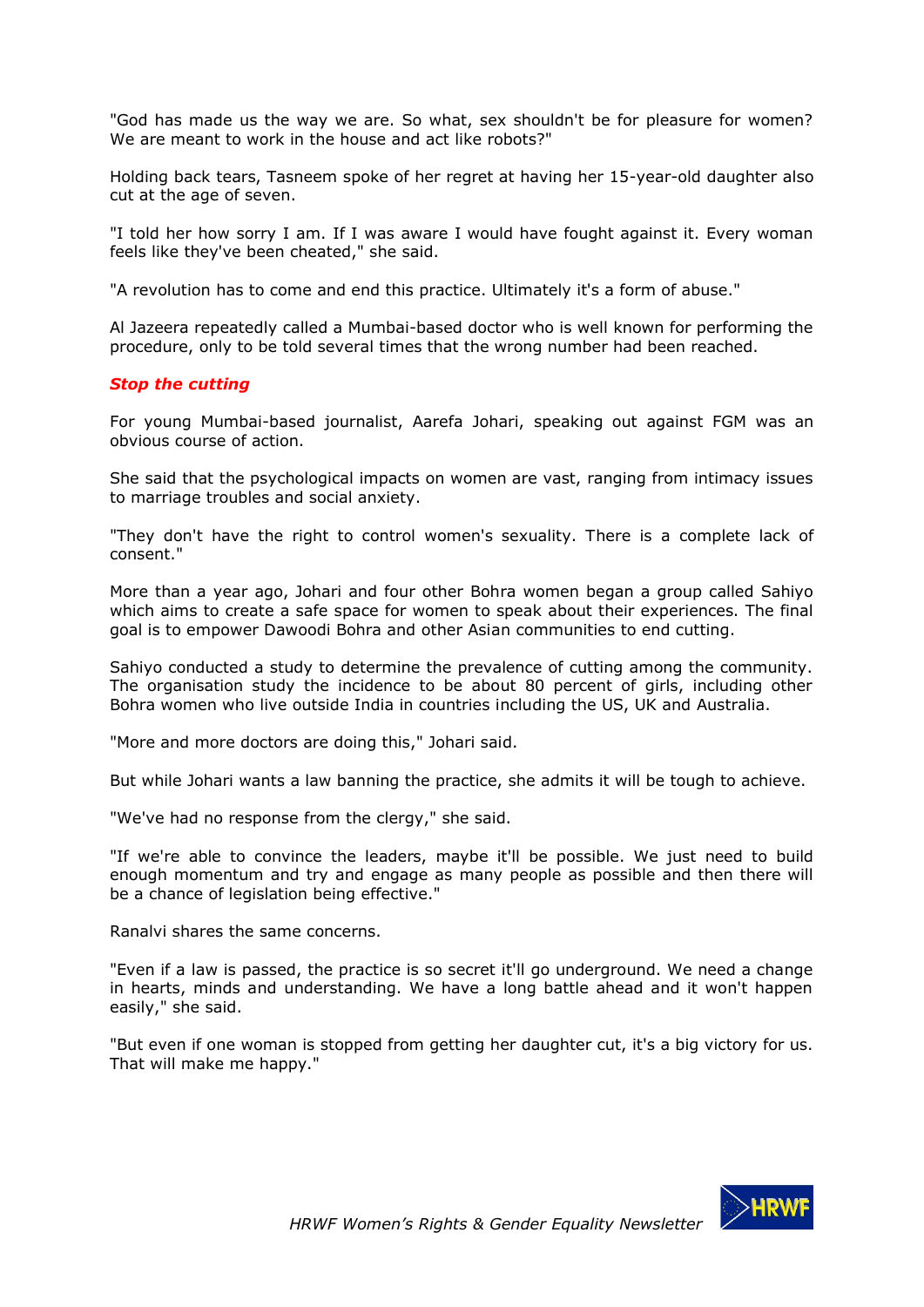"God has made us the way we are. So what, sex shouldn't be for pleasure for women? We are meant to work in the house and act like robots?"

Holding back tears, Tasneem spoke of her regret at having her 15-year-old daughter also cut at the age of seven.

"I told her how sorry I am. If I was aware I would have fought against it. Every woman feels like they've been cheated," she said.

"A revolution has to come and end this practice. Ultimately it's a form of abuse."

Al Jazeera repeatedly called a Mumbai-based doctor who is well known for performing the procedure, only to be told several times that the wrong number had been reached.

### *Stop the cutting*

For young Mumbai-based journalist, Aarefa Johari, speaking out against FGM was an obvious course of action.

She said that the psychological impacts on women are vast, ranging from intimacy issues to marriage troubles and social anxiety.

"They don't have the right to control women's sexuality. There is a complete lack of consent."

More than a year ago, Johari and four other Bohra women began a group called Sahiyo which aims to create a safe space for women to speak about their experiences. The final goal is to empower Dawoodi Bohra and other Asian communities to end cutting.

Sahiyo conducted a study to determine the prevalence of cutting among the community. The organisation study the incidence to be about 80 percent of girls, including other Bohra women who live outside India in countries including the US, UK and Australia.

"More and more doctors are doing this," Johari said.

But while Johari wants a law banning the practice, she admits it will be tough to achieve.

"We've had no response from the clergy," she said.

"If we're able to convince the leaders, maybe it'll be possible. We just need to build enough momentum and try and engage as many people as possible and then there will be a chance of legislation being effective."

Ranalvi shares the same concerns.

"Even if a law is passed, the practice is so secret it'll go underground. We need a change in hearts, minds and understanding. We have a long battle ahead and it won't happen easily," she said.

"But even if one woman is stopped from getting her daughter cut, it's a big victory for us. That will make me happy."